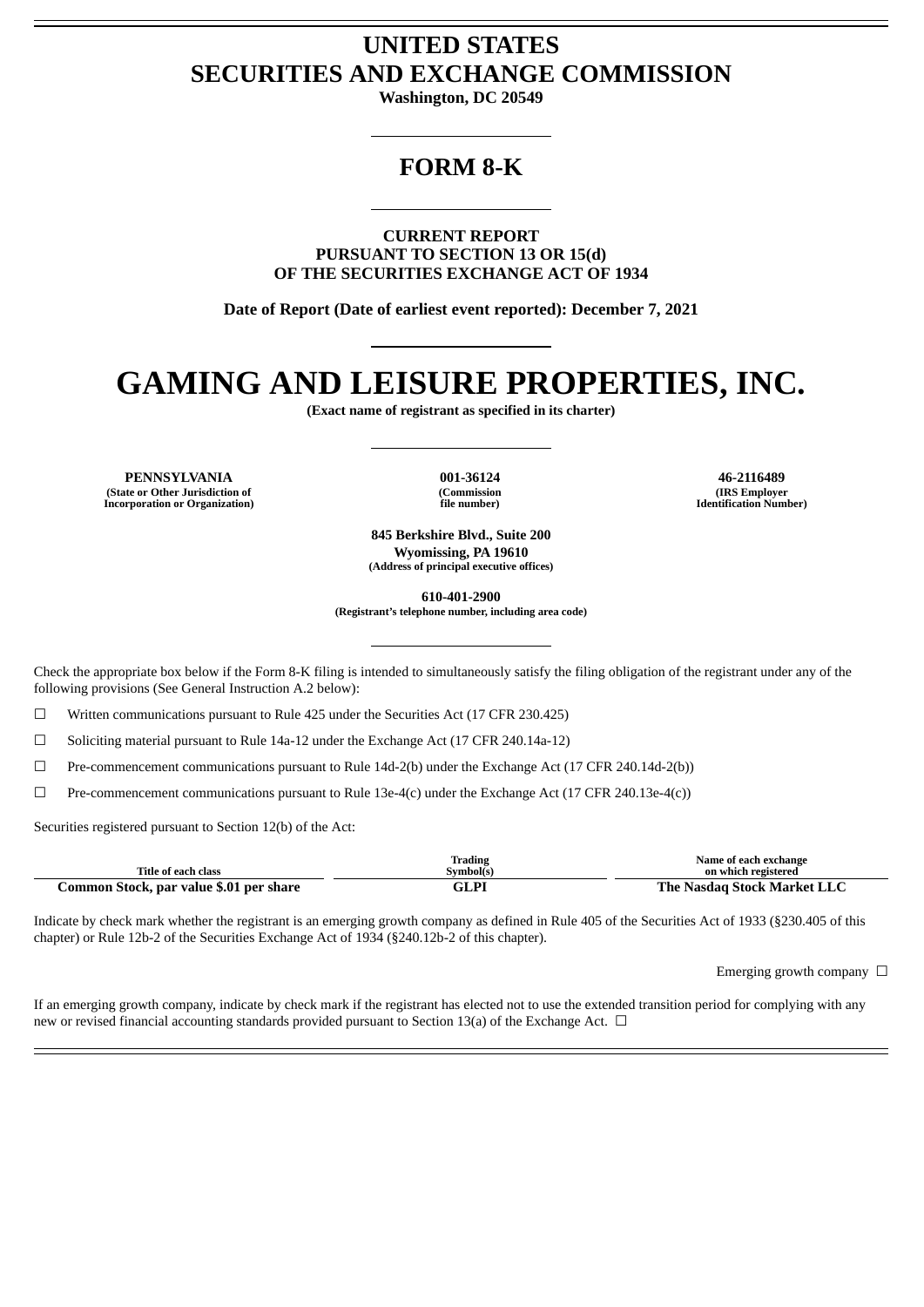# UNITED STATES
# SECURITIES AND EXCHANGE COMMISSION

**Washington, DC 20549**

## FORM 8-K

**CURRENT REPORT**
**PURSUANT TO SECTION 13 OR 15(d)**
**OF THE SECURITIES EXCHANGE ACT OF 1934**

**Date of Report (Date of earliest event reported): December 7, 2021**

# GAMING AND LEISURE PROPERTIES, INC.

**(Exact name of registrant as specified in its charter)**

| PENNSYLVANIA | 001-36124 | 46-2116489 |
|---|---|---|
| (State or Other Jurisdiction of Incorporation or Organization) | (Commission file number) | (IRS Employer Identification Number) |

**845 Berkshire Blvd., Suite 200**
**Wyomissing, PA 19610**
**(Address of principal executive offices)**

**610-401-2900**
**(Registrant's telephone number, including area code)**

Check the appropriate box below if the Form 8-K filing is intended to simultaneously satisfy the filing obligation of the registrant under any of the following provisions (See General Instruction A.2 below):

☐ Written communications pursuant to Rule 425 under the Securities Act (17 CFR 230.425)

☐ Soliciting material pursuant to Rule 14a-12 under the Exchange Act (17 CFR 240.14a-12)

☐ Pre-commencement communications pursuant to Rule 14d-2(b) under the Exchange Act (17 CFR 240.14d-2(b))

☐ Pre-commencement communications pursuant to Rule 13e-4(c) under the Exchange Act (17 CFR 240.13e-4(c))

Securities registered pursuant to Section 12(b) of the Act:

| Title of each class | Trading Symbol(s) | Name of each exchange on which registered |
|---|---|---|
| **Common Stock, par value $.01 per share** | **GLPI** | **The Nasdaq Stock Market LLC** |

Indicate by check mark whether the registrant is an emerging growth company as defined in Rule 405 of the Securities Act of 1933 (§230.405 of this chapter) or Rule 12b-2 of the Securities Exchange Act of 1934 (§240.12b-2 of this chapter).

Emerging growth company ☐

If an emerging growth company, indicate by check mark if the registrant has elected not to use the extended transition period for complying with any new or revised financial accounting standards provided pursuant to Section 13(a) of the Exchange Act. ☐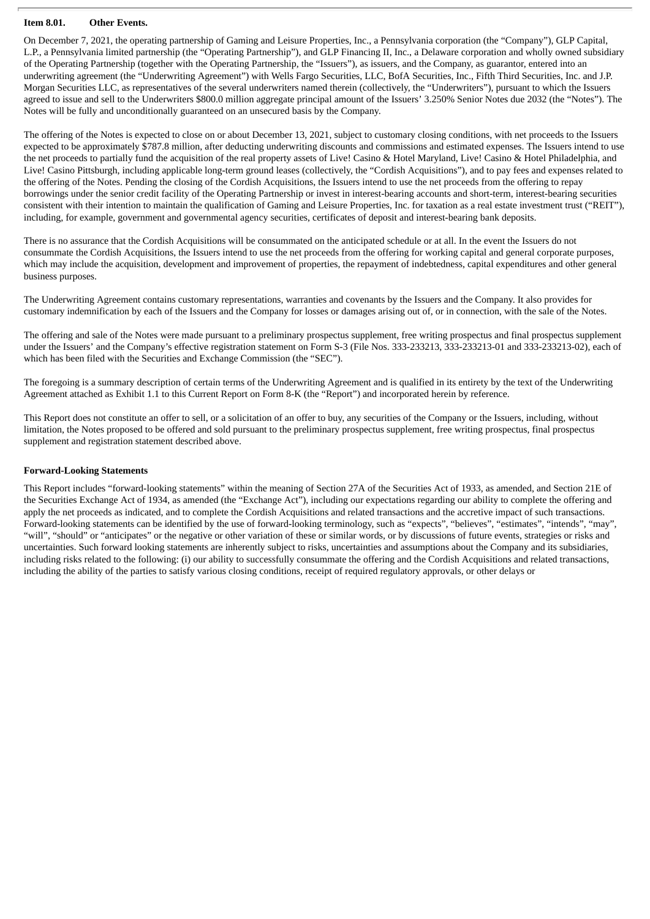**Item 8.01. Other Events.**

On December 7, 2021, the operating partnership of Gaming and Leisure Properties, Inc., a Pennsylvania corporation (the "Company"), GLP Capital, L.P., a Pennsylvania limited partnership (the "Operating Partnership"), and GLP Financing II, Inc., a Delaware corporation and wholly owned subsidiary of the Operating Partnership (together with the Operating Partnership, the "Issuers"), as issuers, and the Company, as guarantor, entered into an underwriting agreement (the "Underwriting Agreement") with Wells Fargo Securities, LLC, BofA Securities, Inc., Fifth Third Securities, Inc. and J.P. Morgan Securities LLC, as representatives of the several underwriters named therein (collectively, the "Underwriters"), pursuant to which the Issuers agreed to issue and sell to the Underwriters $800.0 million aggregate principal amount of the Issuers' 3.250% Senior Notes due 2032 (the "Notes"). The Notes will be fully and unconditionally guaranteed on an unsecured basis by the Company.

The offering of the Notes is expected to close on or about December 13, 2021, subject to customary closing conditions, with net proceeds to the Issuers expected to be approximately $787.8 million, after deducting underwriting discounts and commissions and estimated expenses. The Issuers intend to use the net proceeds to partially fund the acquisition of the real property assets of Live! Casino & Hotel Maryland, Live! Casino & Hotel Philadelphia, and Live! Casino Pittsburgh, including applicable long-term ground leases (collectively, the "Cordish Acquisitions"), and to pay fees and expenses related to the offering of the Notes. Pending the closing of the Cordish Acquisitions, the Issuers intend to use the net proceeds from the offering to repay borrowings under the senior credit facility of the Operating Partnership or invest in interest-bearing accounts and short-term, interest-bearing securities consistent with their intention to maintain the qualification of Gaming and Leisure Properties, Inc. for taxation as a real estate investment trust ("REIT"), including, for example, government and governmental agency securities, certificates of deposit and interest-bearing bank deposits.

There is no assurance that the Cordish Acquisitions will be consummated on the anticipated schedule or at all. In the event the Issuers do not consummate the Cordish Acquisitions, the Issuers intend to use the net proceeds from the offering for working capital and general corporate purposes, which may include the acquisition, development and improvement of properties, the repayment of indebtedness, capital expenditures and other general business purposes.

The Underwriting Agreement contains customary representations, warranties and covenants by the Issuers and the Company. It also provides for customary indemnification by each of the Issuers and the Company for losses or damages arising out of, or in connection, with the sale of the Notes.

The offering and sale of the Notes were made pursuant to a preliminary prospectus supplement, free writing prospectus and final prospectus supplement under the Issuers' and the Company's effective registration statement on Form S-3 (File Nos. 333-233213, 333-233213-01 and 333-233213-02), each of which has been filed with the Securities and Exchange Commission (the "SEC").

The foregoing is a summary description of certain terms of the Underwriting Agreement and is qualified in its entirety by the text of the Underwriting Agreement attached as Exhibit 1.1 to this Current Report on Form 8-K (the "Report") and incorporated herein by reference.

This Report does not constitute an offer to sell, or a solicitation of an offer to buy, any securities of the Company or the Issuers, including, without limitation, the Notes proposed to be offered and sold pursuant to the preliminary prospectus supplement, free writing prospectus, final prospectus supplement and registration statement described above.

**Forward-Looking Statements**

This Report includes "forward-looking statements" within the meaning of Section 27A of the Securities Act of 1933, as amended, and Section 21E of the Securities Exchange Act of 1934, as amended (the "Exchange Act"), including our expectations regarding our ability to complete the offering and apply the net proceeds as indicated, and to complete the Cordish Acquisitions and related transactions and the accretive impact of such transactions. Forward-looking statements can be identified by the use of forward-looking terminology, such as "expects", "believes", "estimates", "intends", "may", "will", "should" or "anticipates" or the negative or other variation of these or similar words, or by discussions of future events, strategies or risks and uncertainties. Such forward looking statements are inherently subject to risks, uncertainties and assumptions about the Company and its subsidiaries, including risks related to the following: (i) our ability to successfully consummate the offering and the Cordish Acquisitions and related transactions, including the ability of the parties to satisfy various closing conditions, receipt of required regulatory approvals, or other delays or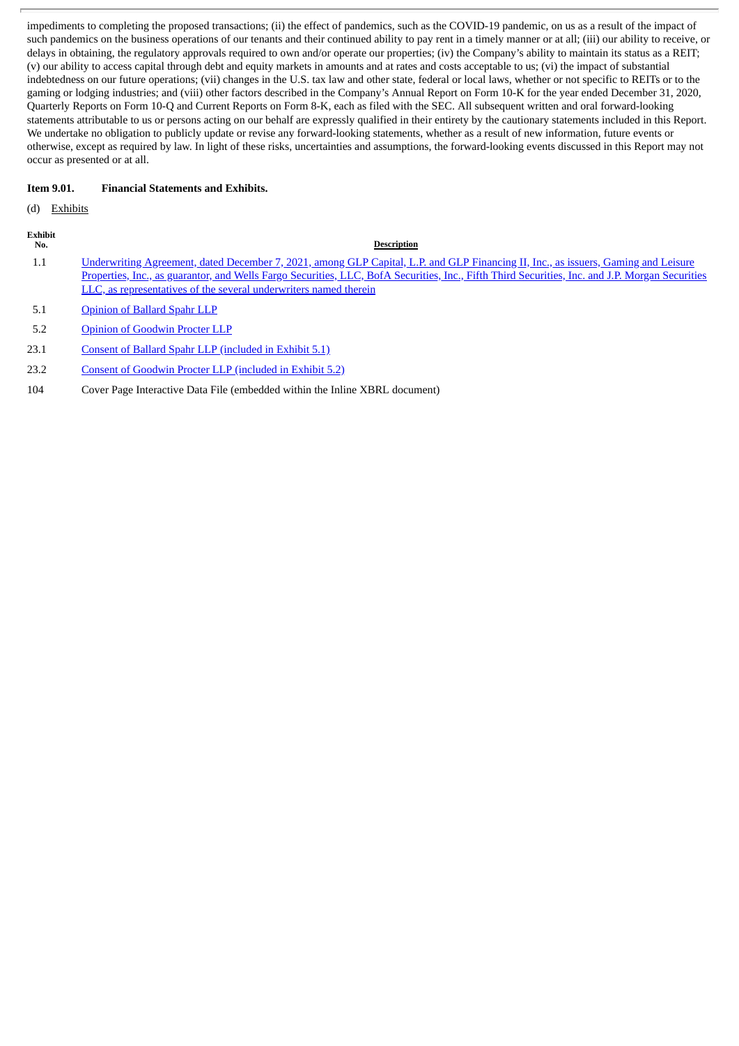impediments to completing the proposed transactions; (ii) the effect of pandemics, such as the COVID-19 pandemic, on us as a result of the impact of such pandemics on the business operations of our tenants and their continued ability to pay rent in a timely manner or at all; (iii) our ability to receive, or delays in obtaining, the regulatory approvals required to own and/or operate our properties; (iv) the Company's ability to maintain its status as a REIT; (v) our ability to access capital through debt and equity markets in amounts and at rates and costs acceptable to us; (vi) the impact of substantial indebtedness on our future operations; (vii) changes in the U.S. tax law and other state, federal or local laws, whether or not specific to REITs or to the gaming or lodging industries; and (viii) other factors described in the Company's Annual Report on Form 10-K for the year ended December 31, 2020, Quarterly Reports on Form 10-Q and Current Reports on Form 8-K, each as filed with the SEC. All subsequent written and oral forward-looking statements attributable to us or persons acting on our behalf are expressly qualified in their entirety by the cautionary statements included in this Report. We undertake no obligation to publicly update or revise any forward-looking statements, whether as a result of new information, future events or otherwise, except as required by law. In light of these risks, uncertainties and assumptions, the forward-looking events discussed in this Report may not occur as presented or at all.

**Item 9.01. Financial Statements and Exhibits.**

(d) Exhibits

| Exhibit No. | Description |
|---|---|
| 1.1 | Underwriting Agreement, dated December 7, 2021, among GLP Capital, L.P. and GLP Financing II, Inc., as issuers, Gaming and Leisure Properties, Inc., as guarantor, and Wells Fargo Securities, LLC, BofA Securities, Inc., Fifth Third Securities, Inc. and J.P. Morgan Securities LLC, as representatives of the several underwriters named therein |
| 5.1 | Opinion of Ballard Spahr LLP |
| 5.2 | Opinion of Goodwin Procter LLP |
| 23.1 | Consent of Ballard Spahr LLP (included in Exhibit 5.1) |
| 23.2 | Consent of Goodwin Procter LLP (included in Exhibit 5.2) |
| 104 | Cover Page Interactive Data File (embedded within the Inline XBRL document) |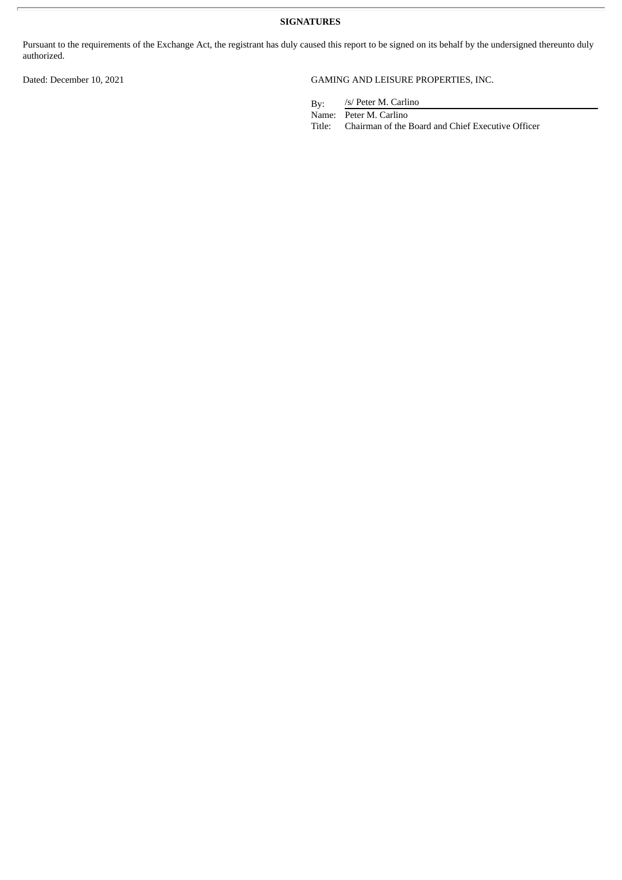**SIGNATURES**

Pursuant to the requirements of the Exchange Act, the registrant has duly caused this report to be signed on its behalf by the undersigned thereunto duly authorized.

Dated: December 10, 2021

GAMING AND LEISURE PROPERTIES, INC.

By: /s/ Peter M. Carlino
Name: Peter M. Carlino
Title: Chairman of the Board and Chief Executive Officer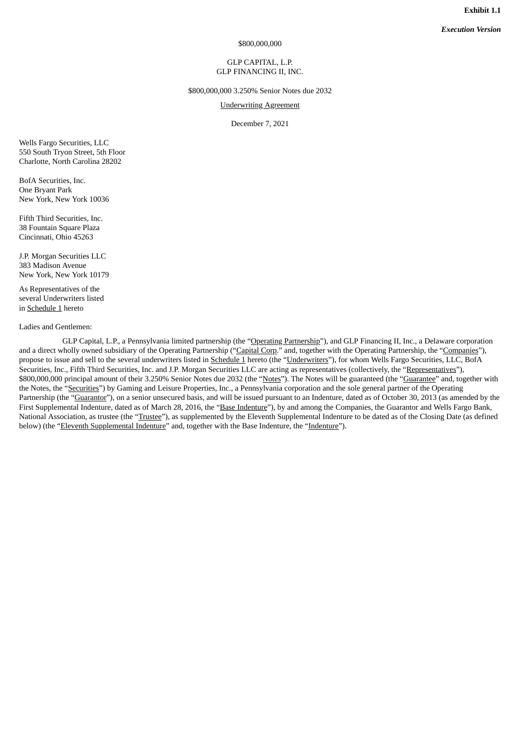**Exhibit 1.1**

***Execution Version***

$800,000,000

GLP CAPITAL, L.P.
GLP FINANCING II, INC.

$800,000,000 3.250% Senior Notes due 2032

Underwriting Agreement

December 7, 2021

Wells Fargo Securities, LLC
550 South Tryon Street, 5th Floor
Charlotte, North Carolina 28202

BofA Securities, Inc.
One Bryant Park
New York, New York 10036

Fifth Third Securities, Inc.
38 Fountain Square Plaza
Cincinnati, Ohio 45263

J.P. Morgan Securities LLC
383 Madison Avenue
New York, New York 10179

As Representatives of the
several Underwriters listed
in Schedule 1 hereto

Ladies and Gentlemen:

GLP Capital, L.P., a Pennsylvania limited partnership (the "Operating Partnership"), and GLP Financing II, Inc., a Delaware corporation and a direct wholly owned subsidiary of the Operating Partnership ("Capital Corp." and, together with the Operating Partnership, the "Companies"), propose to issue and sell to the several underwriters listed in Schedule 1 hereto (the "Underwriters"), for whom Wells Fargo Securities, LLC, BofA Securities, Inc., Fifth Third Securities, Inc. and J.P. Morgan Securities LLC are acting as representatives (collectively, the "Representatives"), $800,000,000 principal amount of their 3.250% Senior Notes due 2032 (the "Notes"). The Notes will be guaranteed (the "Guarantee" and, together with the Notes, the "Securities") by Gaming and Leisure Properties, Inc., a Pennsylvania corporation and the sole general partner of the Operating Partnership (the "Guarantor"), on a senior unsecured basis, and will be issued pursuant to an Indenture, dated as of October 30, 2013 (as amended by the First Supplemental Indenture, dated as of March 28, 2016, the "Base Indenture"), by and among the Companies, the Guarantor and Wells Fargo Bank, National Association, as trustee (the "Trustee"), as supplemented by the Eleventh Supplemental Indenture to be dated as of the Closing Date (as defined below) (the "Eleventh Supplemental Indenture" and, together with the Base Indenture, the "Indenture").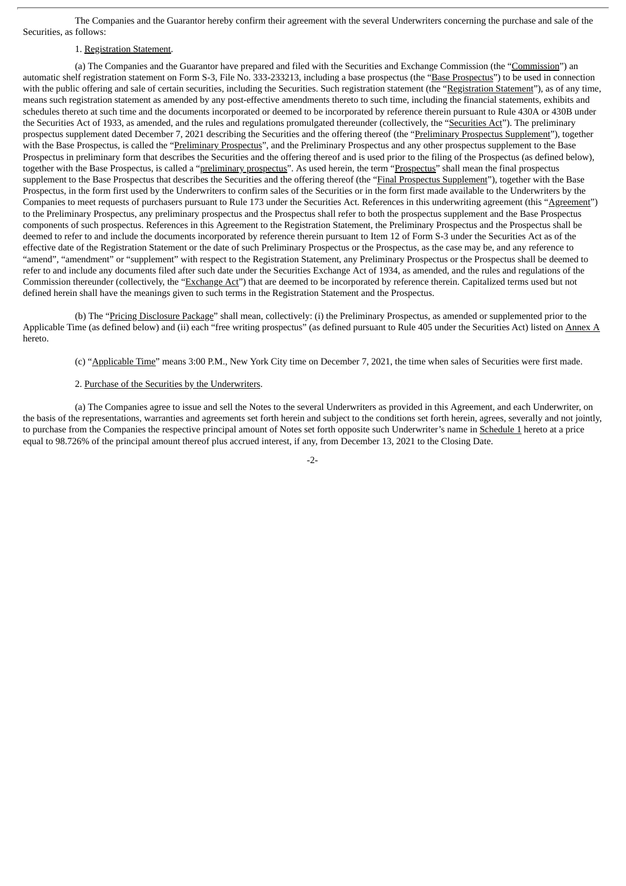The Companies and the Guarantor hereby confirm their agreement with the several Underwriters concerning the purchase and sale of the Securities, as follows:

1. Registration Statement.

(a) The Companies and the Guarantor have prepared and filed with the Securities and Exchange Commission (the "Commission") an automatic shelf registration statement on Form S-3, File No. 333-233213, including a base prospectus (the "Base Prospectus") to be used in connection with the public offering and sale of certain securities, including the Securities. Such registration statement (the "Registration Statement"), as of any time, means such registration statement as amended by any post-effective amendments thereto to such time, including the financial statements, exhibits and schedules thereto at such time and the documents incorporated or deemed to be incorporated by reference therein pursuant to Rule 430A or 430B under the Securities Act of 1933, as amended, and the rules and regulations promulgated thereunder (collectively, the "Securities Act"). The preliminary prospectus supplement dated December 7, 2021 describing the Securities and the offering thereof (the "Preliminary Prospectus Supplement"), together with the Base Prospectus, is called the "Preliminary Prospectus", and the Preliminary Prospectus and any other prospectus supplement to the Base Prospectus in preliminary form that describes the Securities and the offering thereof and is used prior to the filing of the Prospectus (as defined below), together with the Base Prospectus, is called a "preliminary prospectus". As used herein, the term "Prospectus" shall mean the final prospectus supplement to the Base Prospectus that describes the Securities and the offering thereof (the "Final Prospectus Supplement"), together with the Base Prospectus, in the form first used by the Underwriters to confirm sales of the Securities or in the form first made available to the Underwriters by the Companies to meet requests of purchasers pursuant to Rule 173 under the Securities Act. References in this underwriting agreement (this "Agreement") to the Preliminary Prospectus, any preliminary prospectus and the Prospectus shall refer to both the prospectus supplement and the Base Prospectus components of such prospectus. References in this Agreement to the Registration Statement, the Preliminary Prospectus and the Prospectus shall be deemed to refer to and include the documents incorporated by reference therein pursuant to Item 12 of Form S-3 under the Securities Act as of the effective date of the Registration Statement or the date of such Preliminary Prospectus or the Prospectus, as the case may be, and any reference to "amend", "amendment" or "supplement" with respect to the Registration Statement, any Preliminary Prospectus or the Prospectus shall be deemed to refer to and include any documents filed after such date under the Securities Exchange Act of 1934, as amended, and the rules and regulations of the Commission thereunder (collectively, the "Exchange Act") that are deemed to be incorporated by reference therein. Capitalized terms used but not defined herein shall have the meanings given to such terms in the Registration Statement and the Prospectus.

(b) The "Pricing Disclosure Package" shall mean, collectively: (i) the Preliminary Prospectus, as amended or supplemented prior to the Applicable Time (as defined below) and (ii) each "free writing prospectus" (as defined pursuant to Rule 405 under the Securities Act) listed on Annex A hereto.

(c) "Applicable Time" means 3:00 P.M., New York City time on December 7, 2021, the time when sales of Securities were first made.

2. Purchase of the Securities by the Underwriters.

(a) The Companies agree to issue and sell the Notes to the several Underwriters as provided in this Agreement, and each Underwriter, on the basis of the representations, warranties and agreements set forth herein and subject to the conditions set forth herein, agrees, severally and not jointly, to purchase from the Companies the respective principal amount of Notes set forth opposite such Underwriter's name in Schedule 1 hereto at a price equal to 98.726% of the principal amount thereof plus accrued interest, if any, from December 13, 2021 to the Closing Date.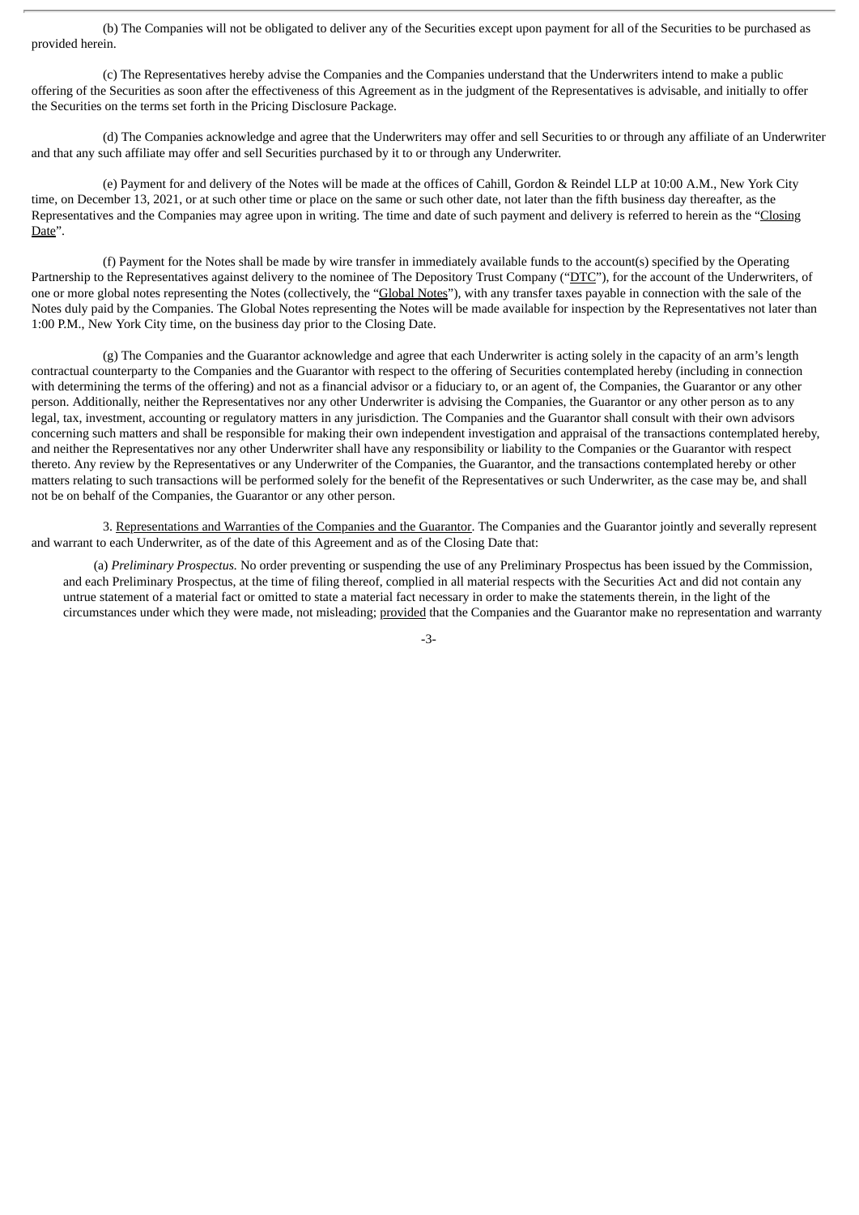(b) The Companies will not be obligated to deliver any of the Securities except upon payment for all of the Securities to be purchased as provided herein.

(c) The Representatives hereby advise the Companies and the Companies understand that the Underwriters intend to make a public offering of the Securities as soon after the effectiveness of this Agreement as in the judgment of the Representatives is advisable, and initially to offer the Securities on the terms set forth in the Pricing Disclosure Package.

(d) The Companies acknowledge and agree that the Underwriters may offer and sell Securities to or through any affiliate of an Underwriter and that any such affiliate may offer and sell Securities purchased by it to or through any Underwriter.

(e) Payment for and delivery of the Notes will be made at the offices of Cahill, Gordon & Reindel LLP at 10:00 A.M., New York City time, on December 13, 2021, or at such other time or place on the same or such other date, not later than the fifth business day thereafter, as the Representatives and the Companies may agree upon in writing. The time and date of such payment and delivery is referred to herein as the "Closing Date".

(f) Payment for the Notes shall be made by wire transfer in immediately available funds to the account(s) specified by the Operating Partnership to the Representatives against delivery to the nominee of The Depository Trust Company ("DTC"), for the account of the Underwriters, of one or more global notes representing the Notes (collectively, the "Global Notes"), with any transfer taxes payable in connection with the sale of the Notes duly paid by the Companies. The Global Notes representing the Notes will be made available for inspection by the Representatives not later than 1:00 P.M., New York City time, on the business day prior to the Closing Date.

(g) The Companies and the Guarantor acknowledge and agree that each Underwriter is acting solely in the capacity of an arm's length contractual counterparty to the Companies and the Guarantor with respect to the offering of Securities contemplated hereby (including in connection with determining the terms of the offering) and not as a financial advisor or a fiduciary to, or an agent of, the Companies, the Guarantor or any other person. Additionally, neither the Representatives nor any other Underwriter is advising the Companies, the Guarantor or any other person as to any legal, tax, investment, accounting or regulatory matters in any jurisdiction. The Companies and the Guarantor shall consult with their own advisors concerning such matters and shall be responsible for making their own independent investigation and appraisal of the transactions contemplated hereby, and neither the Representatives nor any other Underwriter shall have any responsibility or liability to the Companies or the Guarantor with respect thereto. Any review by the Representatives or any Underwriter of the Companies, the Guarantor, and the transactions contemplated hereby or other matters relating to such transactions will be performed solely for the benefit of the Representatives or such Underwriter, as the case may be, and shall not be on behalf of the Companies, the Guarantor or any other person.

3. Representations and Warranties of the Companies and the Guarantor. The Companies and the Guarantor jointly and severally represent and warrant to each Underwriter, as of the date of this Agreement and as of the Closing Date that:

(a) *Preliminary Prospectus.* No order preventing or suspending the use of any Preliminary Prospectus has been issued by the Commission, and each Preliminary Prospectus, at the time of filing thereof, complied in all material respects with the Securities Act and did not contain any untrue statement of a material fact or omitted to state a material fact necessary in order to make the statements therein, in the light of the circumstances under which they were made, not misleading; provided that the Companies and the Guarantor make no representation and warranty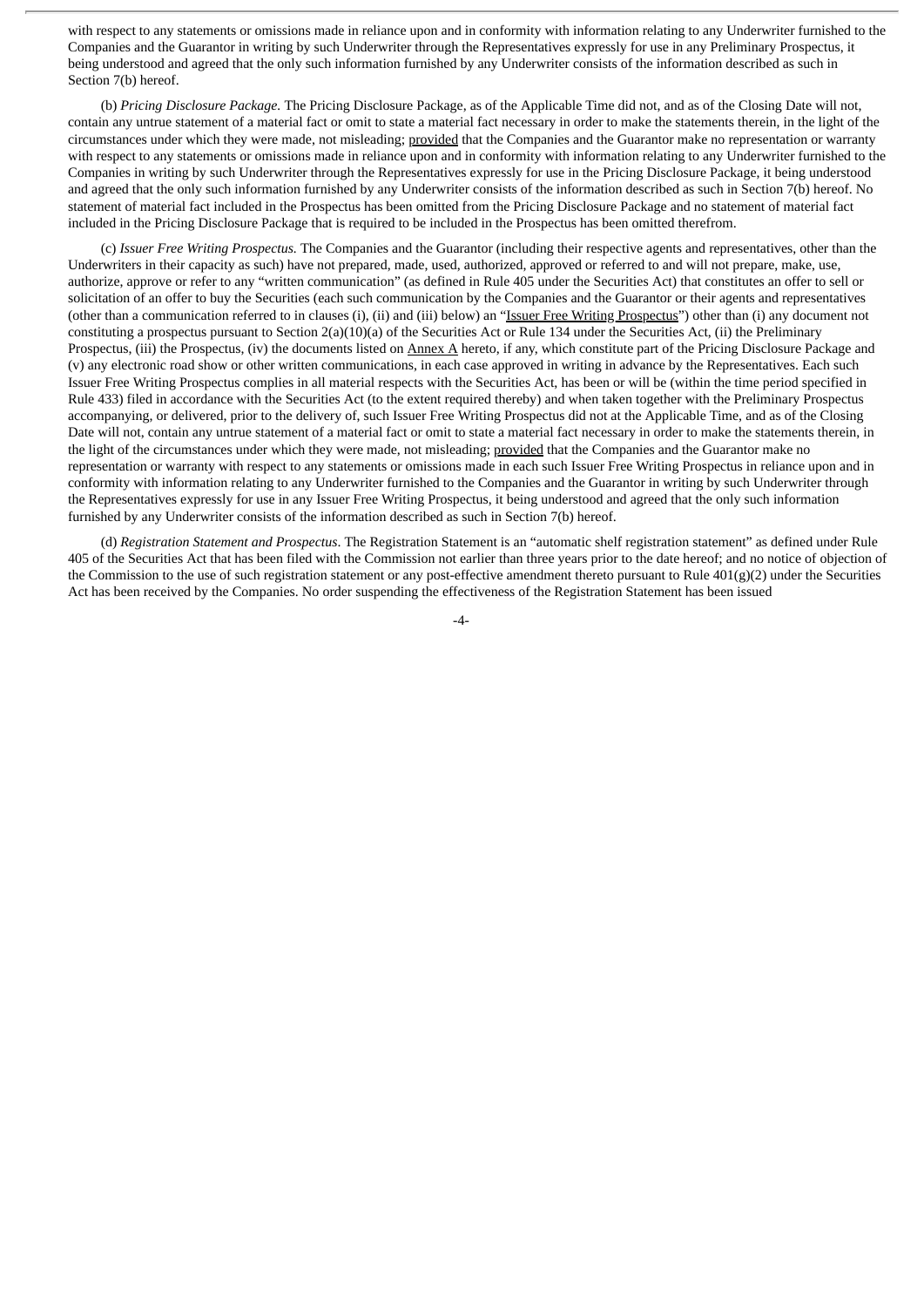with respect to any statements or omissions made in reliance upon and in conformity with information relating to any Underwriter furnished to the Companies and the Guarantor in writing by such Underwriter through the Representatives expressly for use in any Preliminary Prospectus, it being understood and agreed that the only such information furnished by any Underwriter consists of the information described as such in Section 7(b) hereof.

(b) *Pricing Disclosure Package.* The Pricing Disclosure Package, as of the Applicable Time did not, and as of the Closing Date will not, contain any untrue statement of a material fact or omit to state a material fact necessary in order to make the statements therein, in the light of the circumstances under which they were made, not misleading; provided that the Companies and the Guarantor make no representation or warranty with respect to any statements or omissions made in reliance upon and in conformity with information relating to any Underwriter furnished to the Companies in writing by such Underwriter through the Representatives expressly for use in the Pricing Disclosure Package, it being understood and agreed that the only such information furnished by any Underwriter consists of the information described as such in Section 7(b) hereof. No statement of material fact included in the Prospectus has been omitted from the Pricing Disclosure Package and no statement of material fact included in the Pricing Disclosure Package that is required to be included in the Prospectus has been omitted therefrom.

(c) *Issuer Free Writing Prospectus.* The Companies and the Guarantor (including their respective agents and representatives, other than the Underwriters in their capacity as such) have not prepared, made, used, authorized, approved or referred to and will not prepare, make, use, authorize, approve or refer to any "written communication" (as defined in Rule 405 under the Securities Act) that constitutes an offer to sell or solicitation of an offer to buy the Securities (each such communication by the Companies and the Guarantor or their agents and representatives (other than a communication referred to in clauses (i), (ii) and (iii) below) an "Issuer Free Writing Prospectus") other than (i) any document not constituting a prospectus pursuant to Section 2(a)(10)(a) of the Securities Act or Rule 134 under the Securities Act, (ii) the Preliminary Prospectus, (iii) the Prospectus, (iv) the documents listed on Annex A hereto, if any, which constitute part of the Pricing Disclosure Package and (v) any electronic road show or other written communications, in each case approved in writing in advance by the Representatives. Each such Issuer Free Writing Prospectus complies in all material respects with the Securities Act, has been or will be (within the time period specified in Rule 433) filed in accordance with the Securities Act (to the extent required thereby) and when taken together with the Preliminary Prospectus accompanying, or delivered, prior to the delivery of, such Issuer Free Writing Prospectus did not at the Applicable Time, and as of the Closing Date will not, contain any untrue statement of a material fact or omit to state a material fact necessary in order to make the statements therein, in the light of the circumstances under which they were made, not misleading; provided that the Companies and the Guarantor make no representation or warranty with respect to any statements or omissions made in each such Issuer Free Writing Prospectus in reliance upon and in conformity with information relating to any Underwriter furnished to the Companies and the Guarantor in writing by such Underwriter through the Representatives expressly for use in any Issuer Free Writing Prospectus, it being understood and agreed that the only such information furnished by any Underwriter consists of the information described as such in Section 7(b) hereof.

(d) *Registration Statement and Prospectus*. The Registration Statement is an "automatic shelf registration statement" as defined under Rule 405 of the Securities Act that has been filed with the Commission not earlier than three years prior to the date hereof; and no notice of objection of the Commission to the use of such registration statement or any post-effective amendment thereto pursuant to Rule 401(g)(2) under the Securities Act has been received by the Companies. No order suspending the effectiveness of the Registration Statement has been issued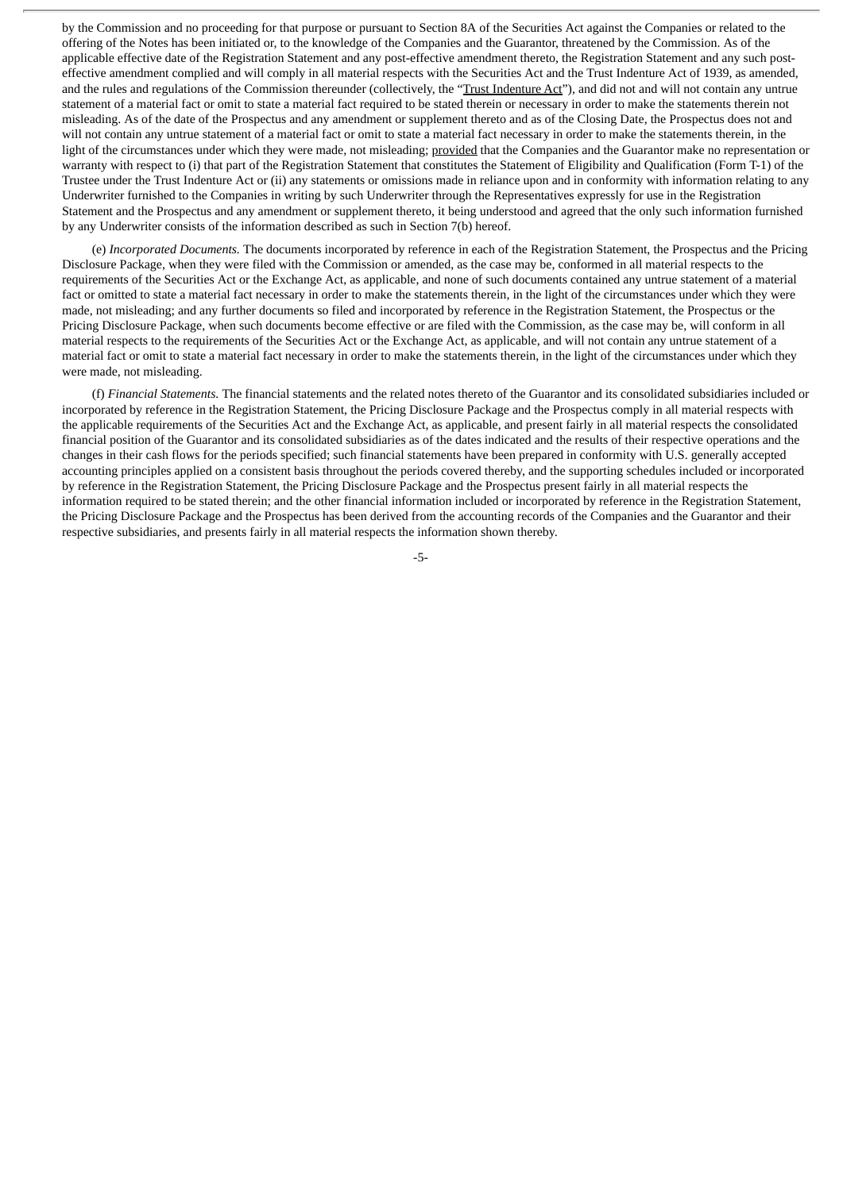by the Commission and no proceeding for that purpose or pursuant to Section 8A of the Securities Act against the Companies or related to the offering of the Notes has been initiated or, to the knowledge of the Companies and the Guarantor, threatened by the Commission. As of the applicable effective date of the Registration Statement and any post-effective amendment thereto, the Registration Statement and any such post-effective amendment complied and will comply in all material respects with the Securities Act and the Trust Indenture Act of 1939, as amended, and the rules and regulations of the Commission thereunder (collectively, the "Trust Indenture Act"), and did not and will not contain any untrue statement of a material fact or omit to state a material fact required to be stated therein or necessary in order to make the statements therein not misleading. As of the date of the Prospectus and any amendment or supplement thereto and as of the Closing Date, the Prospectus does not and will not contain any untrue statement of a material fact or omit to state a material fact necessary in order to make the statements therein, in the light of the circumstances under which they were made, not misleading; provided that the Companies and the Guarantor make no representation or warranty with respect to (i) that part of the Registration Statement that constitutes the Statement of Eligibility and Qualification (Form T-1) of the Trustee under the Trust Indenture Act or (ii) any statements or omissions made in reliance upon and in conformity with information relating to any Underwriter furnished to the Companies in writing by such Underwriter through the Representatives expressly for use in the Registration Statement and the Prospectus and any amendment or supplement thereto, it being understood and agreed that the only such information furnished by any Underwriter consists of the information described as such in Section 7(b) hereof.

(e) *Incorporated Documents.* The documents incorporated by reference in each of the Registration Statement, the Prospectus and the Pricing Disclosure Package, when they were filed with the Commission or amended, as the case may be, conformed in all material respects to the requirements of the Securities Act or the Exchange Act, as applicable, and none of such documents contained any untrue statement of a material fact or omitted to state a material fact necessary in order to make the statements therein, in the light of the circumstances under which they were made, not misleading; and any further documents so filed and incorporated by reference in the Registration Statement, the Prospectus or the Pricing Disclosure Package, when such documents become effective or are filed with the Commission, as the case may be, will conform in all material respects to the requirements of the Securities Act or the Exchange Act, as applicable, and will not contain any untrue statement of a material fact or omit to state a material fact necessary in order to make the statements therein, in the light of the circumstances under which they were made, not misleading.

(f) *Financial Statements.* The financial statements and the related notes thereto of the Guarantor and its consolidated subsidiaries included or incorporated by reference in the Registration Statement, the Pricing Disclosure Package and the Prospectus comply in all material respects with the applicable requirements of the Securities Act and the Exchange Act, as applicable, and present fairly in all material respects the consolidated financial position of the Guarantor and its consolidated subsidiaries as of the dates indicated and the results of their respective operations and the changes in their cash flows for the periods specified; such financial statements have been prepared in conformity with U.S. generally accepted accounting principles applied on a consistent basis throughout the periods covered thereby, and the supporting schedules included or incorporated by reference in the Registration Statement, the Pricing Disclosure Package and the Prospectus present fairly in all material respects the information required to be stated therein; and the other financial information included or incorporated by reference in the Registration Statement, the Pricing Disclosure Package and the Prospectus has been derived from the accounting records of the Companies and the Guarantor and their respective subsidiaries, and presents fairly in all material respects the information shown thereby.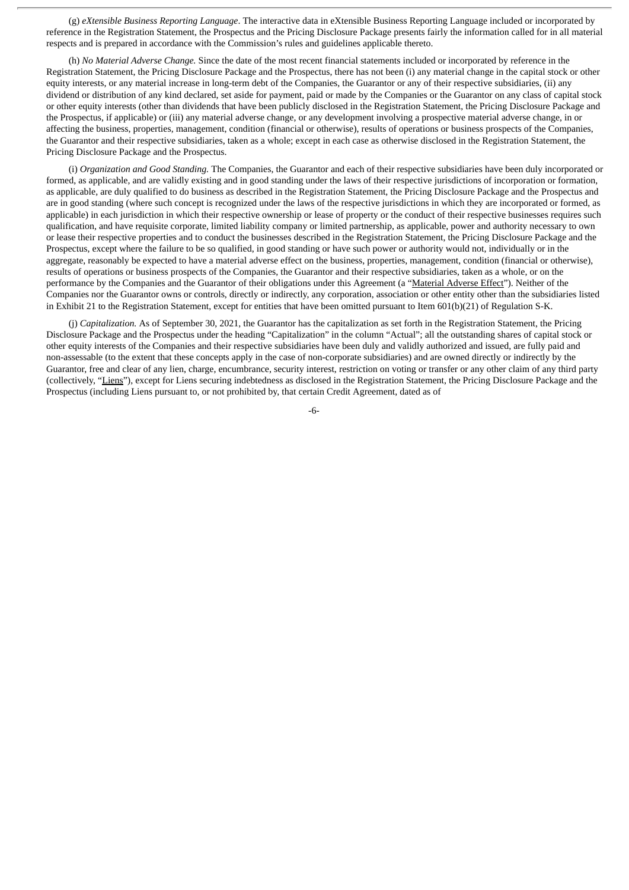(g) *eXtensible Business Reporting Language*. The interactive data in eXtensible Business Reporting Language included or incorporated by reference in the Registration Statement, the Prospectus and the Pricing Disclosure Package presents fairly the information called for in all material respects and is prepared in accordance with the Commission's rules and guidelines applicable thereto.

(h) *No Material Adverse Change.* Since the date of the most recent financial statements included or incorporated by reference in the Registration Statement, the Pricing Disclosure Package and the Prospectus, there has not been (i) any material change in the capital stock or other equity interests, or any material increase in long-term debt of the Companies, the Guarantor or any of their respective subsidiaries, (ii) any dividend or distribution of any kind declared, set aside for payment, paid or made by the Companies or the Guarantor on any class of capital stock or other equity interests (other than dividends that have been publicly disclosed in the Registration Statement, the Pricing Disclosure Package and the Prospectus, if applicable) or (iii) any material adverse change, or any development involving a prospective material adverse change, in or affecting the business, properties, management, condition (financial or otherwise), results of operations or business prospects of the Companies, the Guarantor and their respective subsidiaries, taken as a whole; except in each case as otherwise disclosed in the Registration Statement, the Pricing Disclosure Package and the Prospectus.

(i) *Organization and Good Standing.* The Companies, the Guarantor and each of their respective subsidiaries have been duly incorporated or formed, as applicable, and are validly existing and in good standing under the laws of their respective jurisdictions of incorporation or formation, as applicable, are duly qualified to do business as described in the Registration Statement, the Pricing Disclosure Package and the Prospectus and are in good standing (where such concept is recognized under the laws of the respective jurisdictions in which they are incorporated or formed, as applicable) in each jurisdiction in which their respective ownership or lease of property or the conduct of their respective businesses requires such qualification, and have requisite corporate, limited liability company or limited partnership, as applicable, power and authority necessary to own or lease their respective properties and to conduct the businesses described in the Registration Statement, the Pricing Disclosure Package and the Prospectus, except where the failure to be so qualified, in good standing or have such power or authority would not, individually or in the aggregate, reasonably be expected to have a material adverse effect on the business, properties, management, condition (financial or otherwise), results of operations or business prospects of the Companies, the Guarantor and their respective subsidiaries, taken as a whole, or on the performance by the Companies and the Guarantor of their obligations under this Agreement (a "Material Adverse Effect"). Neither of the Companies nor the Guarantor owns or controls, directly or indirectly, any corporation, association or other entity other than the subsidiaries listed in Exhibit 21 to the Registration Statement, except for entities that have been omitted pursuant to Item 601(b)(21) of Regulation S-K.

(j) *Capitalization.* As of September 30, 2021, the Guarantor has the capitalization as set forth in the Registration Statement, the Pricing Disclosure Package and the Prospectus under the heading "Capitalization" in the column "Actual"; all the outstanding shares of capital stock or other equity interests of the Companies and their respective subsidiaries have been duly and validly authorized and issued, are fully paid and non-assessable (to the extent that these concepts apply in the case of non-corporate subsidiaries) and are owned directly or indirectly by the Guarantor, free and clear of any lien, charge, encumbrance, security interest, restriction on voting or transfer or any other claim of any third party (collectively, "Liens"), except for Liens securing indebtedness as disclosed in the Registration Statement, the Pricing Disclosure Package and the Prospectus (including Liens pursuant to, or not prohibited by, that certain Credit Agreement, dated as of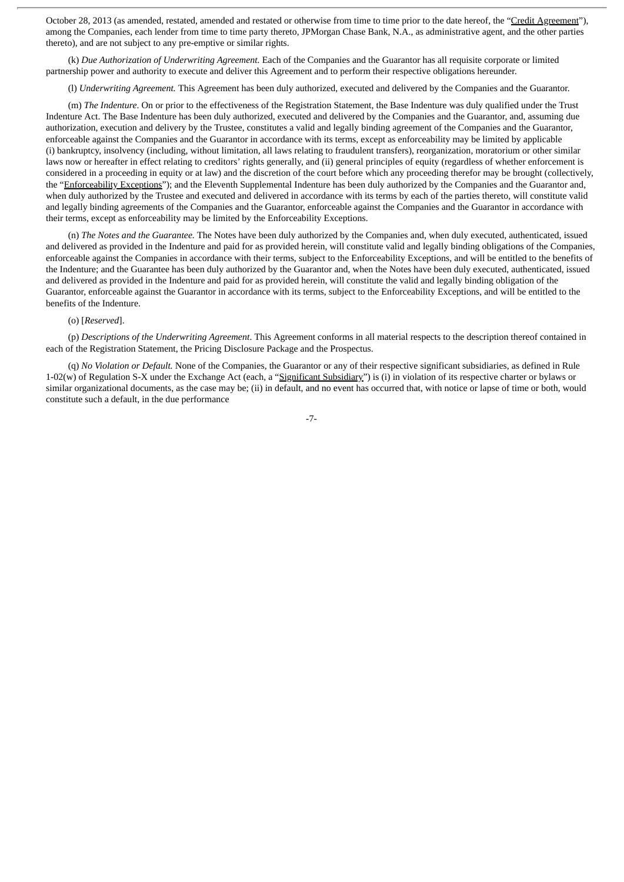October 28, 2013 (as amended, restated, amended and restated or otherwise from time to time prior to the date hereof, the "Credit Agreement"), among the Companies, each lender from time to time party thereto, JPMorgan Chase Bank, N.A., as administrative agent, and the other parties thereto), and are not subject to any pre-emptive or similar rights.

(k) *Due Authorization of Underwriting Agreement.* Each of the Companies and the Guarantor has all requisite corporate or limited partnership power and authority to execute and deliver this Agreement and to perform their respective obligations hereunder.

(l) *Underwriting Agreement.* This Agreement has been duly authorized, executed and delivered by the Companies and the Guarantor.

(m) *The Indenture*. On or prior to the effectiveness of the Registration Statement, the Base Indenture was duly qualified under the Trust Indenture Act. The Base Indenture has been duly authorized, executed and delivered by the Companies and the Guarantor, and, assuming due authorization, execution and delivery by the Trustee, constitutes a valid and legally binding agreement of the Companies and the Guarantor, enforceable against the Companies and the Guarantor in accordance with its terms, except as enforceability may be limited by applicable (i) bankruptcy, insolvency (including, without limitation, all laws relating to fraudulent transfers), reorganization, moratorium or other similar laws now or hereafter in effect relating to creditors' rights generally, and (ii) general principles of equity (regardless of whether enforcement is considered in a proceeding in equity or at law) and the discretion of the court before which any proceeding therefor may be brought (collectively, the "Enforceability Exceptions"); and the Eleventh Supplemental Indenture has been duly authorized by the Companies and the Guarantor and, when duly authorized by the Trustee and executed and delivered in accordance with its terms by each of the parties thereto, will constitute valid and legally binding agreements of the Companies and the Guarantor, enforceable against the Companies and the Guarantor in accordance with their terms, except as enforceability may be limited by the Enforceability Exceptions.

(n) *The Notes and the Guarantee.* The Notes have been duly authorized by the Companies and, when duly executed, authenticated, issued and delivered as provided in the Indenture and paid for as provided herein, will constitute valid and legally binding obligations of the Companies, enforceable against the Companies in accordance with their terms, subject to the Enforceability Exceptions, and will be entitled to the benefits of the Indenture; and the Guarantee has been duly authorized by the Guarantor and, when the Notes have been duly executed, authenticated, issued and delivered as provided in the Indenture and paid for as provided herein, will constitute the valid and legally binding obligation of the Guarantor, enforceable against the Guarantor in accordance with its terms, subject to the Enforceability Exceptions, and will be entitled to the benefits of the Indenture.

(o) [*Reserved*].

(p) *Descriptions of the Underwriting Agreement*. This Agreement conforms in all material respects to the description thereof contained in each of the Registration Statement, the Pricing Disclosure Package and the Prospectus.

(q) *No Violation or Default.* None of the Companies, the Guarantor or any of their respective significant subsidiaries, as defined in Rule 1-02(w) of Regulation S-X under the Exchange Act (each, a "Significant Subsidiary") is (i) in violation of its respective charter or bylaws or similar organizational documents, as the case may be; (ii) in default, and no event has occurred that, with notice or lapse of time or both, would constitute such a default, in the due performance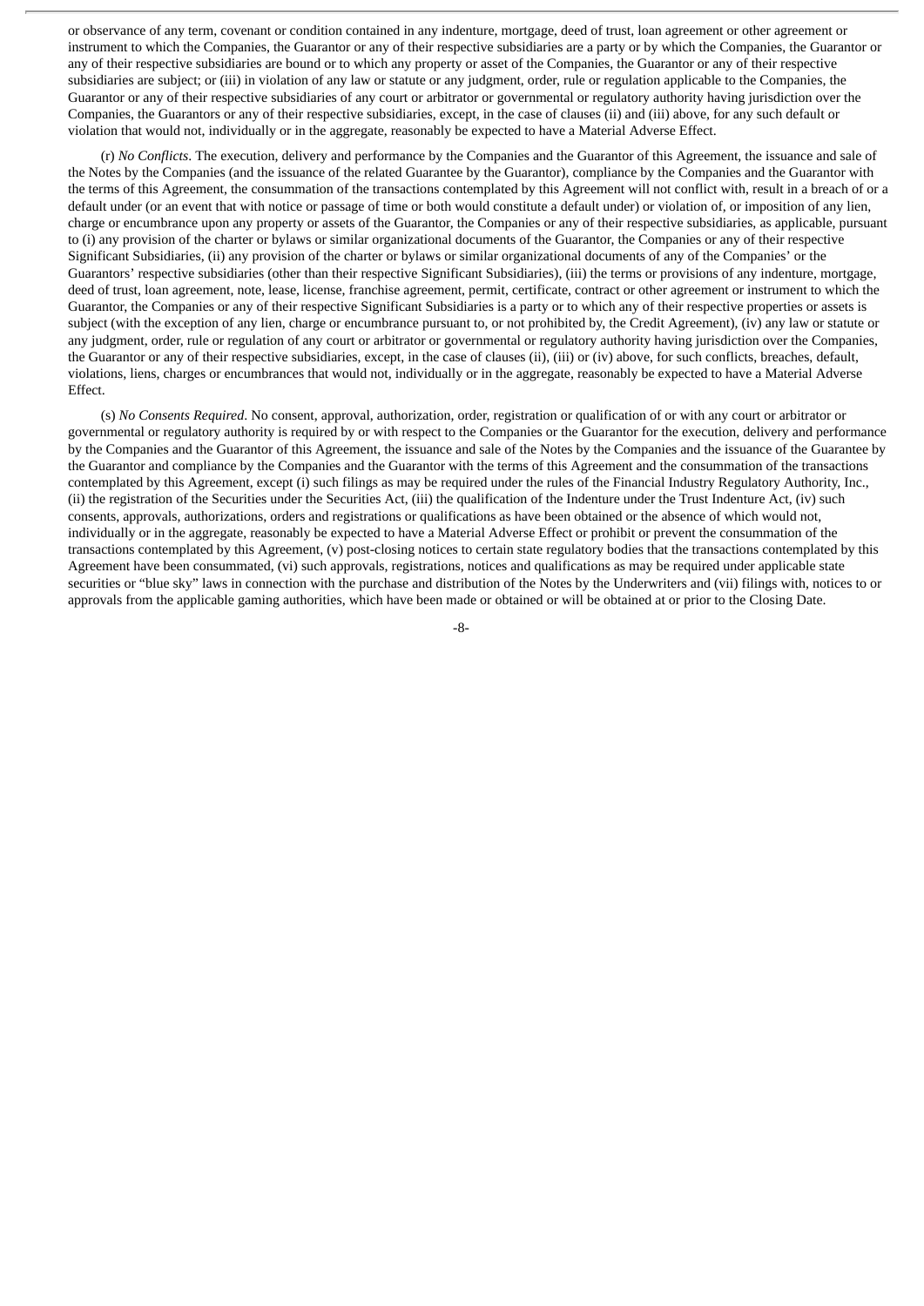or observance of any term, covenant or condition contained in any indenture, mortgage, deed of trust, loan agreement or other agreement or instrument to which the Companies, the Guarantor or any of their respective subsidiaries are a party or by which the Companies, the Guarantor or any of their respective subsidiaries are bound or to which any property or asset of the Companies, the Guarantor or any of their respective subsidiaries are subject; or (iii) in violation of any law or statute or any judgment, order, rule or regulation applicable to the Companies, the Guarantor or any of their respective subsidiaries of any court or arbitrator or governmental or regulatory authority having jurisdiction over the Companies, the Guarantors or any of their respective subsidiaries, except, in the case of clauses (ii) and (iii) above, for any such default or violation that would not, individually or in the aggregate, reasonably be expected to have a Material Adverse Effect.

(r) *No Conflicts*. The execution, delivery and performance by the Companies and the Guarantor of this Agreement, the issuance and sale of the Notes by the Companies (and the issuance of the related Guarantee by the Guarantor), compliance by the Companies and the Guarantor with the terms of this Agreement, the consummation of the transactions contemplated by this Agreement will not conflict with, result in a breach of or a default under (or an event that with notice or passage of time or both would constitute a default under) or violation of, or imposition of any lien, charge or encumbrance upon any property or assets of the Guarantor, the Companies or any of their respective subsidiaries, as applicable, pursuant to (i) any provision of the charter or bylaws or similar organizational documents of the Guarantor, the Companies or any of their respective Significant Subsidiaries, (ii) any provision of the charter or bylaws or similar organizational documents of any of the Companies' or the Guarantors' respective subsidiaries (other than their respective Significant Subsidiaries), (iii) the terms or provisions of any indenture, mortgage, deed of trust, loan agreement, note, lease, license, franchise agreement, permit, certificate, contract or other agreement or instrument to which the Guarantor, the Companies or any of their respective Significant Subsidiaries is a party or to which any of their respective properties or assets is subject (with the exception of any lien, charge or encumbrance pursuant to, or not prohibited by, the Credit Agreement), (iv) any law or statute or any judgment, order, rule or regulation of any court or arbitrator or governmental or regulatory authority having jurisdiction over the Companies, the Guarantor or any of their respective subsidiaries, except, in the case of clauses (ii), (iii) or (iv) above, for such conflicts, breaches, default, violations, liens, charges or encumbrances that would not, individually or in the aggregate, reasonably be expected to have a Material Adverse Effect.

(s) *No Consents Required*. No consent, approval, authorization, order, registration or qualification of or with any court or arbitrator or governmental or regulatory authority is required by or with respect to the Companies or the Guarantor for the execution, delivery and performance by the Companies and the Guarantor of this Agreement, the issuance and sale of the Notes by the Companies and the issuance of the Guarantee by the Guarantor and compliance by the Companies and the Guarantor with the terms of this Agreement and the consummation of the transactions contemplated by this Agreement, except (i) such filings as may be required under the rules of the Financial Industry Regulatory Authority, Inc., (ii) the registration of the Securities under the Securities Act, (iii) the qualification of the Indenture under the Trust Indenture Act, (iv) such consents, approvals, authorizations, orders and registrations or qualifications as have been obtained or the absence of which would not, individually or in the aggregate, reasonably be expected to have a Material Adverse Effect or prohibit or prevent the consummation of the transactions contemplated by this Agreement, (v) post-closing notices to certain state regulatory bodies that the transactions contemplated by this Agreement have been consummated, (vi) such approvals, registrations, notices and qualifications as may be required under applicable state securities or "blue sky" laws in connection with the purchase and distribution of the Notes by the Underwriters and (vii) filings with, notices to or approvals from the applicable gaming authorities, which have been made or obtained or will be obtained at or prior to the Closing Date.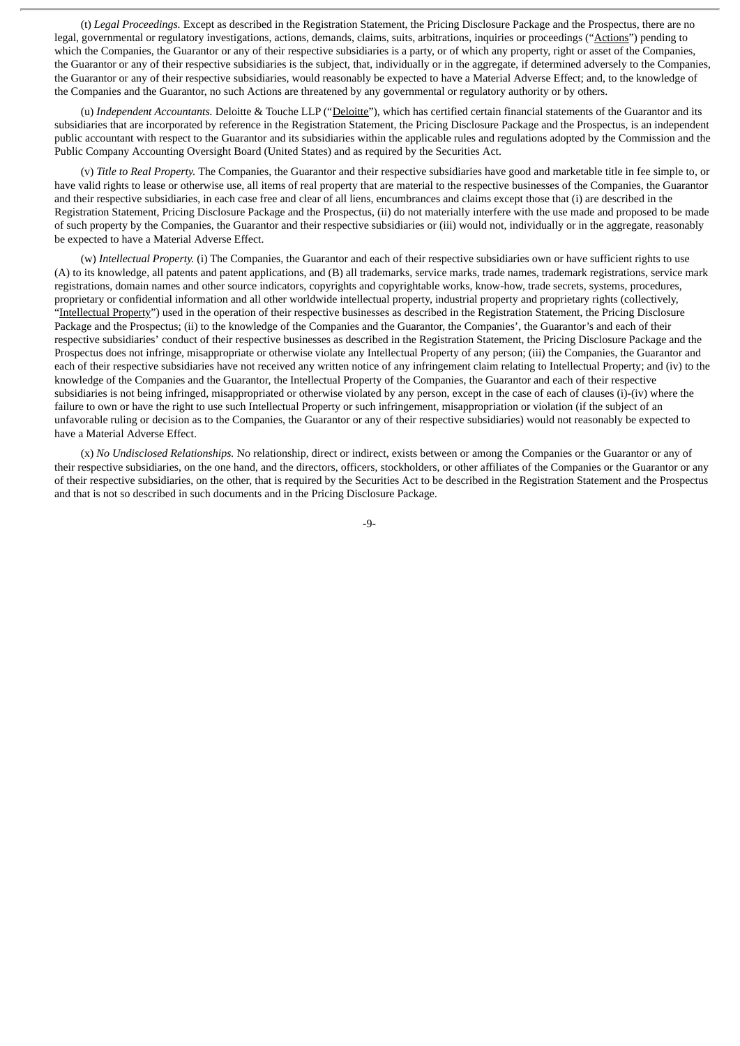(t) *Legal Proceedings.* Except as described in the Registration Statement, the Pricing Disclosure Package and the Prospectus, there are no legal, governmental or regulatory investigations, actions, demands, claims, suits, arbitrations, inquiries or proceedings ("Actions") pending to which the Companies, the Guarantor or any of their respective subsidiaries is a party, or of which any property, right or asset of the Companies, the Guarantor or any of their respective subsidiaries is the subject, that, individually or in the aggregate, if determined adversely to the Companies, the Guarantor or any of their respective subsidiaries, would reasonably be expected to have a Material Adverse Effect; and, to the knowledge of the Companies and the Guarantor, no such Actions are threatened by any governmental or regulatory authority or by others.

(u) *Independent Accountants.* Deloitte & Touche LLP ("Deloitte"), which has certified certain financial statements of the Guarantor and its subsidiaries that are incorporated by reference in the Registration Statement, the Pricing Disclosure Package and the Prospectus, is an independent public accountant with respect to the Guarantor and its subsidiaries within the applicable rules and regulations adopted by the Commission and the Public Company Accounting Oversight Board (United States) and as required by the Securities Act.

(v) *Title to Real Property.* The Companies, the Guarantor and their respective subsidiaries have good and marketable title in fee simple to, or have valid rights to lease or otherwise use, all items of real property that are material to the respective businesses of the Companies, the Guarantor and their respective subsidiaries, in each case free and clear of all liens, encumbrances and claims except those that (i) are described in the Registration Statement, Pricing Disclosure Package and the Prospectus, (ii) do not materially interfere with the use made and proposed to be made of such property by the Companies, the Guarantor and their respective subsidiaries or (iii) would not, individually or in the aggregate, reasonably be expected to have a Material Adverse Effect.

(w) *Intellectual Property.* (i) The Companies, the Guarantor and each of their respective subsidiaries own or have sufficient rights to use (A) to its knowledge, all patents and patent applications, and (B) all trademarks, service marks, trade names, trademark registrations, service mark registrations, domain names and other source indicators, copyrights and copyrightable works, know-how, trade secrets, systems, procedures, proprietary or confidential information and all other worldwide intellectual property, industrial property and proprietary rights (collectively, "Intellectual Property") used in the operation of their respective businesses as described in the Registration Statement, the Pricing Disclosure Package and the Prospectus; (ii) to the knowledge of the Companies and the Guarantor, the Companies', the Guarantor's and each of their respective subsidiaries' conduct of their respective businesses as described in the Registration Statement, the Pricing Disclosure Package and the Prospectus does not infringe, misappropriate or otherwise violate any Intellectual Property of any person; (iii) the Companies, the Guarantor and each of their respective subsidiaries have not received any written notice of any infringement claim relating to Intellectual Property; and (iv) to the knowledge of the Companies and the Guarantor, the Intellectual Property of the Companies, the Guarantor and each of their respective subsidiaries is not being infringed, misappropriated or otherwise violated by any person, except in the case of each of clauses (i)-(iv) where the failure to own or have the right to use such Intellectual Property or such infringement, misappropriation or violation (if the subject of an unfavorable ruling or decision as to the Companies, the Guarantor or any of their respective subsidiaries) would not reasonably be expected to have a Material Adverse Effect.

(x) *No Undisclosed Relationships.* No relationship, direct or indirect, exists between or among the Companies or the Guarantor or any of their respective subsidiaries, on the one hand, and the directors, officers, stockholders, or other affiliates of the Companies or the Guarantor or any of their respective subsidiaries, on the other, that is required by the Securities Act to be described in the Registration Statement and the Prospectus and that is not so described in such documents and in the Pricing Disclosure Package.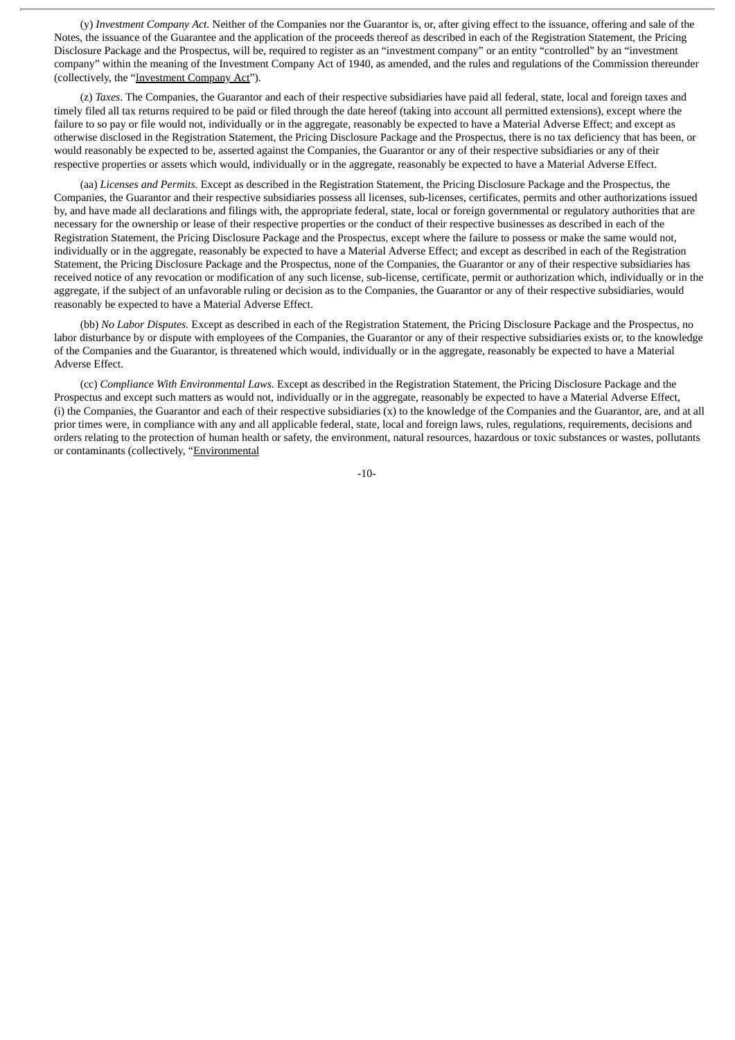(y) *Investment Company Act.* Neither of the Companies nor the Guarantor is, or, after giving effect to the issuance, offering and sale of the Notes, the issuance of the Guarantee and the application of the proceeds thereof as described in each of the Registration Statement, the Pricing Disclosure Package and the Prospectus, will be, required to register as an "investment company" or an entity "controlled" by an "investment company" within the meaning of the Investment Company Act of 1940, as amended, and the rules and regulations of the Commission thereunder (collectively, the "Investment Company Act").

(z) *Taxes*. The Companies, the Guarantor and each of their respective subsidiaries have paid all federal, state, local and foreign taxes and timely filed all tax returns required to be paid or filed through the date hereof (taking into account all permitted extensions), except where the failure to so pay or file would not, individually or in the aggregate, reasonably be expected to have a Material Adverse Effect; and except as otherwise disclosed in the Registration Statement, the Pricing Disclosure Package and the Prospectus, there is no tax deficiency that has been, or would reasonably be expected to be, asserted against the Companies, the Guarantor or any of their respective subsidiaries or any of their respective properties or assets which would, individually or in the aggregate, reasonably be expected to have a Material Adverse Effect.

(aa) *Licenses and Permits.* Except as described in the Registration Statement, the Pricing Disclosure Package and the Prospectus, the Companies, the Guarantor and their respective subsidiaries possess all licenses, sub-licenses, certificates, permits and other authorizations issued by, and have made all declarations and filings with, the appropriate federal, state, local or foreign governmental or regulatory authorities that are necessary for the ownership or lease of their respective properties or the conduct of their respective businesses as described in each of the Registration Statement, the Pricing Disclosure Package and the Prospectus, except where the failure to possess or make the same would not, individually or in the aggregate, reasonably be expected to have a Material Adverse Effect; and except as described in each of the Registration Statement, the Pricing Disclosure Package and the Prospectus, none of the Companies, the Guarantor or any of their respective subsidiaries has received notice of any revocation or modification of any such license, sub-license, certificate, permit or authorization which, individually or in the aggregate, if the subject of an unfavorable ruling or decision as to the Companies, the Guarantor or any of their respective subsidiaries, would reasonably be expected to have a Material Adverse Effect.

(bb) *No Labor Disputes.* Except as described in each of the Registration Statement, the Pricing Disclosure Package and the Prospectus, no labor disturbance by or dispute with employees of the Companies, the Guarantor or any of their respective subsidiaries exists or, to the knowledge of the Companies and the Guarantor, is threatened which would, individually or in the aggregate, reasonably be expected to have a Material Adverse Effect.

(cc) *Compliance With Environmental Laws.* Except as described in the Registration Statement, the Pricing Disclosure Package and the Prospectus and except such matters as would not, individually or in the aggregate, reasonably be expected to have a Material Adverse Effect, (i) the Companies, the Guarantor and each of their respective subsidiaries (x) to the knowledge of the Companies and the Guarantor, are, and at all prior times were, in compliance with any and all applicable federal, state, local and foreign laws, rules, regulations, requirements, decisions and orders relating to the protection of human health or safety, the environment, natural resources, hazardous or toxic substances or wastes, pollutants or contaminants (collectively, "Environmental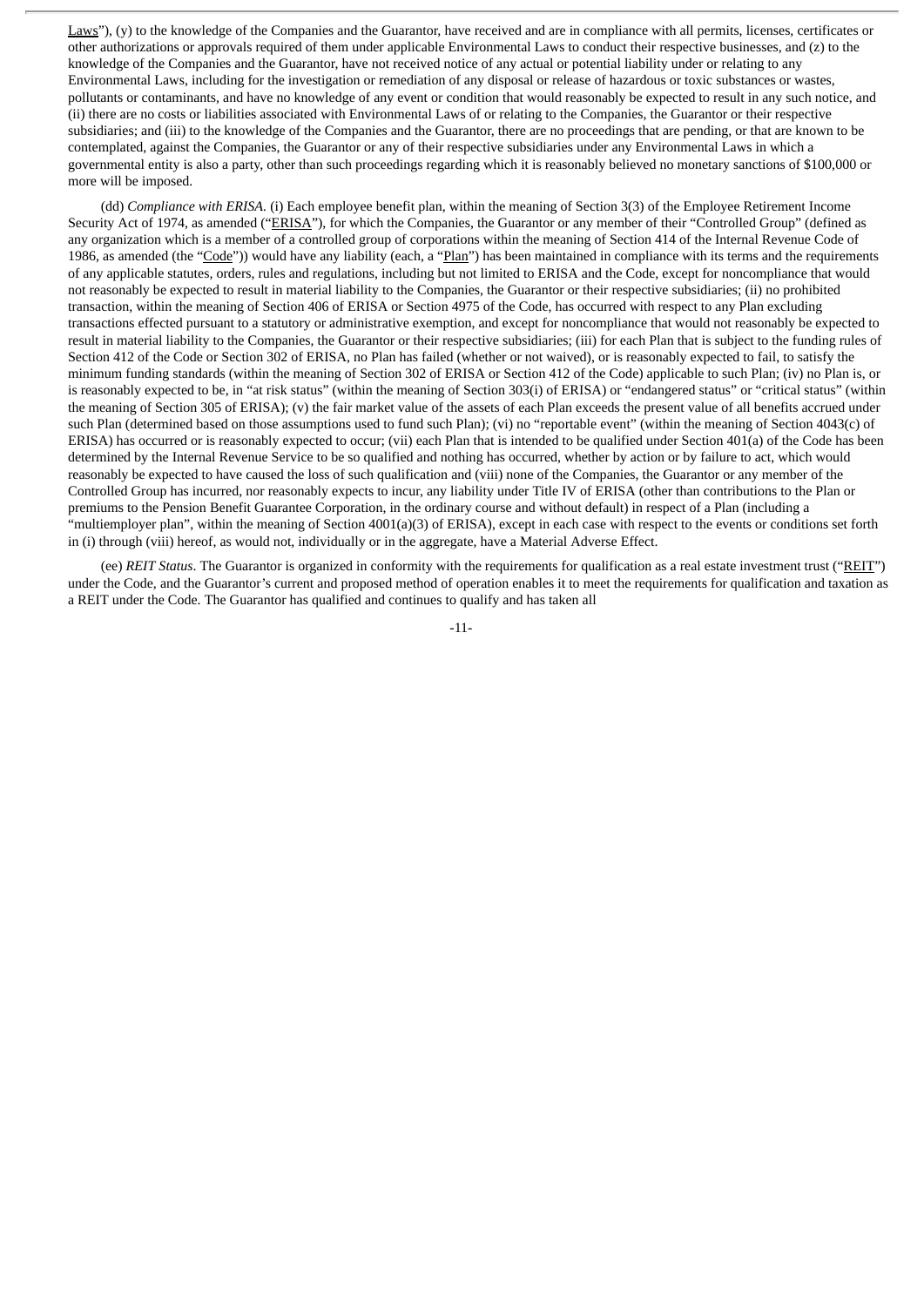Laws"), (y) to the knowledge of the Companies and the Guarantor, have received and are in compliance with all permits, licenses, certificates or other authorizations or approvals required of them under applicable Environmental Laws to conduct their respective businesses, and (z) to the knowledge of the Companies and the Guarantor, have not received notice of any actual or potential liability under or relating to any Environmental Laws, including for the investigation or remediation of any disposal or release of hazardous or toxic substances or wastes, pollutants or contaminants, and have no knowledge of any event or condition that would reasonably be expected to result in any such notice, and (ii) there are no costs or liabilities associated with Environmental Laws of or relating to the Companies, the Guarantor or their respective subsidiaries; and (iii) to the knowledge of the Companies and the Guarantor, there are no proceedings that are pending, or that are known to be contemplated, against the Companies, the Guarantor or any of their respective subsidiaries under any Environmental Laws in which a governmental entity is also a party, other than such proceedings regarding which it is reasonably believed no monetary sanctions of $100,000 or more will be imposed.

(dd) *Compliance with ERISA*. (i) Each employee benefit plan, within the meaning of Section 3(3) of the Employee Retirement Income Security Act of 1974, as amended ("ERISA"), for which the Companies, the Guarantor or any member of their "Controlled Group" (defined as any organization which is a member of a controlled group of corporations within the meaning of Section 414 of the Internal Revenue Code of 1986, as amended (the "Code")) would have any liability (each, a "Plan") has been maintained in compliance with its terms and the requirements of any applicable statutes, orders, rules and regulations, including but not limited to ERISA and the Code, except for noncompliance that would not reasonably be expected to result in material liability to the Companies, the Guarantor or their respective subsidiaries; (ii) no prohibited transaction, within the meaning of Section 406 of ERISA or Section 4975 of the Code, has occurred with respect to any Plan excluding transactions effected pursuant to a statutory or administrative exemption, and except for noncompliance that would not reasonably be expected to result in material liability to the Companies, the Guarantor or their respective subsidiaries; (iii) for each Plan that is subject to the funding rules of Section 412 of the Code or Section 302 of ERISA, no Plan has failed (whether or not waived), or is reasonably expected to fail, to satisfy the minimum funding standards (within the meaning of Section 302 of ERISA or Section 412 of the Code) applicable to such Plan; (iv) no Plan is, or is reasonably expected to be, in "at risk status" (within the meaning of Section 303(i) of ERISA) or "endangered status" or "critical status" (within the meaning of Section 305 of ERISA); (v) the fair market value of the assets of each Plan exceeds the present value of all benefits accrued under such Plan (determined based on those assumptions used to fund such Plan); (vi) no "reportable event" (within the meaning of Section 4043(c) of ERISA) has occurred or is reasonably expected to occur; (vii) each Plan that is intended to be qualified under Section 401(a) of the Code has been determined by the Internal Revenue Service to be so qualified and nothing has occurred, whether by action or by failure to act, which would reasonably be expected to have caused the loss of such qualification and (viii) none of the Companies, the Guarantor or any member of the Controlled Group has incurred, nor reasonably expects to incur, any liability under Title IV of ERISA (other than contributions to the Plan or premiums to the Pension Benefit Guarantee Corporation, in the ordinary course and without default) in respect of a Plan (including a "multiemployer plan", within the meaning of Section 4001(a)(3) of ERISA), except in each case with respect to the events or conditions set forth in (i) through (viii) hereof, as would not, individually or in the aggregate, have a Material Adverse Effect.

(ee) *REIT Status*. The Guarantor is organized in conformity with the requirements for qualification as a real estate investment trust ("REIT") under the Code, and the Guarantor's current and proposed method of operation enables it to meet the requirements for qualification and taxation as a REIT under the Code. The Guarantor has qualified and continues to qualify and has taken all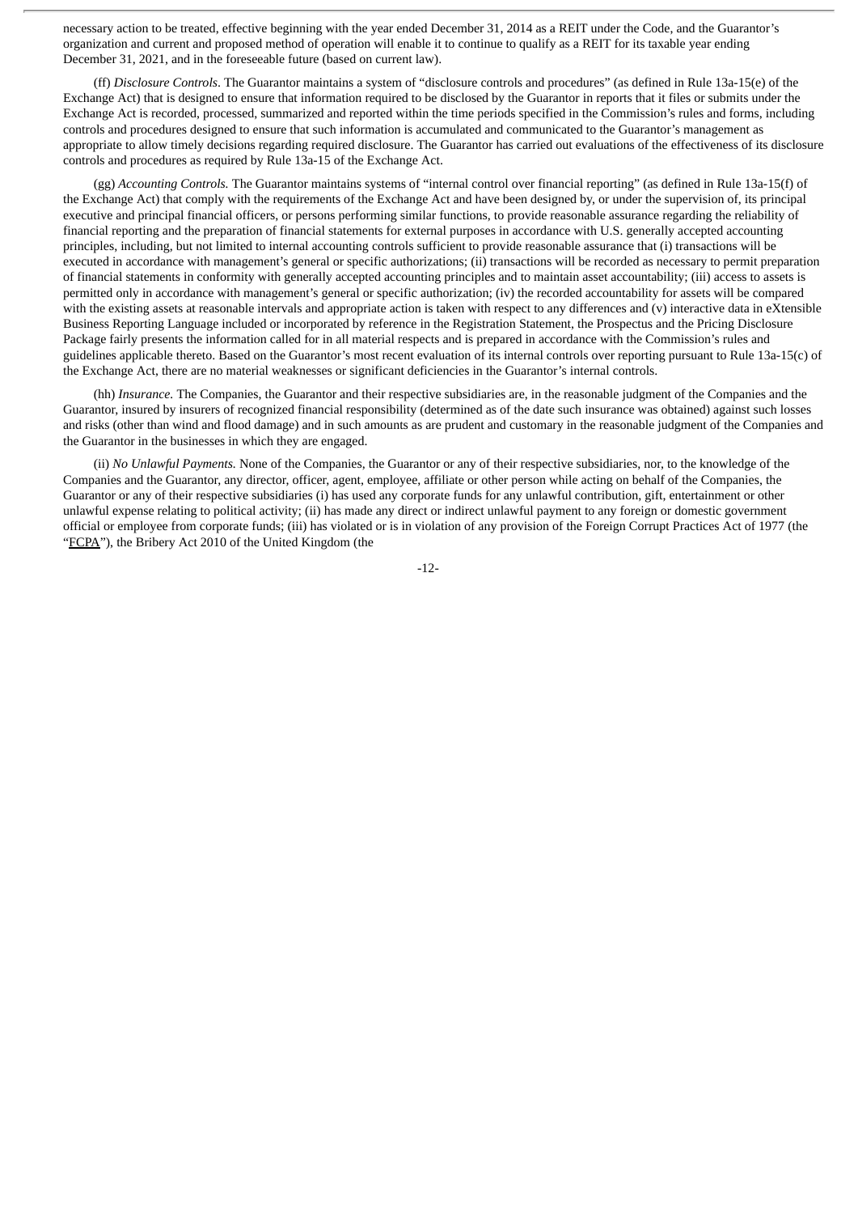necessary action to be treated, effective beginning with the year ended December 31, 2014 as a REIT under the Code, and the Guarantor's organization and current and proposed method of operation will enable it to continue to qualify as a REIT for its taxable year ending December 31, 2021, and in the foreseeable future (based on current law).

(ff) *Disclosure Controls*. The Guarantor maintains a system of "disclosure controls and procedures" (as defined in Rule 13a-15(e) of the Exchange Act) that is designed to ensure that information required to be disclosed by the Guarantor in reports that it files or submits under the Exchange Act is recorded, processed, summarized and reported within the time periods specified in the Commission's rules and forms, including controls and procedures designed to ensure that such information is accumulated and communicated to the Guarantor's management as appropriate to allow timely decisions regarding required disclosure. The Guarantor has carried out evaluations of the effectiveness of its disclosure controls and procedures as required by Rule 13a-15 of the Exchange Act.

(gg) *Accounting Controls.* The Guarantor maintains systems of "internal control over financial reporting" (as defined in Rule 13a-15(f) of the Exchange Act) that comply with the requirements of the Exchange Act and have been designed by, or under the supervision of, its principal executive and principal financial officers, or persons performing similar functions, to provide reasonable assurance regarding the reliability of financial reporting and the preparation of financial statements for external purposes in accordance with U.S. generally accepted accounting principles, including, but not limited to internal accounting controls sufficient to provide reasonable assurance that (i) transactions will be executed in accordance with management's general or specific authorizations; (ii) transactions will be recorded as necessary to permit preparation of financial statements in conformity with generally accepted accounting principles and to maintain asset accountability; (iii) access to assets is permitted only in accordance with management's general or specific authorization; (iv) the recorded accountability for assets will be compared with the existing assets at reasonable intervals and appropriate action is taken with respect to any differences and (v) interactive data in eXtensible Business Reporting Language included or incorporated by reference in the Registration Statement, the Prospectus and the Pricing Disclosure Package fairly presents the information called for in all material respects and is prepared in accordance with the Commission's rules and guidelines applicable thereto. Based on the Guarantor's most recent evaluation of its internal controls over reporting pursuant to Rule 13a-15(c) of the Exchange Act, there are no material weaknesses or significant deficiencies in the Guarantor's internal controls.

(hh) *Insurance.* The Companies, the Guarantor and their respective subsidiaries are, in the reasonable judgment of the Companies and the Guarantor, insured by insurers of recognized financial responsibility (determined as of the date such insurance was obtained) against such losses and risks (other than wind and flood damage) and in such amounts as are prudent and customary in the reasonable judgment of the Companies and the Guarantor in the businesses in which they are engaged.

(ii) *No Unlawful Payments.* None of the Companies, the Guarantor or any of their respective subsidiaries, nor, to the knowledge of the Companies and the Guarantor, any director, officer, agent, employee, affiliate or other person while acting on behalf of the Companies, the Guarantor or any of their respective subsidiaries (i) has used any corporate funds for any unlawful contribution, gift, entertainment or other unlawful expense relating to political activity; (ii) has made any direct or indirect unlawful payment to any foreign or domestic government official or employee from corporate funds; (iii) has violated or is in violation of any provision of the Foreign Corrupt Practices Act of 1977 (the "FCPA"), the Bribery Act 2010 of the United Kingdom (the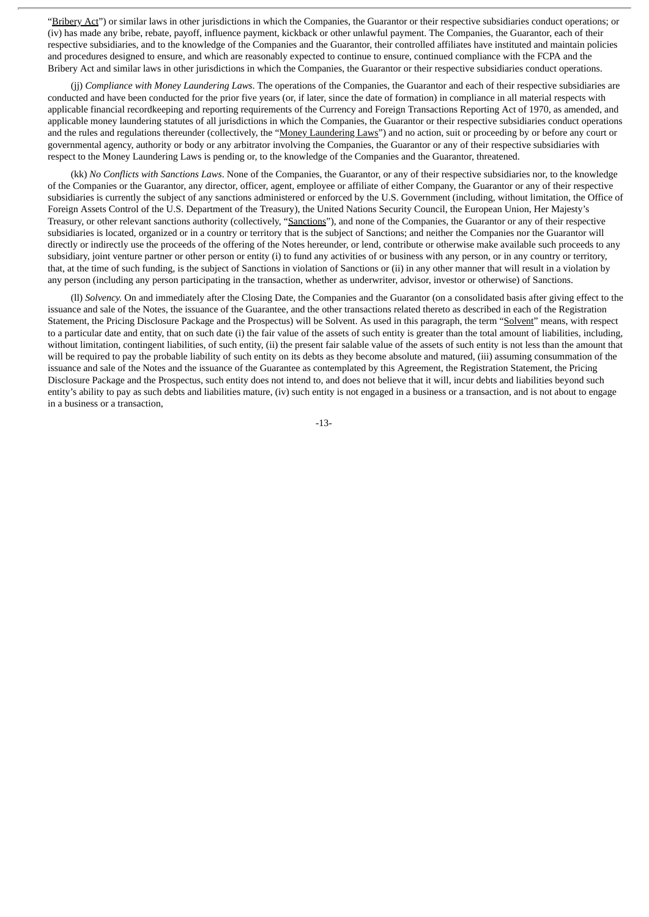"Bribery Act") or similar laws in other jurisdictions in which the Companies, the Guarantor or their respective subsidiaries conduct operations; or (iv) has made any bribe, rebate, payoff, influence payment, kickback or other unlawful payment. The Companies, the Guarantor, each of their respective subsidiaries, and to the knowledge of the Companies and the Guarantor, their controlled affiliates have instituted and maintain policies and procedures designed to ensure, and which are reasonably expected to continue to ensure, continued compliance with the FCPA and the Bribery Act and similar laws in other jurisdictions in which the Companies, the Guarantor or their respective subsidiaries conduct operations.

(jj) *Compliance with Money Laundering Laws*. The operations of the Companies, the Guarantor and each of their respective subsidiaries are conducted and have been conducted for the prior five years (or, if later, since the date of formation) in compliance in all material respects with applicable financial recordkeeping and reporting requirements of the Currency and Foreign Transactions Reporting Act of 1970, as amended, and applicable money laundering statutes of all jurisdictions in which the Companies, the Guarantor or their respective subsidiaries conduct operations and the rules and regulations thereunder (collectively, the "Money Laundering Laws") and no action, suit or proceeding by or before any court or governmental agency, authority or body or any arbitrator involving the Companies, the Guarantor or any of their respective subsidiaries with respect to the Money Laundering Laws is pending or, to the knowledge of the Companies and the Guarantor, threatened.

(kk) *No Conflicts with Sanctions Laws*. None of the Companies, the Guarantor, or any of their respective subsidiaries nor, to the knowledge of the Companies or the Guarantor, any director, officer, agent, employee or affiliate of either Company, the Guarantor or any of their respective subsidiaries is currently the subject of any sanctions administered or enforced by the U.S. Government (including, without limitation, the Office of Foreign Assets Control of the U.S. Department of the Treasury), the United Nations Security Council, the European Union, Her Majesty's Treasury, or other relevant sanctions authority (collectively, "Sanctions"), and none of the Companies, the Guarantor or any of their respective subsidiaries is located, organized or in a country or territory that is the subject of Sanctions; and neither the Companies nor the Guarantor will directly or indirectly use the proceeds of the offering of the Notes hereunder, or lend, contribute or otherwise make available such proceeds to any subsidiary, joint venture partner or other person or entity (i) to fund any activities of or business with any person, or in any country or territory, that, at the time of such funding, is the subject of Sanctions in violation of Sanctions or (ii) in any other manner that will result in a violation by any person (including any person participating in the transaction, whether as underwriter, advisor, investor or otherwise) of Sanctions.

(ll) *Solvency.* On and immediately after the Closing Date, the Companies and the Guarantor (on a consolidated basis after giving effect to the issuance and sale of the Notes, the issuance of the Guarantee, and the other transactions related thereto as described in each of the Registration Statement, the Pricing Disclosure Package and the Prospectus) will be Solvent. As used in this paragraph, the term "Solvent" means, with respect to a particular date and entity, that on such date (i) the fair value of the assets of such entity is greater than the total amount of liabilities, including, without limitation, contingent liabilities, of such entity, (ii) the present fair salable value of the assets of such entity is not less than the amount that will be required to pay the probable liability of such entity on its debts as they become absolute and matured, (iii) assuming consummation of the issuance and sale of the Notes and the issuance of the Guarantee as contemplated by this Agreement, the Registration Statement, the Pricing Disclosure Package and the Prospectus, such entity does not intend to, and does not believe that it will, incur debts and liabilities beyond such entity's ability to pay as such debts and liabilities mature, (iv) such entity is not engaged in a business or a transaction, and is not about to engage in a business or a transaction,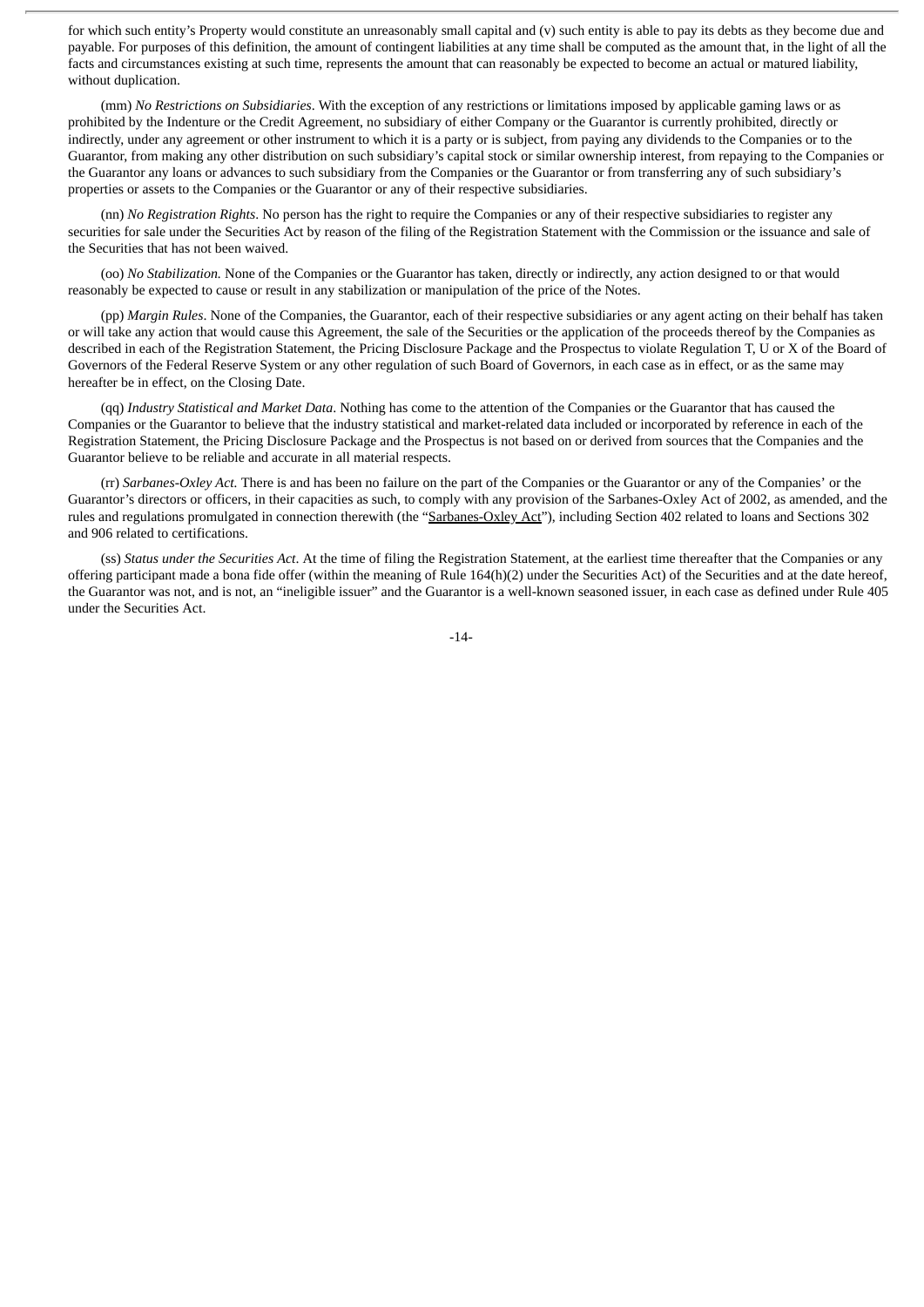for which such entity's Property would constitute an unreasonably small capital and (v) such entity is able to pay its debts as they become due and payable. For purposes of this definition, the amount of contingent liabilities at any time shall be computed as the amount that, in the light of all the facts and circumstances existing at such time, represents the amount that can reasonably be expected to become an actual or matured liability, without duplication.

(mm) *No Restrictions on Subsidiaries*. With the exception of any restrictions or limitations imposed by applicable gaming laws or as prohibited by the Indenture or the Credit Agreement, no subsidiary of either Company or the Guarantor is currently prohibited, directly or indirectly, under any agreement or other instrument to which it is a party or is subject, from paying any dividends to the Companies or to the Guarantor, from making any other distribution on such subsidiary's capital stock or similar ownership interest, from repaying to the Companies or the Guarantor any loans or advances to such subsidiary from the Companies or the Guarantor or from transferring any of such subsidiary's properties or assets to the Companies or the Guarantor or any of their respective subsidiaries.

(nn) *No Registration Rights*. No person has the right to require the Companies or any of their respective subsidiaries to register any securities for sale under the Securities Act by reason of the filing of the Registration Statement with the Commission or the issuance and sale of the Securities that has not been waived.

(oo) *No Stabilization.* None of the Companies or the Guarantor has taken, directly or indirectly, any action designed to or that would reasonably be expected to cause or result in any stabilization or manipulation of the price of the Notes.

(pp) *Margin Rules*. None of the Companies, the Guarantor, each of their respective subsidiaries or any agent acting on their behalf has taken or will take any action that would cause this Agreement, the sale of the Securities or the application of the proceeds thereof by the Companies as described in each of the Registration Statement, the Pricing Disclosure Package and the Prospectus to violate Regulation T, U or X of the Board of Governors of the Federal Reserve System or any other regulation of such Board of Governors, in each case as in effect, or as the same may hereafter be in effect, on the Closing Date.

(qq) *Industry Statistical and Market Data*. Nothing has come to the attention of the Companies or the Guarantor that has caused the Companies or the Guarantor to believe that the industry statistical and market-related data included or incorporated by reference in each of the Registration Statement, the Pricing Disclosure Package and the Prospectus is not based on or derived from sources that the Companies and the Guarantor believe to be reliable and accurate in all material respects.

(rr) *Sarbanes-Oxley Act.* There is and has been no failure on the part of the Companies or the Guarantor or any of the Companies' or the Guarantor's directors or officers, in their capacities as such, to comply with any provision of the Sarbanes-Oxley Act of 2002, as amended, and the rules and regulations promulgated in connection therewith (the "Sarbanes-Oxley Act"), including Section 402 related to loans and Sections 302 and 906 related to certifications.

(ss) *Status under the Securities Act*. At the time of filing the Registration Statement, at the earliest time thereafter that the Companies or any offering participant made a bona fide offer (within the meaning of Rule 164(h)(2) under the Securities Act) of the Securities and at the date hereof, the Guarantor was not, and is not, an "ineligible issuer" and the Guarantor is a well-known seasoned issuer, in each case as defined under Rule 405 under the Securities Act.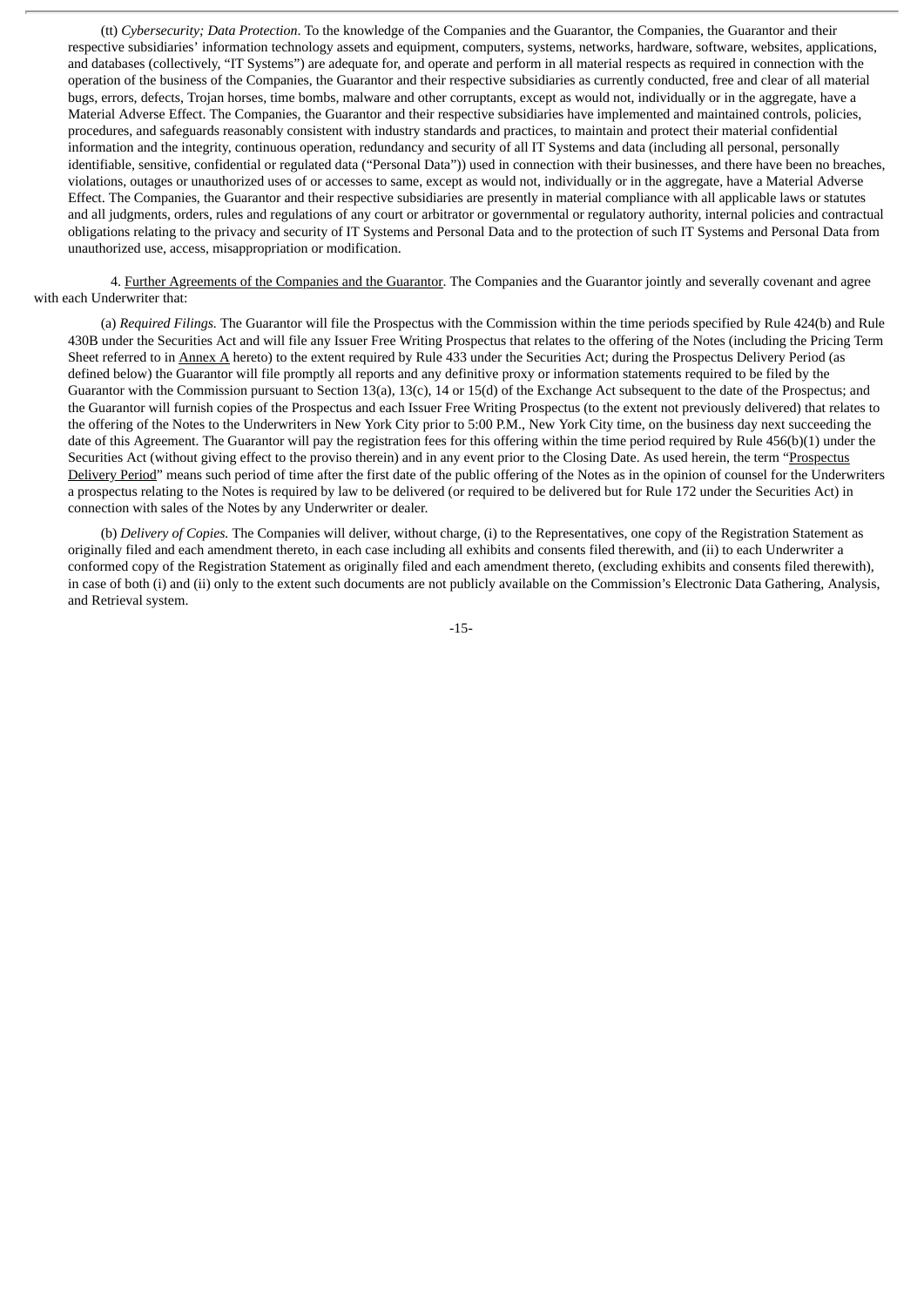(tt) *Cybersecurity; Data Protection*. To the knowledge of the Companies and the Guarantor, the Companies, the Guarantor and their respective subsidiaries' information technology assets and equipment, computers, systems, networks, hardware, software, websites, applications, and databases (collectively, "IT Systems") are adequate for, and operate and perform in all material respects as required in connection with the operation of the business of the Companies, the Guarantor and their respective subsidiaries as currently conducted, free and clear of all material bugs, errors, defects, Trojan horses, time bombs, malware and other corruptants, except as would not, individually or in the aggregate, have a Material Adverse Effect. The Companies, the Guarantor and their respective subsidiaries have implemented and maintained controls, policies, procedures, and safeguards reasonably consistent with industry standards and practices, to maintain and protect their material confidential information and the integrity, continuous operation, redundancy and security of all IT Systems and data (including all personal, personally identifiable, sensitive, confidential or regulated data ("Personal Data")) used in connection with their businesses, and there have been no breaches, violations, outages or unauthorized uses of or accesses to same, except as would not, individually or in the aggregate, have a Material Adverse Effect. The Companies, the Guarantor and their respective subsidiaries are presently in material compliance with all applicable laws or statutes and all judgments, orders, rules and regulations of any court or arbitrator or governmental or regulatory authority, internal policies and contractual obligations relating to the privacy and security of IT Systems and Personal Data and to the protection of such IT Systems and Personal Data from unauthorized use, access, misappropriation or modification.

4. Further Agreements of the Companies and the Guarantor. The Companies and the Guarantor jointly and severally covenant and agree with each Underwriter that:

(a) *Required Filings.* The Guarantor will file the Prospectus with the Commission within the time periods specified by Rule 424(b) and Rule 430B under the Securities Act and will file any Issuer Free Writing Prospectus that relates to the offering of the Notes (including the Pricing Term Sheet referred to in Annex A hereto) to the extent required by Rule 433 under the Securities Act; during the Prospectus Delivery Period (as defined below) the Guarantor will file promptly all reports and any definitive proxy or information statements required to be filed by the Guarantor with the Commission pursuant to Section 13(a), 13(c), 14 or 15(d) of the Exchange Act subsequent to the date of the Prospectus; and the Guarantor will furnish copies of the Prospectus and each Issuer Free Writing Prospectus (to the extent not previously delivered) that relates to the offering of the Notes to the Underwriters in New York City prior to 5:00 P.M., New York City time, on the business day next succeeding the date of this Agreement. The Guarantor will pay the registration fees for this offering within the time period required by Rule 456(b)(1) under the Securities Act (without giving effect to the proviso therein) and in any event prior to the Closing Date. As used herein, the term "Prospectus Delivery Period" means such period of time after the first date of the public offering of the Notes as in the opinion of counsel for the Underwriters a prospectus relating to the Notes is required by law to be delivered (or required to be delivered but for Rule 172 under the Securities Act) in connection with sales of the Notes by any Underwriter or dealer.

(b) *Delivery of Copies.* The Companies will deliver, without charge, (i) to the Representatives, one copy of the Registration Statement as originally filed and each amendment thereto, in each case including all exhibits and consents filed therewith, and (ii) to each Underwriter a conformed copy of the Registration Statement as originally filed and each amendment thereto, (excluding exhibits and consents filed therewith), in case of both (i) and (ii) only to the extent such documents are not publicly available on the Commission's Electronic Data Gathering, Analysis, and Retrieval system.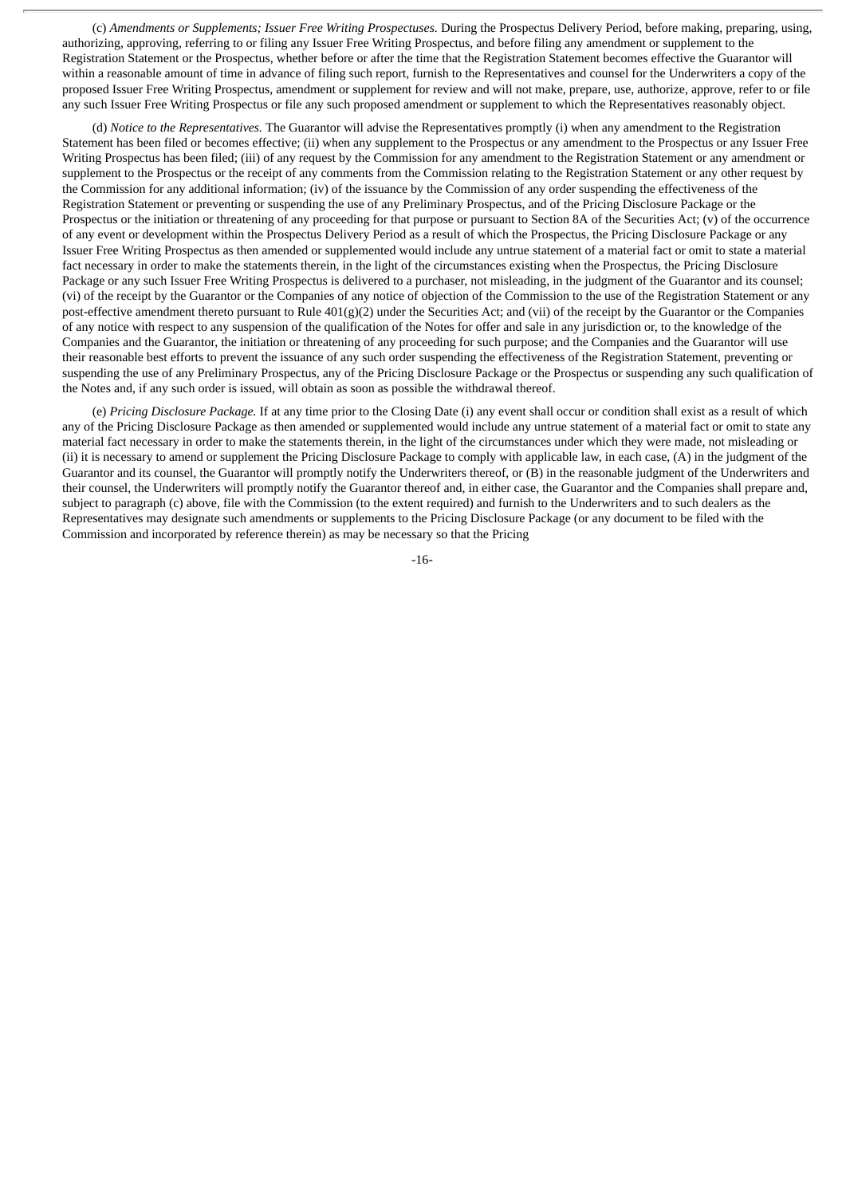(c) *Amendments or Supplements; Issuer Free Writing Prospectuses.* During the Prospectus Delivery Period, before making, preparing, using, authorizing, approving, referring to or filing any Issuer Free Writing Prospectus, and before filing any amendment or supplement to the Registration Statement or the Prospectus, whether before or after the time that the Registration Statement becomes effective the Guarantor will within a reasonable amount of time in advance of filing such report, furnish to the Representatives and counsel for the Underwriters a copy of the proposed Issuer Free Writing Prospectus, amendment or supplement for review and will not make, prepare, use, authorize, approve, refer to or file any such Issuer Free Writing Prospectus or file any such proposed amendment or supplement to which the Representatives reasonably object.

(d) *Notice to the Representatives.* The Guarantor will advise the Representatives promptly (i) when any amendment to the Registration Statement has been filed or becomes effective; (ii) when any supplement to the Prospectus or any amendment to the Prospectus or any Issuer Free Writing Prospectus has been filed; (iii) of any request by the Commission for any amendment to the Registration Statement or any amendment or supplement to the Prospectus or the receipt of any comments from the Commission relating to the Registration Statement or any other request by the Commission for any additional information; (iv) of the issuance by the Commission of any order suspending the effectiveness of the Registration Statement or preventing or suspending the use of any Preliminary Prospectus, and of the Pricing Disclosure Package or the Prospectus or the initiation or threatening of any proceeding for that purpose or pursuant to Section 8A of the Securities Act; (v) of the occurrence of any event or development within the Prospectus Delivery Period as a result of which the Prospectus, the Pricing Disclosure Package or any Issuer Free Writing Prospectus as then amended or supplemented would include any untrue statement of a material fact or omit to state a material fact necessary in order to make the statements therein, in the light of the circumstances existing when the Prospectus, the Pricing Disclosure Package or any such Issuer Free Writing Prospectus is delivered to a purchaser, not misleading, in the judgment of the Guarantor and its counsel; (vi) of the receipt by the Guarantor or the Companies of any notice of objection of the Commission to the use of the Registration Statement or any post-effective amendment thereto pursuant to Rule 401(g)(2) under the Securities Act; and (vii) of the receipt by the Guarantor or the Companies of any notice with respect to any suspension of the qualification of the Notes for offer and sale in any jurisdiction or, to the knowledge of the Companies and the Guarantor, the initiation or threatening of any proceeding for such purpose; and the Companies and the Guarantor will use their reasonable best efforts to prevent the issuance of any such order suspending the effectiveness of the Registration Statement, preventing or suspending the use of any Preliminary Prospectus, any of the Pricing Disclosure Package or the Prospectus or suspending any such qualification of the Notes and, if any such order is issued, will obtain as soon as possible the withdrawal thereof.

(e) *Pricing Disclosure Package.* If at any time prior to the Closing Date (i) any event shall occur or condition shall exist as a result of which any of the Pricing Disclosure Package as then amended or supplemented would include any untrue statement of a material fact or omit to state any material fact necessary in order to make the statements therein, in the light of the circumstances under which they were made, not misleading or (ii) it is necessary to amend or supplement the Pricing Disclosure Package to comply with applicable law, in each case, (A) in the judgment of the Guarantor and its counsel, the Guarantor will promptly notify the Underwriters thereof, or (B) in the reasonable judgment of the Underwriters and their counsel, the Underwriters will promptly notify the Guarantor thereof and, in either case, the Guarantor and the Companies shall prepare and, subject to paragraph (c) above, file with the Commission (to the extent required) and furnish to the Underwriters and to such dealers as the Representatives may designate such amendments or supplements to the Pricing Disclosure Package (or any document to be filed with the Commission and incorporated by reference therein) as may be necessary so that the Pricing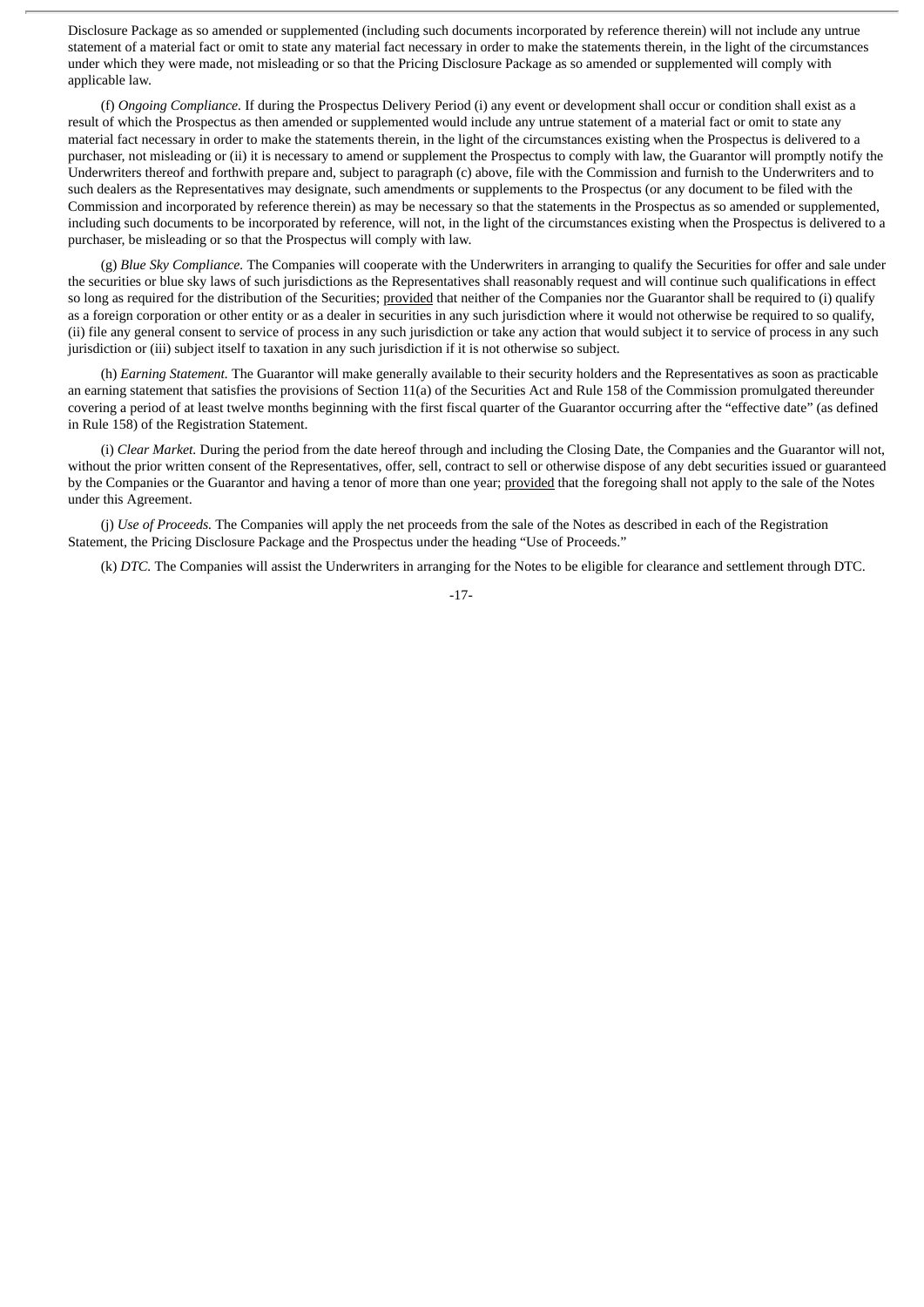Disclosure Package as so amended or supplemented (including such documents incorporated by reference therein) will not include any untrue statement of a material fact or omit to state any material fact necessary in order to make the statements therein, in the light of the circumstances under which they were made, not misleading or so that the Pricing Disclosure Package as so amended or supplemented will comply with applicable law.

(f) *Ongoing Compliance.* If during the Prospectus Delivery Period (i) any event or development shall occur or condition shall exist as a result of which the Prospectus as then amended or supplemented would include any untrue statement of a material fact or omit to state any material fact necessary in order to make the statements therein, in the light of the circumstances existing when the Prospectus is delivered to a purchaser, not misleading or (ii) it is necessary to amend or supplement the Prospectus to comply with law, the Guarantor will promptly notify the Underwriters thereof and forthwith prepare and, subject to paragraph (c) above, file with the Commission and furnish to the Underwriters and to such dealers as the Representatives may designate, such amendments or supplements to the Prospectus (or any document to be filed with the Commission and incorporated by reference therein) as may be necessary so that the statements in the Prospectus as so amended or supplemented, including such documents to be incorporated by reference, will not, in the light of the circumstances existing when the Prospectus is delivered to a purchaser, be misleading or so that the Prospectus will comply with law.

(g) *Blue Sky Compliance.* The Companies will cooperate with the Underwriters in arranging to qualify the Securities for offer and sale under the securities or blue sky laws of such jurisdictions as the Representatives shall reasonably request and will continue such qualifications in effect so long as required for the distribution of the Securities; provided that neither of the Companies nor the Guarantor shall be required to (i) qualify as a foreign corporation or other entity or as a dealer in securities in any such jurisdiction where it would not otherwise be required to so qualify, (ii) file any general consent to service of process in any such jurisdiction or take any action that would subject it to service of process in any such jurisdiction or (iii) subject itself to taxation in any such jurisdiction if it is not otherwise so subject.

(h) *Earning Statement.* The Guarantor will make generally available to their security holders and the Representatives as soon as practicable an earning statement that satisfies the provisions of Section 11(a) of the Securities Act and Rule 158 of the Commission promulgated thereunder covering a period of at least twelve months beginning with the first fiscal quarter of the Guarantor occurring after the "effective date" (as defined in Rule 158) of the Registration Statement.

(i) *Clear Market.* During the period from the date hereof through and including the Closing Date, the Companies and the Guarantor will not, without the prior written consent of the Representatives, offer, sell, contract to sell or otherwise dispose of any debt securities issued or guaranteed by the Companies or the Guarantor and having a tenor of more than one year; provided that the foregoing shall not apply to the sale of the Notes under this Agreement.

(j) *Use of Proceeds.* The Companies will apply the net proceeds from the sale of the Notes as described in each of the Registration Statement, the Pricing Disclosure Package and the Prospectus under the heading "Use of Proceeds."

(k) *DTC.* The Companies will assist the Underwriters in arranging for the Notes to be eligible for clearance and settlement through DTC.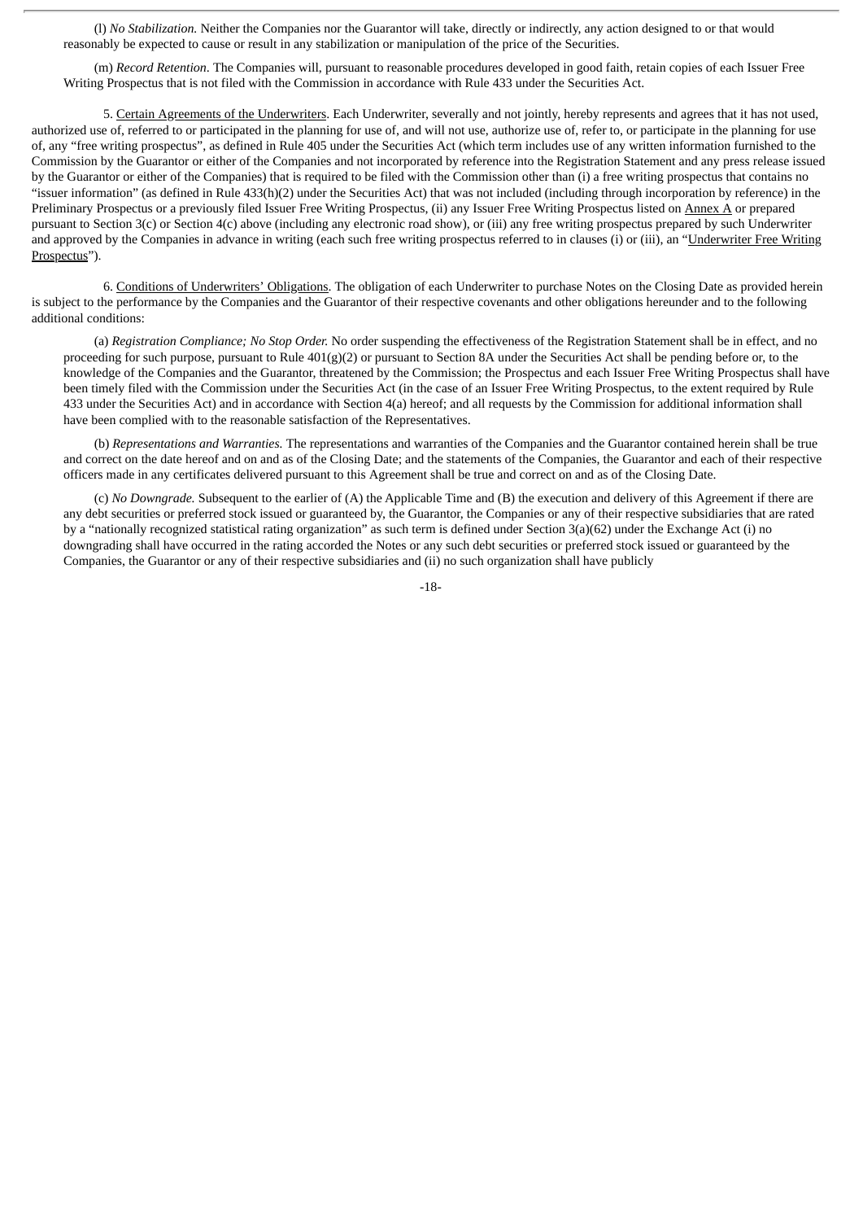(l) *No Stabilization.* Neither the Companies nor the Guarantor will take, directly or indirectly, any action designed to or that would reasonably be expected to cause or result in any stabilization or manipulation of the price of the Securities.

(m) *Record Retention*. The Companies will, pursuant to reasonable procedures developed in good faith, retain copies of each Issuer Free Writing Prospectus that is not filed with the Commission in accordance with Rule 433 under the Securities Act.

5. Certain Agreements of the Underwriters. Each Underwriter, severally and not jointly, hereby represents and agrees that it has not used, authorized use of, referred to or participated in the planning for use of, and will not use, authorize use of, refer to, or participate in the planning for use of, any "free writing prospectus", as defined in Rule 405 under the Securities Act (which term includes use of any written information furnished to the Commission by the Guarantor or either of the Companies and not incorporated by reference into the Registration Statement and any press release issued by the Guarantor or either of the Companies) that is required to be filed with the Commission other than (i) a free writing prospectus that contains no "issuer information" (as defined in Rule 433(h)(2) under the Securities Act) that was not included (including through incorporation by reference) in the Preliminary Prospectus or a previously filed Issuer Free Writing Prospectus, (ii) any Issuer Free Writing Prospectus listed on Annex A or prepared pursuant to Section 3(c) or Section 4(c) above (including any electronic road show), or (iii) any free writing prospectus prepared by such Underwriter and approved by the Companies in advance in writing (each such free writing prospectus referred to in clauses (i) or (iii), an "Underwriter Free Writing Prospectus").

6. Conditions of Underwriters' Obligations. The obligation of each Underwriter to purchase Notes on the Closing Date as provided herein is subject to the performance by the Companies and the Guarantor of their respective covenants and other obligations hereunder and to the following additional conditions:

(a) *Registration Compliance; No Stop Order.* No order suspending the effectiveness of the Registration Statement shall be in effect, and no proceeding for such purpose, pursuant to Rule 401(g)(2) or pursuant to Section 8A under the Securities Act shall be pending before or, to the knowledge of the Companies and the Guarantor, threatened by the Commission; the Prospectus and each Issuer Free Writing Prospectus shall have been timely filed with the Commission under the Securities Act (in the case of an Issuer Free Writing Prospectus, to the extent required by Rule 433 under the Securities Act) and in accordance with Section 4(a) hereof; and all requests by the Commission for additional information shall have been complied with to the reasonable satisfaction of the Representatives.

(b) *Representations and Warranties.* The representations and warranties of the Companies and the Guarantor contained herein shall be true and correct on the date hereof and on and as of the Closing Date; and the statements of the Companies, the Guarantor and each of their respective officers made in any certificates delivered pursuant to this Agreement shall be true and correct on and as of the Closing Date.

(c) *No Downgrade.* Subsequent to the earlier of (A) the Applicable Time and (B) the execution and delivery of this Agreement if there are any debt securities or preferred stock issued or guaranteed by, the Guarantor, the Companies or any of their respective subsidiaries that are rated by a "nationally recognized statistical rating organization" as such term is defined under Section 3(a)(62) under the Exchange Act (i) no downgrading shall have occurred in the rating accorded the Notes or any such debt securities or preferred stock issued or guaranteed by the Companies, the Guarantor or any of their respective subsidiaries and (ii) no such organization shall have publicly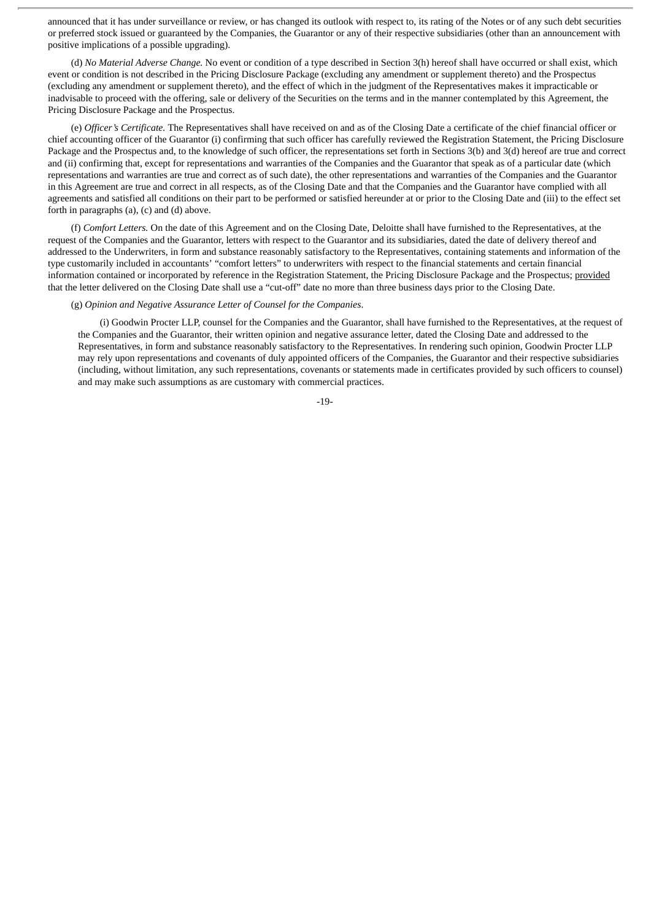announced that it has under surveillance or review, or has changed its outlook with respect to, its rating of the Notes or of any such debt securities or preferred stock issued or guaranteed by the Companies, the Guarantor or any of their respective subsidiaries (other than an announcement with positive implications of a possible upgrading).

(d) *No Material Adverse Change.* No event or condition of a type described in Section 3(h) hereof shall have occurred or shall exist, which event or condition is not described in the Pricing Disclosure Package (excluding any amendment or supplement thereto) and the Prospectus (excluding any amendment or supplement thereto), and the effect of which in the judgment of the Representatives makes it impracticable or inadvisable to proceed with the offering, sale or delivery of the Securities on the terms and in the manner contemplated by this Agreement, the Pricing Disclosure Package and the Prospectus.

(e) *Officer's Certificate.* The Representatives shall have received on and as of the Closing Date a certificate of the chief financial officer or chief accounting officer of the Guarantor (i) confirming that such officer has carefully reviewed the Registration Statement, the Pricing Disclosure Package and the Prospectus and, to the knowledge of such officer, the representations set forth in Sections 3(b) and 3(d) hereof are true and correct and (ii) confirming that, except for representations and warranties of the Companies and the Guarantor that speak as of a particular date (which representations and warranties are true and correct as of such date), the other representations and warranties of the Companies and the Guarantor in this Agreement are true and correct in all respects, as of the Closing Date and that the Companies and the Guarantor have complied with all agreements and satisfied all conditions on their part to be performed or satisfied hereunder at or prior to the Closing Date and (iii) to the effect set forth in paragraphs (a), (c) and (d) above.

(f) *Comfort Letters.* On the date of this Agreement and on the Closing Date, Deloitte shall have furnished to the Representatives, at the request of the Companies and the Guarantor, letters with respect to the Guarantor and its subsidiaries, dated the date of delivery thereof and addressed to the Underwriters, in form and substance reasonably satisfactory to the Representatives, containing statements and information of the type customarily included in accountants' "comfort letters" to underwriters with respect to the financial statements and certain financial information contained or incorporated by reference in the Registration Statement, the Pricing Disclosure Package and the Prospectus; provided that the letter delivered on the Closing Date shall use a "cut-off" date no more than three business days prior to the Closing Date.

(g) *Opinion and Negative Assurance Letter of Counsel for the Companies*.

(i) Goodwin Procter LLP, counsel for the Companies and the Guarantor, shall have furnished to the Representatives, at the request of the Companies and the Guarantor, their written opinion and negative assurance letter, dated the Closing Date and addressed to the Representatives, in form and substance reasonably satisfactory to the Representatives. In rendering such opinion, Goodwin Procter LLP may rely upon representations and covenants of duly appointed officers of the Companies, the Guarantor and their respective subsidiaries (including, without limitation, any such representations, covenants or statements made in certificates provided by such officers to counsel) and may make such assumptions as are customary with commercial practices.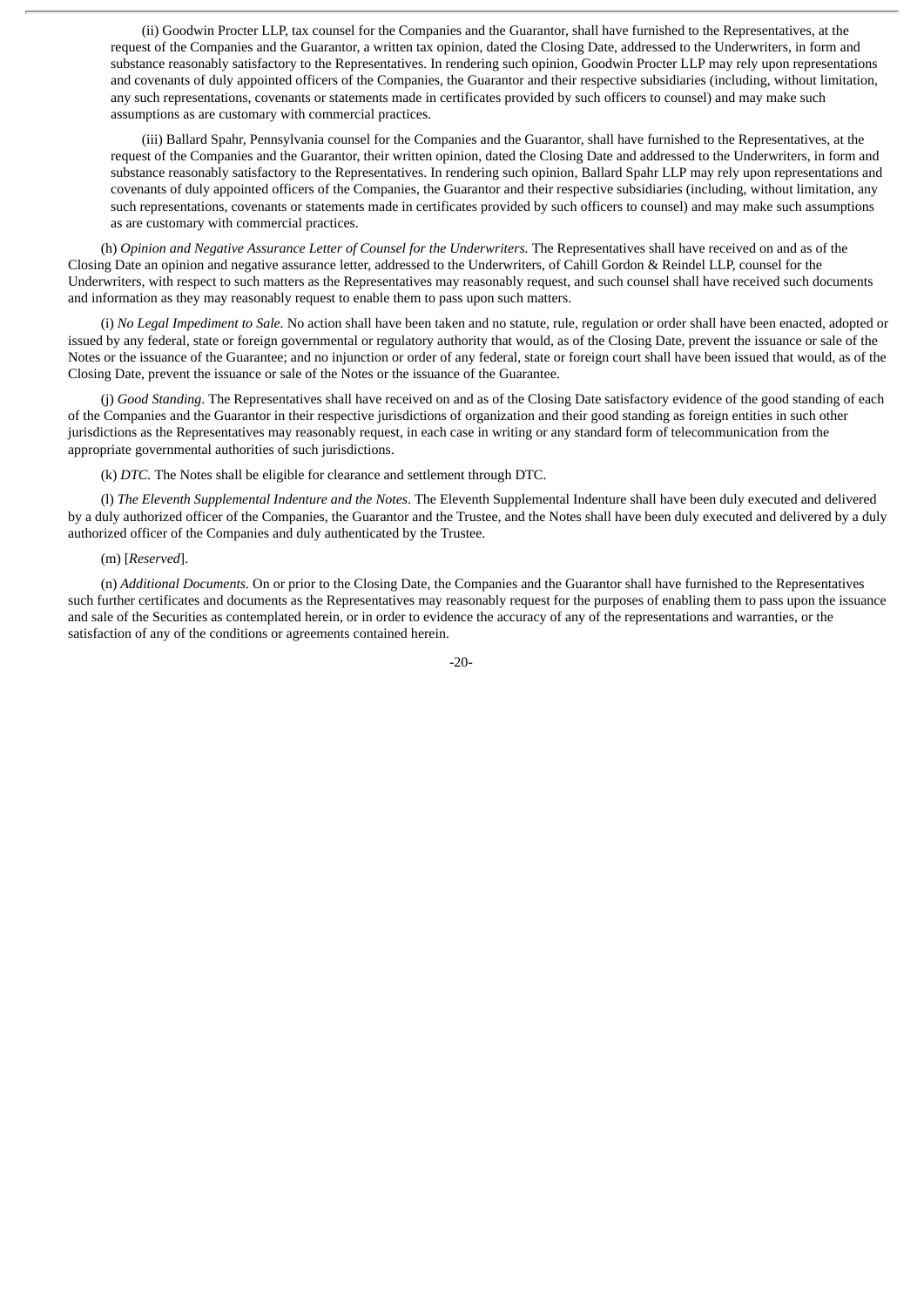(ii) Goodwin Procter LLP, tax counsel for the Companies and the Guarantor, shall have furnished to the Representatives, at the request of the Companies and the Guarantor, a written tax opinion, dated the Closing Date, addressed to the Underwriters, in form and substance reasonably satisfactory to the Representatives. In rendering such opinion, Goodwin Procter LLP may rely upon representations and covenants of duly appointed officers of the Companies, the Guarantor and their respective subsidiaries (including, without limitation, any such representations, covenants or statements made in certificates provided by such officers to counsel) and may make such assumptions as are customary with commercial practices.

(iii) Ballard Spahr, Pennsylvania counsel for the Companies and the Guarantor, shall have furnished to the Representatives, at the request of the Companies and the Guarantor, their written opinion, dated the Closing Date and addressed to the Underwriters, in form and substance reasonably satisfactory to the Representatives. In rendering such opinion, Ballard Spahr LLP may rely upon representations and covenants of duly appointed officers of the Companies, the Guarantor and their respective subsidiaries (including, without limitation, any such representations, covenants or statements made in certificates provided by such officers to counsel) and may make such assumptions as are customary with commercial practices.

(h) *Opinion and Negative Assurance Letter of Counsel for the Underwriters.* The Representatives shall have received on and as of the Closing Date an opinion and negative assurance letter, addressed to the Underwriters, of Cahill Gordon & Reindel LLP, counsel for the Underwriters, with respect to such matters as the Representatives may reasonably request, and such counsel shall have received such documents and information as they may reasonably request to enable them to pass upon such matters.

(i) *No Legal Impediment to Sale.* No action shall have been taken and no statute, rule, regulation or order shall have been enacted, adopted or issued by any federal, state or foreign governmental or regulatory authority that would, as of the Closing Date, prevent the issuance or sale of the Notes or the issuance of the Guarantee; and no injunction or order of any federal, state or foreign court shall have been issued that would, as of the Closing Date, prevent the issuance or sale of the Notes or the issuance of the Guarantee.

(j) *Good Standing*. The Representatives shall have received on and as of the Closing Date satisfactory evidence of the good standing of each of the Companies and the Guarantor in their respective jurisdictions of organization and their good standing as foreign entities in such other jurisdictions as the Representatives may reasonably request, in each case in writing or any standard form of telecommunication from the appropriate governmental authorities of such jurisdictions.

(k) *DTC.* The Notes shall be eligible for clearance and settlement through DTC.

(l) *The Eleventh Supplemental Indenture and the Notes*. The Eleventh Supplemental Indenture shall have been duly executed and delivered by a duly authorized officer of the Companies, the Guarantor and the Trustee, and the Notes shall have been duly executed and delivered by a duly authorized officer of the Companies and duly authenticated by the Trustee.

(m) [*Reserved*].

(n) *Additional Documents.* On or prior to the Closing Date, the Companies and the Guarantor shall have furnished to the Representatives such further certificates and documents as the Representatives may reasonably request for the purposes of enabling them to pass upon the issuance and sale of the Securities as contemplated herein, or in order to evidence the accuracy of any of the representations and warranties, or the satisfaction of any of the conditions or agreements contained herein.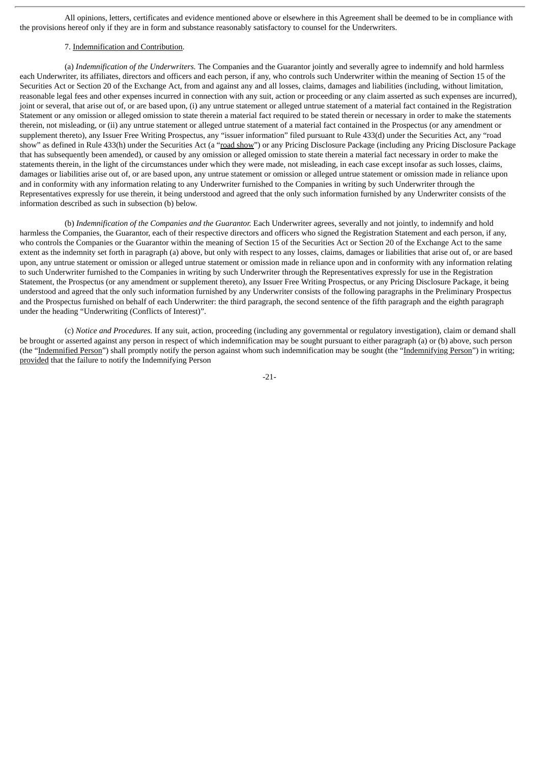All opinions, letters, certificates and evidence mentioned above or elsewhere in this Agreement shall be deemed to be in compliance with the provisions hereof only if they are in form and substance reasonably satisfactory to counsel for the Underwriters.

7. Indemnification and Contribution.

(a) *Indemnification of the Underwriters.* The Companies and the Guarantor jointly and severally agree to indemnify and hold harmless each Underwriter, its affiliates, directors and officers and each person, if any, who controls such Underwriter within the meaning of Section 15 of the Securities Act or Section 20 of the Exchange Act, from and against any and all losses, claims, damages and liabilities (including, without limitation, reasonable legal fees and other expenses incurred in connection with any suit, action or proceeding or any claim asserted as such expenses are incurred), joint or several, that arise out of, or are based upon, (i) any untrue statement or alleged untrue statement of a material fact contained in the Registration Statement or any omission or alleged omission to state therein a material fact required to be stated therein or necessary in order to make the statements therein, not misleading, or (ii) any untrue statement or alleged untrue statement of a material fact contained in the Prospectus (or any amendment or supplement thereto), any Issuer Free Writing Prospectus, any "issuer information" filed pursuant to Rule 433(d) under the Securities Act, any "road show" as defined in Rule 433(h) under the Securities Act (a "road show") or any Pricing Disclosure Package (including any Pricing Disclosure Package that has subsequently been amended), or caused by any omission or alleged omission to state therein a material fact necessary in order to make the statements therein, in the light of the circumstances under which they were made, not misleading, in each case except insofar as such losses, claims, damages or liabilities arise out of, or are based upon, any untrue statement or omission or alleged untrue statement or omission made in reliance upon and in conformity with any information relating to any Underwriter furnished to the Companies in writing by such Underwriter through the Representatives expressly for use therein, it being understood and agreed that the only such information furnished by any Underwriter consists of the information described as such in subsection (b) below.

(b) *Indemnification of the Companies and the Guarantor.* Each Underwriter agrees, severally and not jointly, to indemnify and hold harmless the Companies, the Guarantor, each of their respective directors and officers who signed the Registration Statement and each person, if any, who controls the Companies or the Guarantor within the meaning of Section 15 of the Securities Act or Section 20 of the Exchange Act to the same extent as the indemnity set forth in paragraph (a) above, but only with respect to any losses, claims, damages or liabilities that arise out of, or are based upon, any untrue statement or omission or alleged untrue statement or omission made in reliance upon and in conformity with any information relating to such Underwriter furnished to the Companies in writing by such Underwriter through the Representatives expressly for use in the Registration Statement, the Prospectus (or any amendment or supplement thereto), any Issuer Free Writing Prospectus, or any Pricing Disclosure Package, it being understood and agreed that the only such information furnished by any Underwriter consists of the following paragraphs in the Preliminary Prospectus and the Prospectus furnished on behalf of each Underwriter: the third paragraph, the second sentence of the fifth paragraph and the eighth paragraph under the heading "Underwriting (Conflicts of Interest)".

(c) *Notice and Procedures.* If any suit, action, proceeding (including any governmental or regulatory investigation), claim or demand shall be brought or asserted against any person in respect of which indemnification may be sought pursuant to either paragraph (a) or (b) above, such person (the "Indemnified Person") shall promptly notify the person against whom such indemnification may be sought (the "Indemnifying Person") in writing; provided that the failure to notify the Indemnifying Person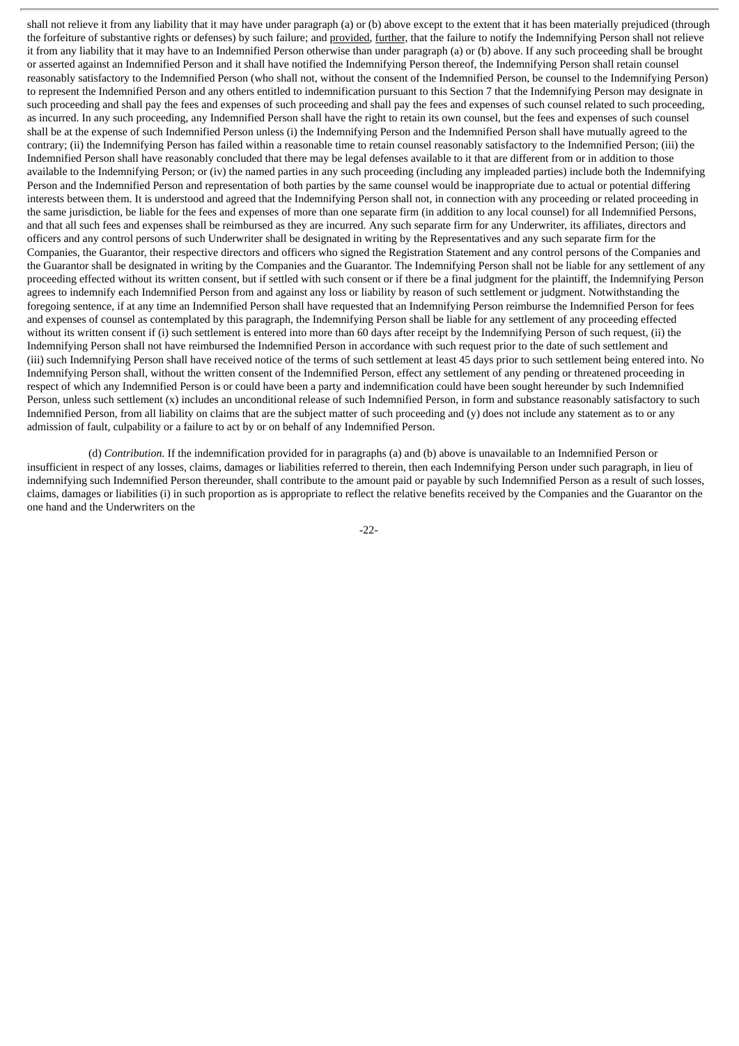shall not relieve it from any liability that it may have under paragraph (a) or (b) above except to the extent that it has been materially prejudiced (through the forfeiture of substantive rights or defenses) by such failure; and provided, further, that the failure to notify the Indemnifying Person shall not relieve it from any liability that it may have to an Indemnified Person otherwise than under paragraph (a) or (b) above. If any such proceeding shall be brought or asserted against an Indemnified Person and it shall have notified the Indemnifying Person thereof, the Indemnifying Person shall retain counsel reasonably satisfactory to the Indemnified Person (who shall not, without the consent of the Indemnified Person, be counsel to the Indemnifying Person) to represent the Indemnified Person and any others entitled to indemnification pursuant to this Section 7 that the Indemnifying Person may designate in such proceeding and shall pay the fees and expenses of such proceeding and shall pay the fees and expenses of such counsel related to such proceeding, as incurred. In any such proceeding, any Indemnified Person shall have the right to retain its own counsel, but the fees and expenses of such counsel shall be at the expense of such Indemnified Person unless (i) the Indemnifying Person and the Indemnified Person shall have mutually agreed to the contrary; (ii) the Indemnifying Person has failed within a reasonable time to retain counsel reasonably satisfactory to the Indemnified Person; (iii) the Indemnified Person shall have reasonably concluded that there may be legal defenses available to it that are different from or in addition to those available to the Indemnifying Person; or (iv) the named parties in any such proceeding (including any impleaded parties) include both the Indemnifying Person and the Indemnified Person and representation of both parties by the same counsel would be inappropriate due to actual or potential differing interests between them. It is understood and agreed that the Indemnifying Person shall not, in connection with any proceeding or related proceeding in the same jurisdiction, be liable for the fees and expenses of more than one separate firm (in addition to any local counsel) for all Indemnified Persons, and that all such fees and expenses shall be reimbursed as they are incurred. Any such separate firm for any Underwriter, its affiliates, directors and officers and any control persons of such Underwriter shall be designated in writing by the Representatives and any such separate firm for the Companies, the Guarantor, their respective directors and officers who signed the Registration Statement and any control persons of the Companies and the Guarantor shall be designated in writing by the Companies and the Guarantor. The Indemnifying Person shall not be liable for any settlement of any proceeding effected without its written consent, but if settled with such consent or if there be a final judgment for the plaintiff, the Indemnifying Person agrees to indemnify each Indemnified Person from and against any loss or liability by reason of such settlement or judgment. Notwithstanding the foregoing sentence, if at any time an Indemnified Person shall have requested that an Indemnifying Person reimburse the Indemnified Person for fees and expenses of counsel as contemplated by this paragraph, the Indemnifying Person shall be liable for any settlement of any proceeding effected without its written consent if (i) such settlement is entered into more than 60 days after receipt by the Indemnifying Person of such request, (ii) the Indemnifying Person shall not have reimbursed the Indemnified Person in accordance with such request prior to the date of such settlement and (iii) such Indemnifying Person shall have received notice of the terms of such settlement at least 45 days prior to such settlement being entered into. No Indemnifying Person shall, without the written consent of the Indemnified Person, effect any settlement of any pending or threatened proceeding in respect of which any Indemnified Person is or could have been a party and indemnification could have been sought hereunder by such Indemnified Person, unless such settlement (x) includes an unconditional release of such Indemnified Person, in form and substance reasonably satisfactory to such Indemnified Person, from all liability on claims that are the subject matter of such proceeding and (y) does not include any statement as to or any admission of fault, culpability or a failure to act by or on behalf of any Indemnified Person.

(d) *Contribution.* If the indemnification provided for in paragraphs (a) and (b) above is unavailable to an Indemnified Person or insufficient in respect of any losses, claims, damages or liabilities referred to therein, then each Indemnifying Person under such paragraph, in lieu of indemnifying such Indemnified Person thereunder, shall contribute to the amount paid or payable by such Indemnified Person as a result of such losses, claims, damages or liabilities (i) in such proportion as is appropriate to reflect the relative benefits received by the Companies and the Guarantor on the one hand and the Underwriters on the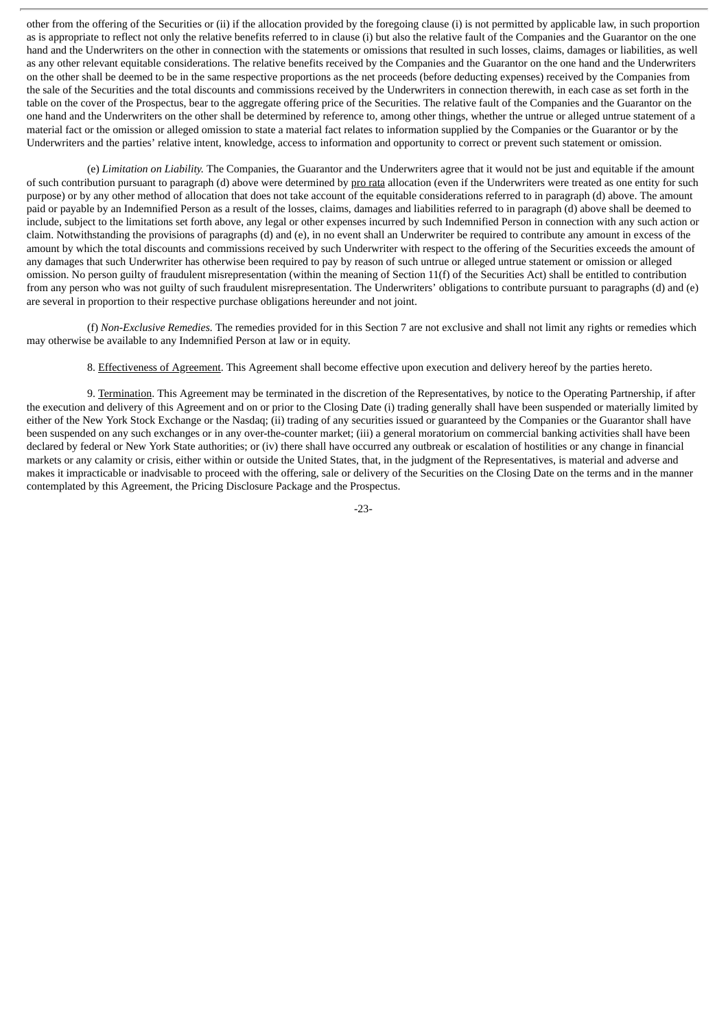other from the offering of the Securities or (ii) if the allocation provided by the foregoing clause (i) is not permitted by applicable law, in such proportion as is appropriate to reflect not only the relative benefits referred to in clause (i) but also the relative fault of the Companies and the Guarantor on the one hand and the Underwriters on the other in connection with the statements or omissions that resulted in such losses, claims, damages or liabilities, as well as any other relevant equitable considerations. The relative benefits received by the Companies and the Guarantor on the one hand and the Underwriters on the other shall be deemed to be in the same respective proportions as the net proceeds (before deducting expenses) received by the Companies from the sale of the Securities and the total discounts and commissions received by the Underwriters in connection therewith, in each case as set forth in the table on the cover of the Prospectus, bear to the aggregate offering price of the Securities. The relative fault of the Companies and the Guarantor on the one hand and the Underwriters on the other shall be determined by reference to, among other things, whether the untrue or alleged untrue statement of a material fact or the omission or alleged omission to state a material fact relates to information supplied by the Companies or the Guarantor or by the Underwriters and the parties' relative intent, knowledge, access to information and opportunity to correct or prevent such statement or omission.

(e) *Limitation on Liability.* The Companies, the Guarantor and the Underwriters agree that it would not be just and equitable if the amount of such contribution pursuant to paragraph (d) above were determined by pro rata allocation (even if the Underwriters were treated as one entity for such purpose) or by any other method of allocation that does not take account of the equitable considerations referred to in paragraph (d) above. The amount paid or payable by an Indemnified Person as a result of the losses, claims, damages and liabilities referred to in paragraph (d) above shall be deemed to include, subject to the limitations set forth above, any legal or other expenses incurred by such Indemnified Person in connection with any such action or claim. Notwithstanding the provisions of paragraphs (d) and (e), in no event shall an Underwriter be required to contribute any amount in excess of the amount by which the total discounts and commissions received by such Underwriter with respect to the offering of the Securities exceeds the amount of any damages that such Underwriter has otherwise been required to pay by reason of such untrue or alleged untrue statement or omission or alleged omission. No person guilty of fraudulent misrepresentation (within the meaning of Section 11(f) of the Securities Act) shall be entitled to contribution from any person who was not guilty of such fraudulent misrepresentation. The Underwriters' obligations to contribute pursuant to paragraphs (d) and (e) are several in proportion to their respective purchase obligations hereunder and not joint.

(f) *Non-Exclusive Remedies.* The remedies provided for in this Section 7 are not exclusive and shall not limit any rights or remedies which may otherwise be available to any Indemnified Person at law or in equity.

8. Effectiveness of Agreement. This Agreement shall become effective upon execution and delivery hereof by the parties hereto.

9. Termination. This Agreement may be terminated in the discretion of the Representatives, by notice to the Operating Partnership, if after the execution and delivery of this Agreement and on or prior to the Closing Date (i) trading generally shall have been suspended or materially limited by either of the New York Stock Exchange or the Nasdaq; (ii) trading of any securities issued or guaranteed by the Companies or the Guarantor shall have been suspended on any such exchanges or in any over-the-counter market; (iii) a general moratorium on commercial banking activities shall have been declared by federal or New York State authorities; or (iv) there shall have occurred any outbreak or escalation of hostilities or any change in financial markets or any calamity or crisis, either within or outside the United States, that, in the judgment of the Representatives, is material and adverse and makes it impracticable or inadvisable to proceed with the offering, sale or delivery of the Securities on the Closing Date on the terms and in the manner contemplated by this Agreement, the Pricing Disclosure Package and the Prospectus.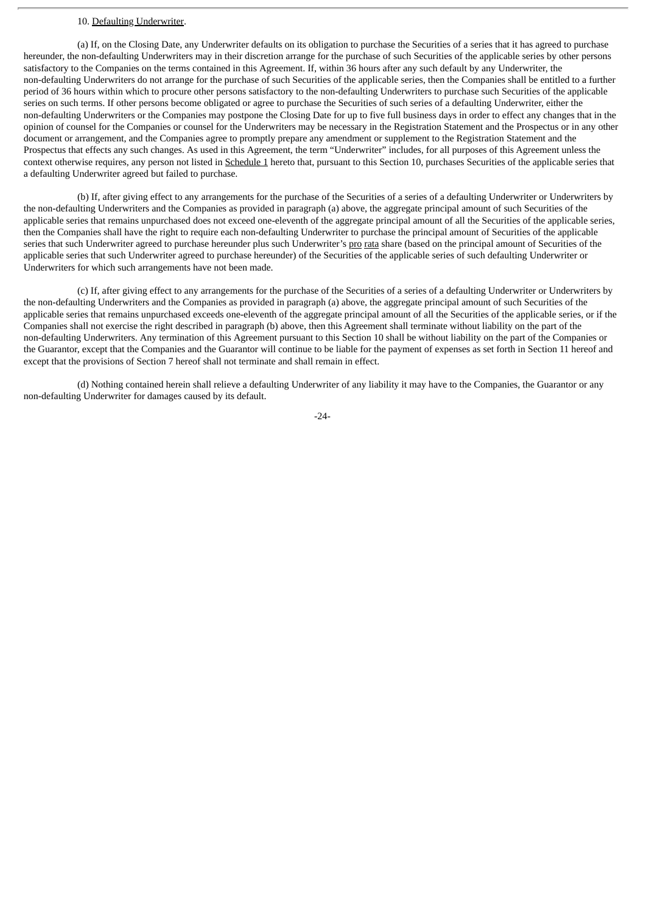10. Defaulting Underwriter.

(a) If, on the Closing Date, any Underwriter defaults on its obligation to purchase the Securities of a series that it has agreed to purchase hereunder, the non-defaulting Underwriters may in their discretion arrange for the purchase of such Securities of the applicable series by other persons satisfactory to the Companies on the terms contained in this Agreement. If, within 36 hours after any such default by any Underwriter, the non-defaulting Underwriters do not arrange for the purchase of such Securities of the applicable series, then the Companies shall be entitled to a further period of 36 hours within which to procure other persons satisfactory to the non-defaulting Underwriters to purchase such Securities of the applicable series on such terms. If other persons become obligated or agree to purchase the Securities of such series of a defaulting Underwriter, either the non-defaulting Underwriters or the Companies may postpone the Closing Date for up to five full business days in order to effect any changes that in the opinion of counsel for the Companies or counsel for the Underwriters may be necessary in the Registration Statement and the Prospectus or in any other document or arrangement, and the Companies agree to promptly prepare any amendment or supplement to the Registration Statement and the Prospectus that effects any such changes. As used in this Agreement, the term "Underwriter" includes, for all purposes of this Agreement unless the context otherwise requires, any person not listed in Schedule 1 hereto that, pursuant to this Section 10, purchases Securities of the applicable series that a defaulting Underwriter agreed but failed to purchase.

(b) If, after giving effect to any arrangements for the purchase of the Securities of a series of a defaulting Underwriter or Underwriters by the non-defaulting Underwriters and the Companies as provided in paragraph (a) above, the aggregate principal amount of such Securities of the applicable series that remains unpurchased does not exceed one-eleventh of the aggregate principal amount of all the Securities of the applicable series, then the Companies shall have the right to require each non-defaulting Underwriter to purchase the principal amount of Securities of the applicable series that such Underwriter agreed to purchase hereunder plus such Underwriter's pro rata share (based on the principal amount of Securities of the applicable series that such Underwriter agreed to purchase hereunder) of the Securities of the applicable series of such defaulting Underwriter or Underwriters for which such arrangements have not been made.

(c) If, after giving effect to any arrangements for the purchase of the Securities of a series of a defaulting Underwriter or Underwriters by the non-defaulting Underwriters and the Companies as provided in paragraph (a) above, the aggregate principal amount of such Securities of the applicable series that remains unpurchased exceeds one-eleventh of the aggregate principal amount of all the Securities of the applicable series, or if the Companies shall not exercise the right described in paragraph (b) above, then this Agreement shall terminate without liability on the part of the non-defaulting Underwriters. Any termination of this Agreement pursuant to this Section 10 shall be without liability on the part of the Companies or the Guarantor, except that the Companies and the Guarantor will continue to be liable for the payment of expenses as set forth in Section 11 hereof and except that the provisions of Section 7 hereof shall not terminate and shall remain in effect.

(d) Nothing contained herein shall relieve a defaulting Underwriter of any liability it may have to the Companies, the Guarantor or any non-defaulting Underwriter for damages caused by its default.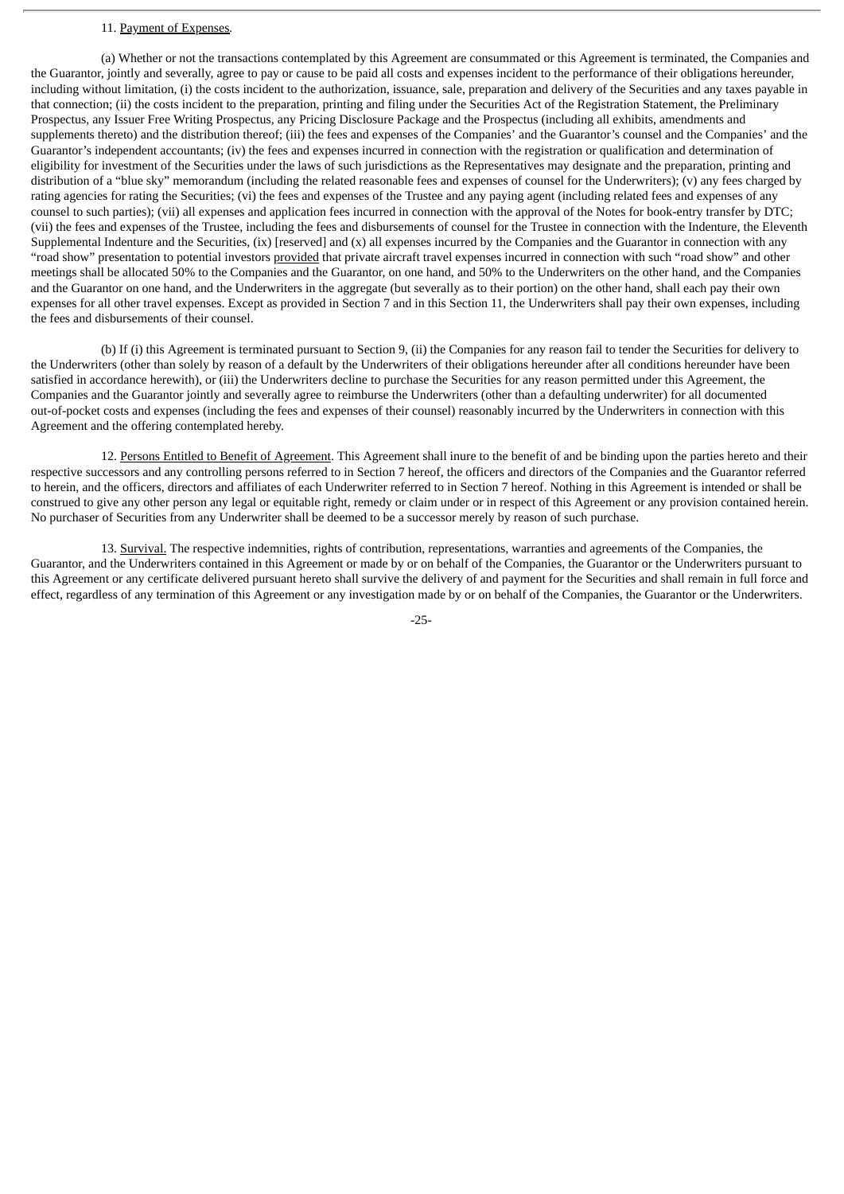11. Payment of Expenses.

(a) Whether or not the transactions contemplated by this Agreement are consummated or this Agreement is terminated, the Companies and the Guarantor, jointly and severally, agree to pay or cause to be paid all costs and expenses incident to the performance of their obligations hereunder, including without limitation, (i) the costs incident to the authorization, issuance, sale, preparation and delivery of the Securities and any taxes payable in that connection; (ii) the costs incident to the preparation, printing and filing under the Securities Act of the Registration Statement, the Preliminary Prospectus, any Issuer Free Writing Prospectus, any Pricing Disclosure Package and the Prospectus (including all exhibits, amendments and supplements thereto) and the distribution thereof; (iii) the fees and expenses of the Companies' and the Guarantor's counsel and the Companies' and the Guarantor's independent accountants; (iv) the fees and expenses incurred in connection with the registration or qualification and determination of eligibility for investment of the Securities under the laws of such jurisdictions as the Representatives may designate and the preparation, printing and distribution of a "blue sky" memorandum (including the related reasonable fees and expenses of counsel for the Underwriters); (v) any fees charged by rating agencies for rating the Securities; (vi) the fees and expenses of the Trustee and any paying agent (including related fees and expenses of any counsel to such parties); (vii) all expenses and application fees incurred in connection with the approval of the Notes for book-entry transfer by DTC; (viii) the fees and expenses of the Trustee, including the fees and disbursements of counsel for the Trustee in connection with the Indenture, the Eleventh Supplemental Indenture and the Securities, (ix) [reserved] and (x) all expenses incurred by the Companies and the Guarantor in connection with any "road show" presentation to potential investors provided that private aircraft travel expenses incurred in connection with such "road show" and other meetings shall be allocated 50% to the Companies and the Guarantor, on one hand, and 50% to the Underwriters on the other hand, and the Companies and the Guarantor on one hand, and the Underwriters in the aggregate (but severally as to their portion) on the other hand, shall each pay their own expenses for all other travel expenses. Except as provided in Section 7 and in this Section 11, the Underwriters shall pay their own expenses, including the fees and disbursements of their counsel.

(b) If (i) this Agreement is terminated pursuant to Section 9, (ii) the Companies for any reason fail to tender the Securities for delivery to the Underwriters (other than solely by reason of a default by the Underwriters of their obligations hereunder after all conditions hereunder have been satisfied in accordance herewith), or (iii) the Underwriters decline to purchase the Securities for any reason permitted under this Agreement, the Companies and the Guarantor jointly and severally agree to reimburse the Underwriters (other than a defaulting underwriter) for all documented out-of-pocket costs and expenses (including the fees and expenses of their counsel) reasonably incurred by the Underwriters in connection with this Agreement and the offering contemplated hereby.

12. Persons Entitled to Benefit of Agreement. This Agreement shall inure to the benefit of and be binding upon the parties hereto and their respective successors and any controlling persons referred to in Section 7 hereof, the officers and directors of the Companies and the Guarantor referred to herein, and the officers, directors and affiliates of each Underwriter referred to in Section 7 hereof. Nothing in this Agreement is intended or shall be construed to give any other person any legal or equitable right, remedy or claim under or in respect of this Agreement or any provision contained herein. No purchaser of Securities from any Underwriter shall be deemed to be a successor merely by reason of such purchase.

13. Survival. The respective indemnities, rights of contribution, representations, warranties and agreements of the Companies, the Guarantor, and the Underwriters contained in this Agreement or made by or on behalf of the Companies, the Guarantor or the Underwriters pursuant to this Agreement or any certificate delivered pursuant hereto shall survive the delivery of and payment for the Securities and shall remain in full force and effect, regardless of any termination of this Agreement or any investigation made by or on behalf of the Companies, the Guarantor or the Underwriters.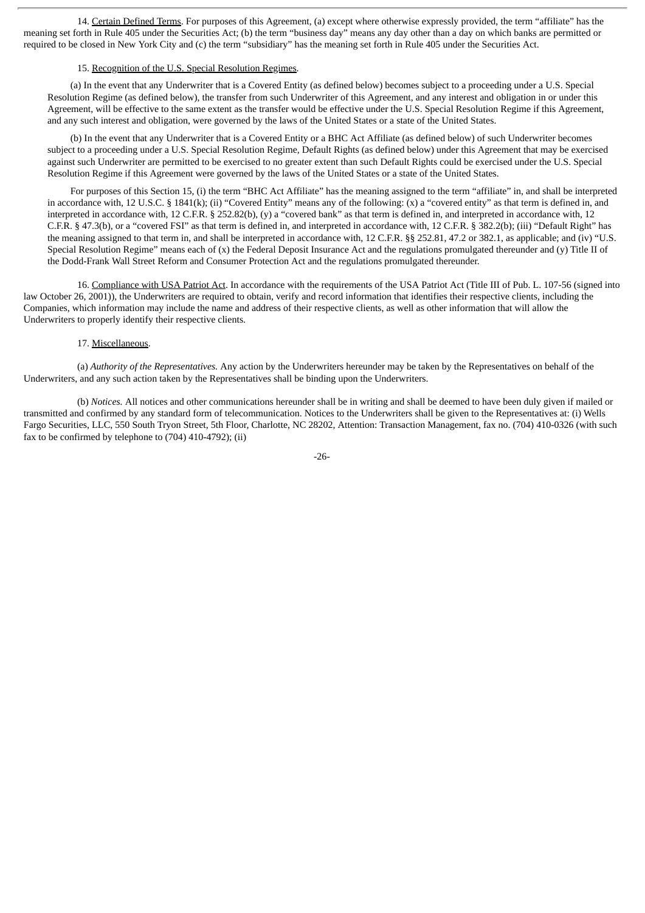14. <u>Certain Defined Terms</u>. For purposes of this Agreement, (a) except where otherwise expressly provided, the term "affiliate" has the meaning set forth in Rule 405 under the Securities Act; (b) the term "business day" means any day other than a day on which banks are permitted or required to be closed in New York City and (c) the term "subsidiary" has the meaning set forth in Rule 405 under the Securities Act.

15. <u>Recognition of the U.S. Special Resolution Regimes</u>.

(a) In the event that any Underwriter that is a Covered Entity (as defined below) becomes subject to a proceeding under a U.S. Special Resolution Regime (as defined below), the transfer from such Underwriter of this Agreement, and any interest and obligation in or under this Agreement, will be effective to the same extent as the transfer would be effective under the U.S. Special Resolution Regime if this Agreement, and any such interest and obligation, were governed by the laws of the United States or a state of the United States.

(b) In the event that any Underwriter that is a Covered Entity or a BHC Act Affiliate (as defined below) of such Underwriter becomes subject to a proceeding under a U.S. Special Resolution Regime, Default Rights (as defined below) under this Agreement that may be exercised against such Underwriter are permitted to be exercised to no greater extent than such Default Rights could be exercised under the U.S. Special Resolution Regime if this Agreement were governed by the laws of the United States or a state of the United States.

For purposes of this Section 15, (i) the term "BHC Act Affiliate" has the meaning assigned to the term "affiliate" in, and shall be interpreted in accordance with, 12 U.S.C. § 1841(k); (ii) "Covered Entity" means any of the following: (x) a "covered entity" as that term is defined in, and interpreted in accordance with, 12 C.F.R. § 252.82(b), (y) a "covered bank" as that term is defined in, and interpreted in accordance with, 12 C.F.R. § 47.3(b), or a "covered FSI" as that term is defined in, and interpreted in accordance with, 12 C.F.R. § 382.2(b); (iii) "Default Right" has the meaning assigned to that term in, and shall be interpreted in accordance with, 12 C.F.R. §§ 252.81, 47.2 or 382.1, as applicable; and (iv) "U.S. Special Resolution Regime" means each of (x) the Federal Deposit Insurance Act and the regulations promulgated thereunder and (y) Title II of the Dodd-Frank Wall Street Reform and Consumer Protection Act and the regulations promulgated thereunder.

16. <u>Compliance with USA Patriot Act</u>. In accordance with the requirements of the USA Patriot Act (Title III of Pub. L. 107-56 (signed into law October 26, 2001)), the Underwriters are required to obtain, verify and record information that identifies their respective clients, including the Companies, which information may include the name and address of their respective clients, as well as other information that will allow the Underwriters to properly identify their respective clients.

17. <u>Miscellaneous</u>.

(a) *Authority of the Representatives.* Any action by the Underwriters hereunder may be taken by the Representatives on behalf of the Underwriters, and any such action taken by the Representatives shall be binding upon the Underwriters.

(b) *Notices.* All notices and other communications hereunder shall be in writing and shall be deemed to have been duly given if mailed or transmitted and confirmed by any standard form of telecommunication. Notices to the Underwriters shall be given to the Representatives at: (i) Wells Fargo Securities, LLC, 550 South Tryon Street, 5th Floor, Charlotte, NC 28202, Attention: Transaction Management, fax no. (704) 410-0326 (with such fax to be confirmed by telephone to (704) 410-4792); (ii)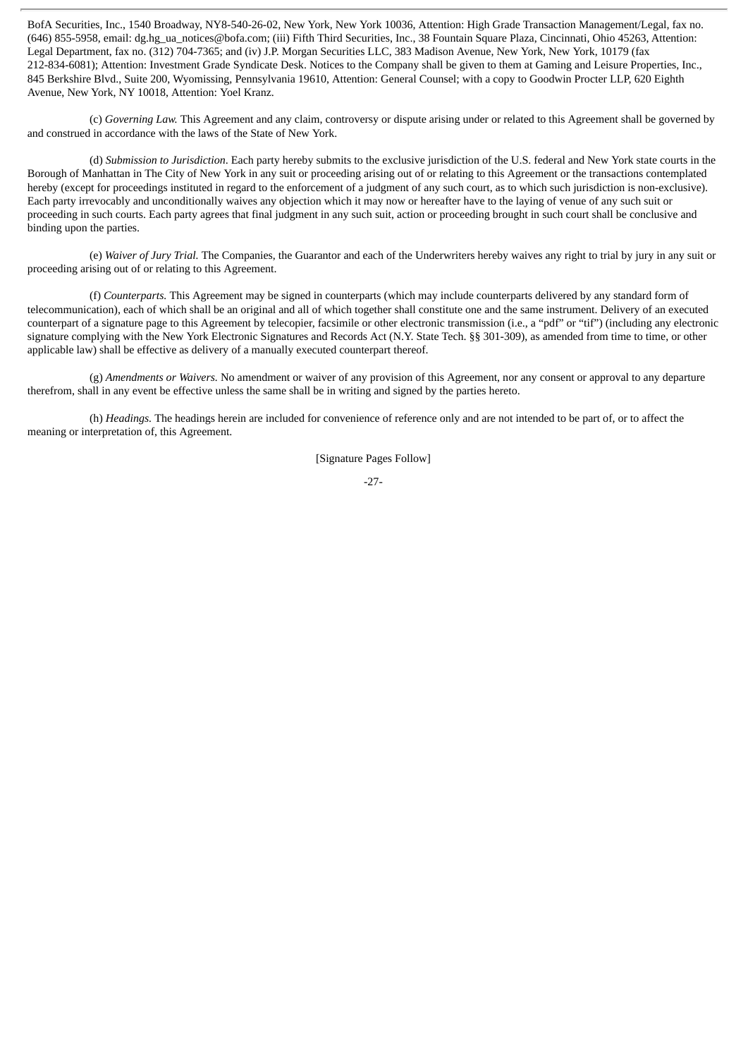BofA Securities, Inc., 1540 Broadway, NY8-540-26-02, New York, New York 10036, Attention: High Grade Transaction Management/Legal, fax no. (646) 855-5958, email: dg.hg_ua_notices@bofa.com; (iii) Fifth Third Securities, Inc., 38 Fountain Square Plaza, Cincinnati, Ohio 45263, Attention: Legal Department, fax no. (312) 704-7365; and (iv) J.P. Morgan Securities LLC, 383 Madison Avenue, New York, New York, 10179 (fax 212-834-6081); Attention: Investment Grade Syndicate Desk. Notices to the Company shall be given to them at Gaming and Leisure Properties, Inc., 845 Berkshire Blvd., Suite 200, Wyomissing, Pennsylvania 19610, Attention: General Counsel; with a copy to Goodwin Procter LLP, 620 Eighth Avenue, New York, NY 10018, Attention: Yoel Kranz.

(c) *Governing Law.* This Agreement and any claim, controversy or dispute arising under or related to this Agreement shall be governed by and construed in accordance with the laws of the State of New York.

(d) *Submission to Jurisdiction*. Each party hereby submits to the exclusive jurisdiction of the U.S. federal and New York state courts in the Borough of Manhattan in The City of New York in any suit or proceeding arising out of or relating to this Agreement or the transactions contemplated hereby (except for proceedings instituted in regard to the enforcement of a judgment of any such court, as to which such jurisdiction is non-exclusive). Each party irrevocably and unconditionally waives any objection which it may now or hereafter have to the laying of venue of any such suit or proceeding in such courts. Each party agrees that final judgment in any such suit, action or proceeding brought in such court shall be conclusive and binding upon the parties.

(e) *Waiver of Jury Trial.* The Companies, the Guarantor and each of the Underwriters hereby waives any right to trial by jury in any suit or proceeding arising out of or relating to this Agreement.

(f) *Counterparts.* This Agreement may be signed in counterparts (which may include counterparts delivered by any standard form of telecommunication), each of which shall be an original and all of which together shall constitute one and the same instrument. Delivery of an executed counterpart of a signature page to this Agreement by telecopier, facsimile or other electronic transmission (i.e., a "pdf" or "tif") (including any electronic signature complying with the New York Electronic Signatures and Records Act (N.Y. State Tech. §§ 301-309), as amended from time to time, or other applicable law) shall be effective as delivery of a manually executed counterpart thereof.

(g) *Amendments or Waivers.* No amendment or waiver of any provision of this Agreement, nor any consent or approval to any departure therefrom, shall in any event be effective unless the same shall be in writing and signed by the parties hereto.

(h) *Headings.* The headings herein are included for convenience of reference only and are not intended to be part of, or to affect the meaning or interpretation of, this Agreement.

[Signature Pages Follow]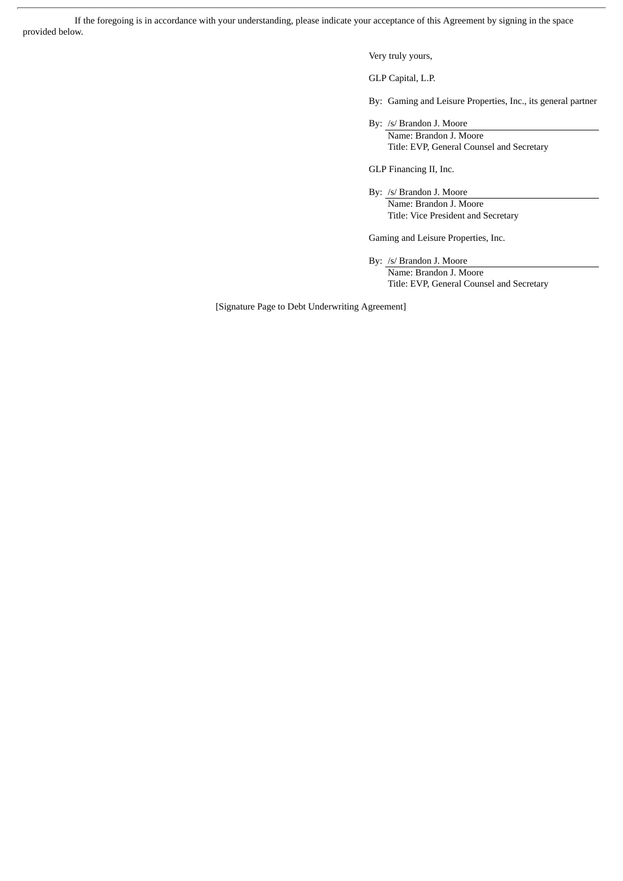If the foregoing is in accordance with your understanding, please indicate your acceptance of this Agreement by signing in the space provided below.

Very truly yours,

GLP Capital, L.P.

By: Gaming and Leisure Properties, Inc., its general partner

By: /s/ Brandon J. Moore
Name: Brandon J. Moore
Title: EVP, General Counsel and Secretary

GLP Financing II, Inc.

By: /s/ Brandon J. Moore
Name: Brandon J. Moore
Title: Vice President and Secretary

Gaming and Leisure Properties, Inc.

By: /s/ Brandon J. Moore
Name: Brandon J. Moore
Title: EVP, General Counsel and Secretary

[Signature Page to Debt Underwriting Agreement]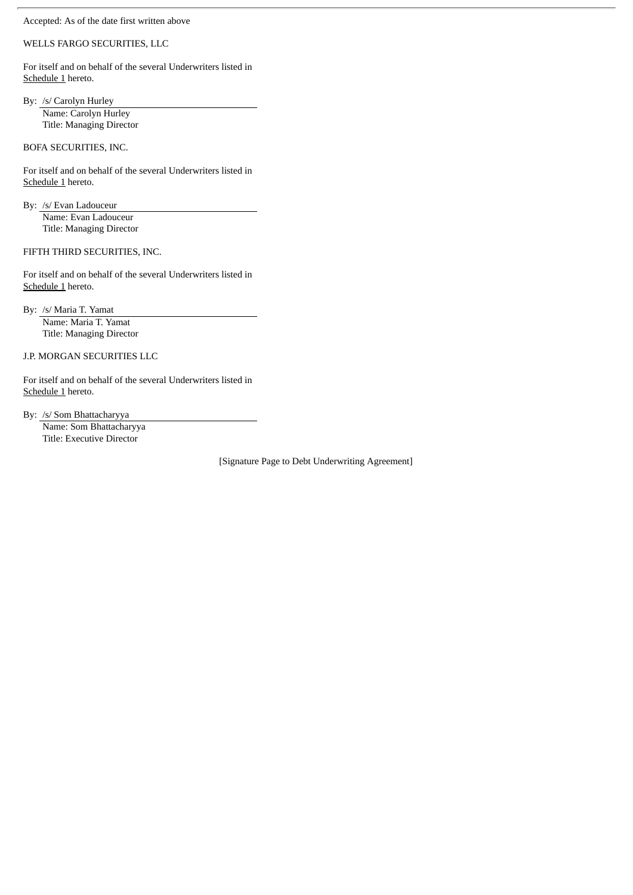Accepted: As of the date first written above

WELLS FARGO SECURITIES, LLC

For itself and on behalf of the several Underwriters listed in Schedule 1 hereto.

By: /s/ Carolyn Hurley
Name: Carolyn Hurley
Title: Managing Director

BOFA SECURITIES, INC.

For itself and on behalf of the several Underwriters listed in Schedule 1 hereto.

By: /s/ Evan Ladouceur
Name: Evan Ladouceur
Title: Managing Director

FIFTH THIRD SECURITIES, INC.

For itself and on behalf of the several Underwriters listed in Schedule 1 hereto.

By: /s/ Maria T. Yamat
Name: Maria T. Yamat
Title: Managing Director

J.P. MORGAN SECURITIES LLC

For itself and on behalf of the several Underwriters listed in Schedule 1 hereto.

By: /s/ Som Bhattacharyya
Name: Som Bhattacharyya
Title: Executive Director

[Signature Page to Debt Underwriting Agreement]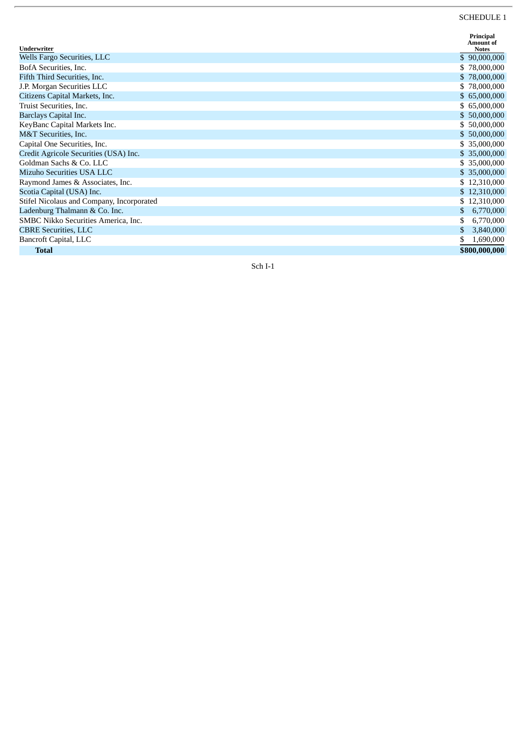SCHEDULE 1

| Underwriter | Principal Amount of Notes |
|---|---|
| Wells Fargo Securities, LLC | $ 90,000,000 |
| BofA Securities, Inc. | $ 78,000,000 |
| Fifth Third Securities, Inc. | $ 78,000,000 |
| J.P. Morgan Securities LLC | $ 78,000,000 |
| Citizens Capital Markets, Inc. | $ 65,000,000 |
| Truist Securities, Inc. | $ 65,000,000 |
| Barclays Capital Inc. | $ 50,000,000 |
| KeyBanc Capital Markets Inc. | $ 50,000,000 |
| M&T Securities, Inc. | $ 50,000,000 |
| Capital One Securities, Inc. | $ 35,000,000 |
| Credit Agricole Securities (USA) Inc. | $ 35,000,000 |
| Goldman Sachs & Co. LLC | $ 35,000,000 |
| Mizuho Securities USA LLC | $ 35,000,000 |
| Raymond James & Associates, Inc. | $ 12,310,000 |
| Scotia Capital (USA) Inc. | $ 12,310,000 |
| Stifel Nicolaus and Company, Incorporated | $ 12,310,000 |
| Ladenburg Thalmann & Co. Inc. | $ 6,770,000 |
| SMBC Nikko Securities America, Inc. | $ 6,770,000 |
| CBRE Securities, LLC | $ 3,840,000 |
| Bancroft Capital, LLC | $ 1,690,000 |
| **Total** | **$800,000,000** |

Sch I-1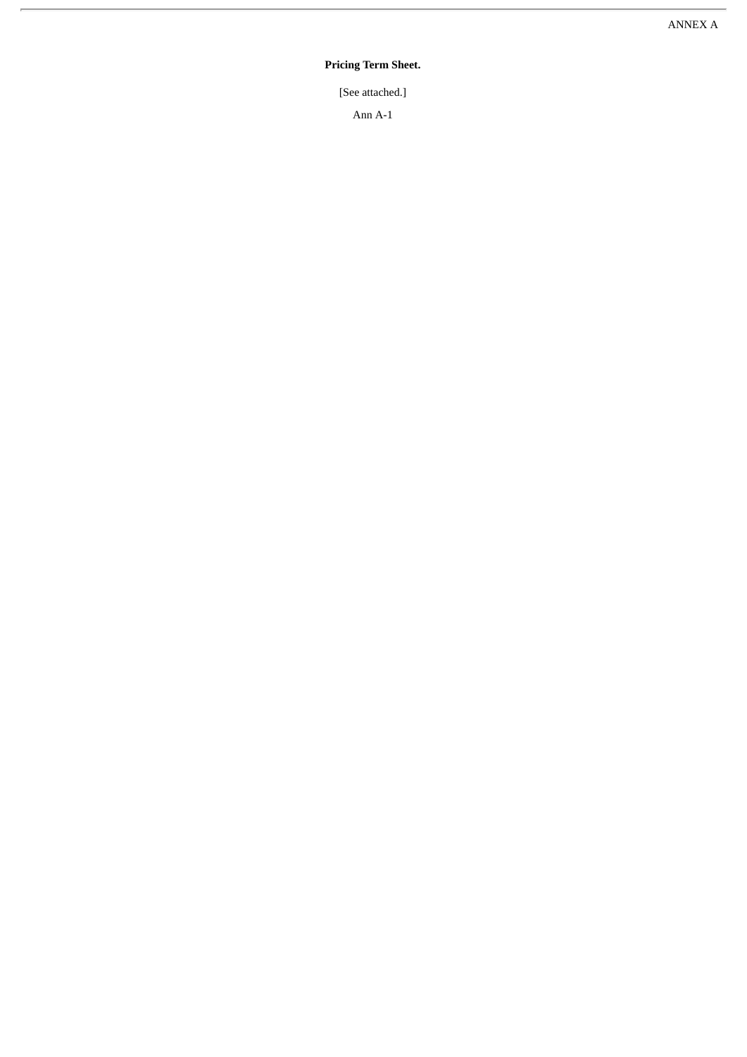ANNEX A

**Pricing Term Sheet.**

[See attached.]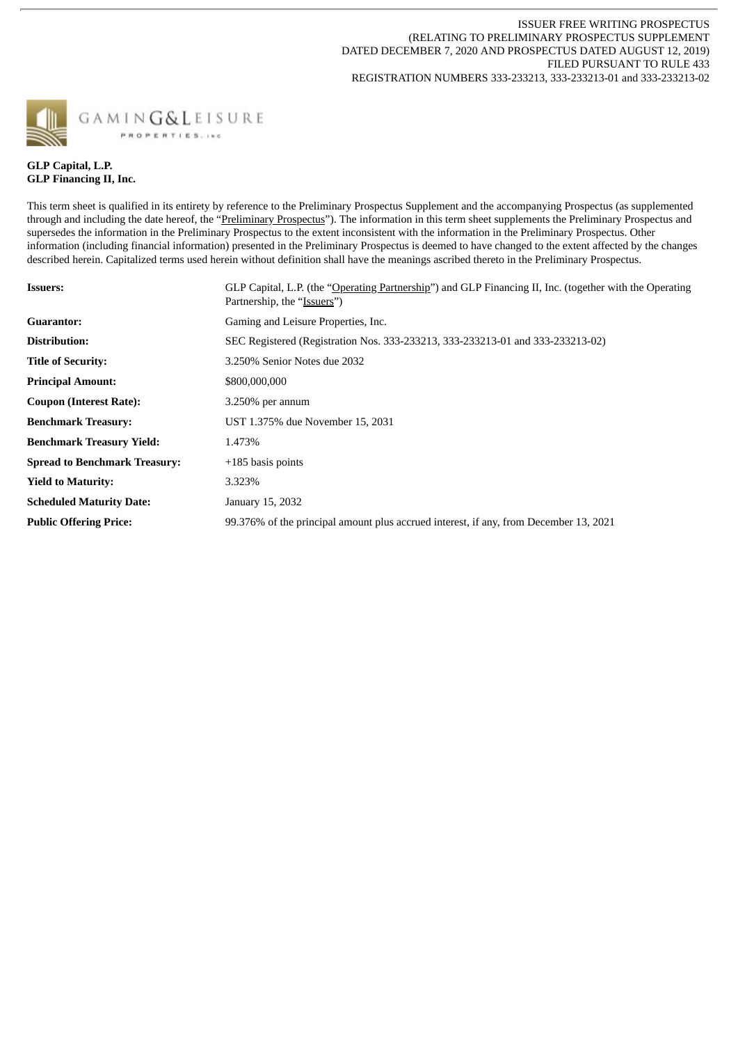ISSUER FREE WRITING PROSPECTUS
(RELATING TO PRELIMINARY PROSPECTUS SUPPLEMENT
DATED DECEMBER 7, 2020 AND PROSPECTUS DATED AUGUST 12, 2019)
FILED PURSUANT TO RULE 433
REGISTRATION NUMBERS 333-233213, 333-233213-01 and 333-233213-02

GAMING & LEISURE PROPERTIES, INC.

**GLP Capital, L.P.**
**GLP Financing II, Inc.**

This term sheet is qualified in its entirety by reference to the Preliminary Prospectus Supplement and the accompanying Prospectus (as supplemented through and including the date hereof, the "Preliminary Prospectus"). The information in this term sheet supplements the Preliminary Prospectus and supersedes the information in the Preliminary Prospectus to the extent inconsistent with the information in the Preliminary Prospectus. Other information (including financial information) presented in the Preliminary Prospectus is deemed to have changed to the extent affected by the changes described herein. Capitalized terms used herein without definition shall have the meanings ascribed thereto in the Preliminary Prospectus.

| | |
|---|---|
| **Issuers:** | GLP Capital, L.P. (the "Operating Partnership") and GLP Financing II, Inc. (together with the Operating Partnership, the "Issuers") |
| **Guarantor:** | Gaming and Leisure Properties, Inc. |
| **Distribution:** | SEC Registered (Registration Nos. 333-233213, 333-233213-01 and 333-233213-02) |
| **Title of Security:** | 3.250% Senior Notes due 2032 |
| **Principal Amount:** | $800,000,000 |
| **Coupon (Interest Rate):** | 3.250% per annum |
| **Benchmark Treasury:** | UST 1.375% due November 15, 2031 |
| **Benchmark Treasury Yield:** | 1.473% |
| **Spread to Benchmark Treasury:** | +185 basis points |
| **Yield to Maturity:** | 3.323% |
| **Scheduled Maturity Date:** | January 15, 2032 |
| **Public Offering Price:** | 99.376% of the principal amount plus accrued interest, if any, from December 13, 2021 |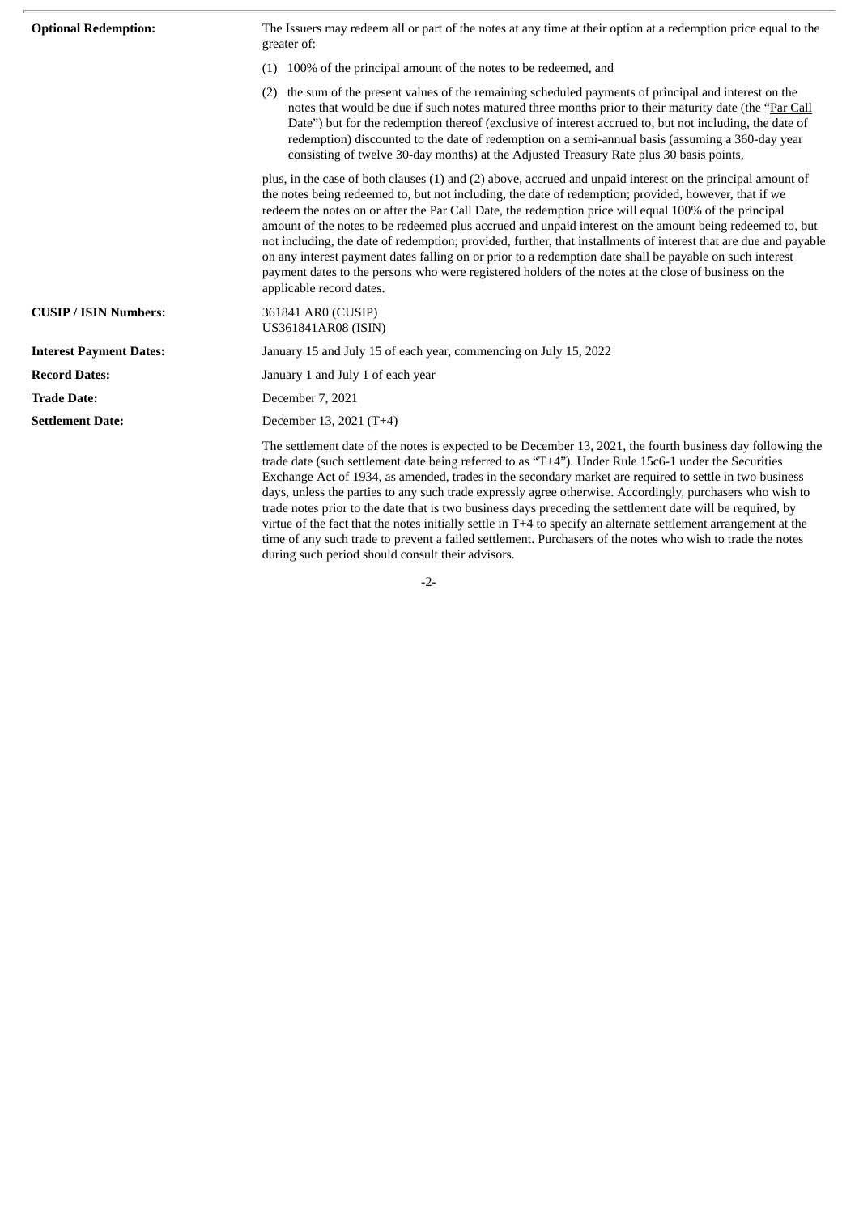| | |
|---|---|
| **Optional Redemption:** | The Issuers may redeem all or part of the notes at any time at their option at a redemption price equal to the greater of:<br><br>(1) 100% of the principal amount of the notes to be redeemed, and<br><br>(2) the sum of the present values of the remaining scheduled payments of principal and interest on the notes that would be due if such notes matured three months prior to their maturity date (the "Par Call Date") but for the redemption thereof (exclusive of interest accrued to, but not including, the date of redemption) discounted to the date of redemption on a semi-annual basis (assuming a 360-day year consisting of twelve 30-day months) at the Adjusted Treasury Rate plus 30 basis points,<br><br>plus, in the case of both clauses (1) and (2) above, accrued and unpaid interest on the principal amount of the notes being redeemed to, but not including, the date of redemption; provided, however, that if we redeem the notes on or after the Par Call Date, the redemption price will equal 100% of the principal amount of the notes to be redeemed plus accrued and unpaid interest on the amount being redeemed to, but not including, the date of redemption; provided, further, that installments of interest that are due and payable on any interest payment dates falling on or prior to a redemption date shall be payable on such interest payment dates to the persons who were registered holders of the notes at the close of business on the applicable record dates. |
| **CUSIP / ISIN Numbers:** | 361841 AR0 (CUSIP)<br>US361841AR08 (ISIN) |
| **Interest Payment Dates:** | January 15 and July 15 of each year, commencing on July 15, 2022 |
| **Record Dates:** | January 1 and July 1 of each year |
| **Trade Date:** | December 7, 2021 |
| **Settlement Date:** | December 13, 2021 (T+4)<br><br>The settlement date of the notes is expected to be December 13, 2021, the fourth business day following the trade date (such settlement date being referred to as "T+4"). Under Rule 15c6-1 under the Securities Exchange Act of 1934, as amended, trades in the secondary market are required to settle in two business days, unless the parties to any such trade expressly agree otherwise. Accordingly, purchasers who wish to trade notes prior to the date that is two business days preceding the settlement date will be required, by virtue of the fact that the notes initially settle in T+4 to specify an alternate settlement arrangement at the time of any such trade to prevent a failed settlement. Purchasers of the notes who wish to trade the notes during such period should consult their advisors. |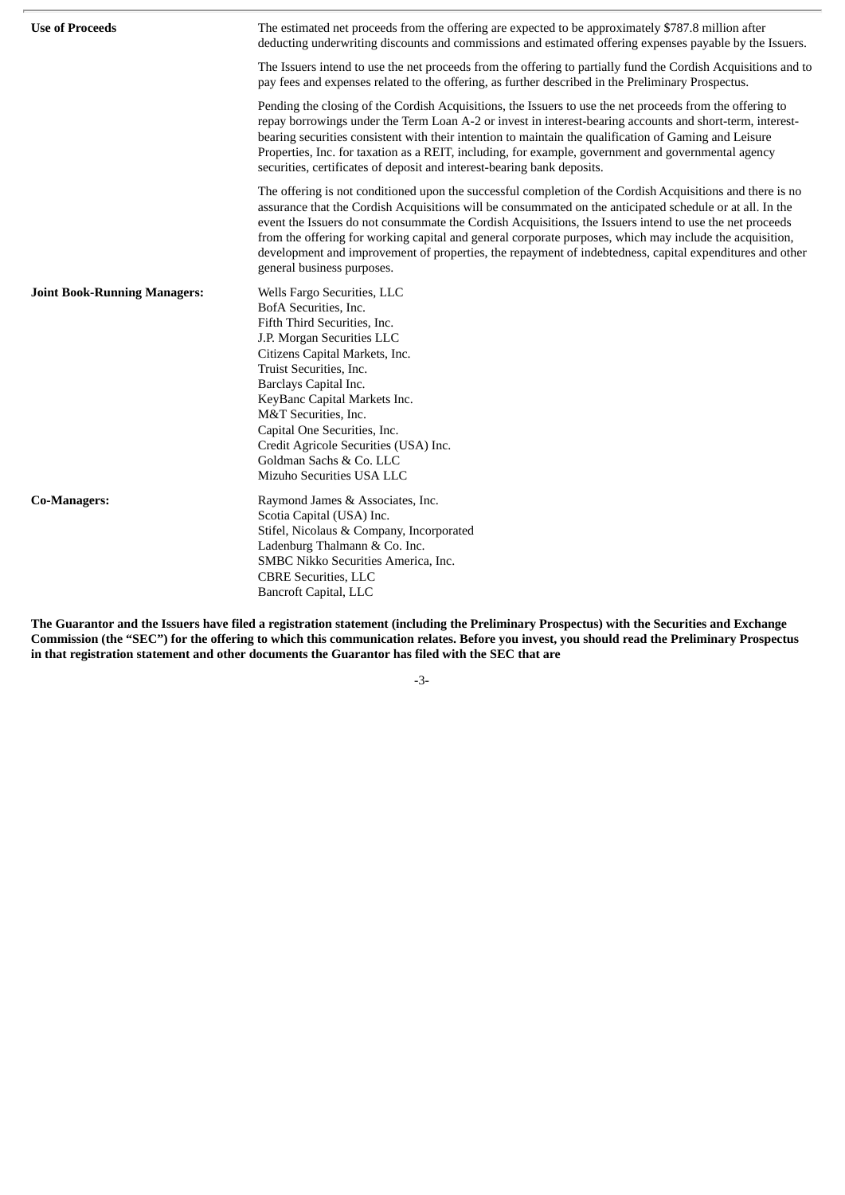| | |
|---|---|
| **Use of Proceeds** | The estimated net proceeds from the offering are expected to be approximately $787.8 million after deducting underwriting discounts and commissions and estimated offering expenses payable by the Issuers.<br><br>The Issuers intend to use the net proceeds from the offering to partially fund the Cordish Acquisitions and to pay fees and expenses related to the offering, as further described in the Preliminary Prospectus.<br><br>Pending the closing of the Cordish Acquisitions, the Issuers to use the net proceeds from the offering to repay borrowings under the Term Loan A-2 or invest in interest-bearing accounts and short-term, interest-bearing securities consistent with their intention to maintain the qualification of Gaming and Leisure Properties, Inc. for taxation as a REIT, including, for example, government and governmental agency securities, certificates of deposit and interest-bearing bank deposits.<br><br>The offering is not conditioned upon the successful completion of the Cordish Acquisitions and there is no assurance that the Cordish Acquisitions will be consummated on the anticipated schedule or at all. In the event the Issuers do not consummate the Cordish Acquisitions, the Issuers intend to use the net proceeds from the offering for working capital and general corporate purposes, which may include the acquisition, development and improvement of properties, the repayment of indebtedness, capital expenditures and other general business purposes. |
| **Joint Book-Running Managers:** | Wells Fargo Securities, LLC<br>BofA Securities, Inc.<br>Fifth Third Securities, Inc.<br>J.P. Morgan Securities LLC<br>Citizens Capital Markets, Inc.<br>Truist Securities, Inc.<br>Barclays Capital Inc.<br>KeyBanc Capital Markets Inc.<br>M&T Securities, Inc.<br>Capital One Securities, Inc.<br>Credit Agricole Securities (USA) Inc.<br>Goldman Sachs & Co. LLC<br>Mizuho Securities USA LLC |
| **Co-Managers:** | Raymond James & Associates, Inc.<br>Scotia Capital (USA) Inc.<br>Stifel, Nicolaus & Company, Incorporated<br>Ladenburg Thalmann & Co. Inc.<br>SMBC Nikko Securities America, Inc.<br>CBRE Securities, LLC<br>Bancroft Capital, LLC |

**The Guarantor and the Issuers have filed a registration statement (including the Preliminary Prospectus) with the Securities and Exchange Commission (the "SEC") for the offering to which this communication relates. Before you invest, you should read the Preliminary Prospectus in that registration statement and other documents the Guarantor has filed with the SEC that are**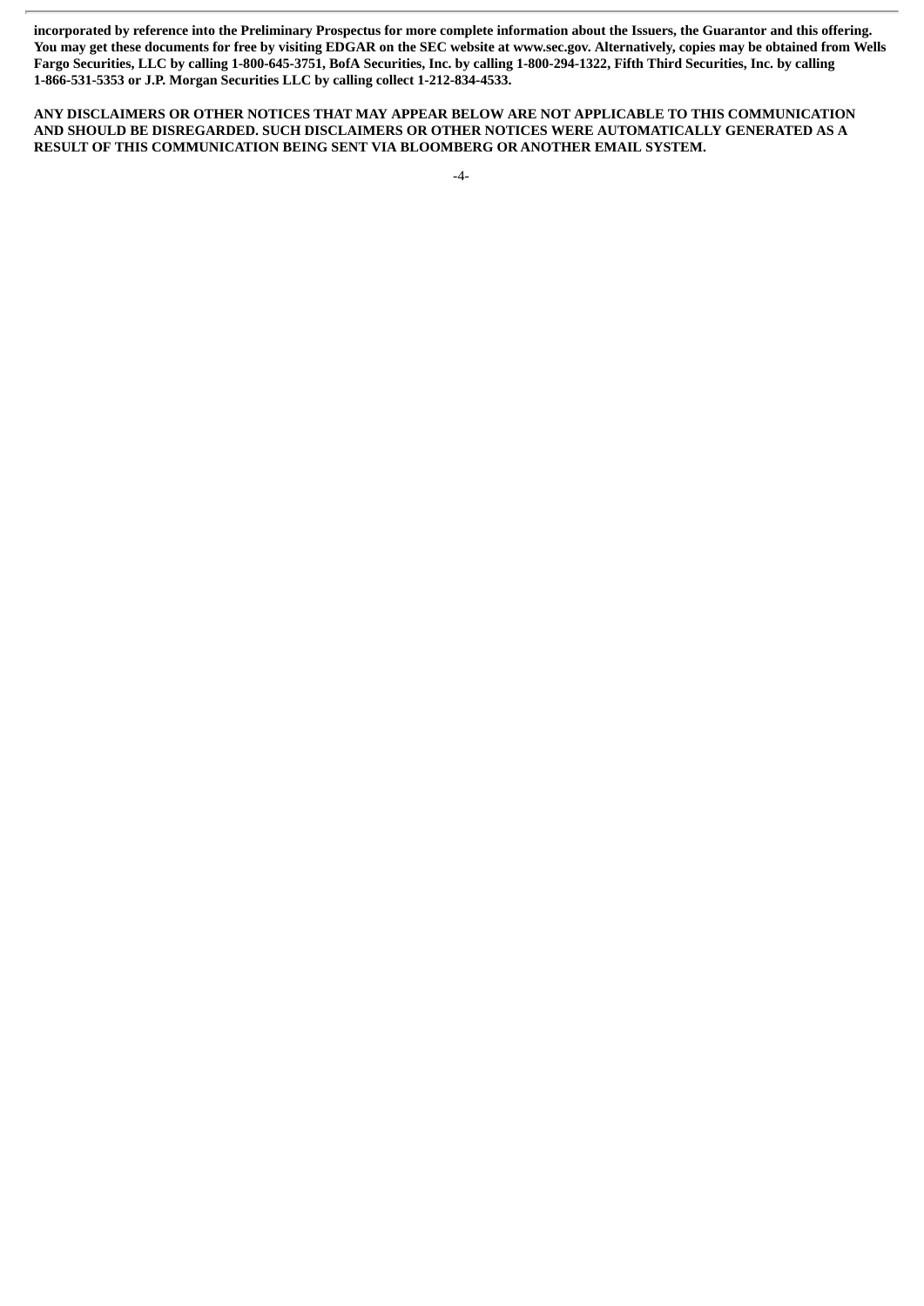**incorporated by reference into the Preliminary Prospectus for more complete information about the Issuers, the Guarantor and this offering. You may get these documents for free by visiting EDGAR on the SEC website at www.sec.gov. Alternatively, copies may be obtained from Wells Fargo Securities, LLC by calling 1-800-645-3751, BofA Securities, Inc. by calling 1-800-294-1322, Fifth Third Securities, Inc. by calling 1-866-531-5353 or J.P. Morgan Securities LLC by calling collect 1-212-834-4533.**

**ANY DISCLAIMERS OR OTHER NOTICES THAT MAY APPEAR BELOW ARE NOT APPLICABLE TO THIS COMMUNICATION AND SHOULD BE DISREGARDED. SUCH DISCLAIMERS OR OTHER NOTICES WERE AUTOMATICALLY GENERATED AS A RESULT OF THIS COMMUNICATION BEING SENT VIA BLOOMBERG OR ANOTHER EMAIL SYSTEM.**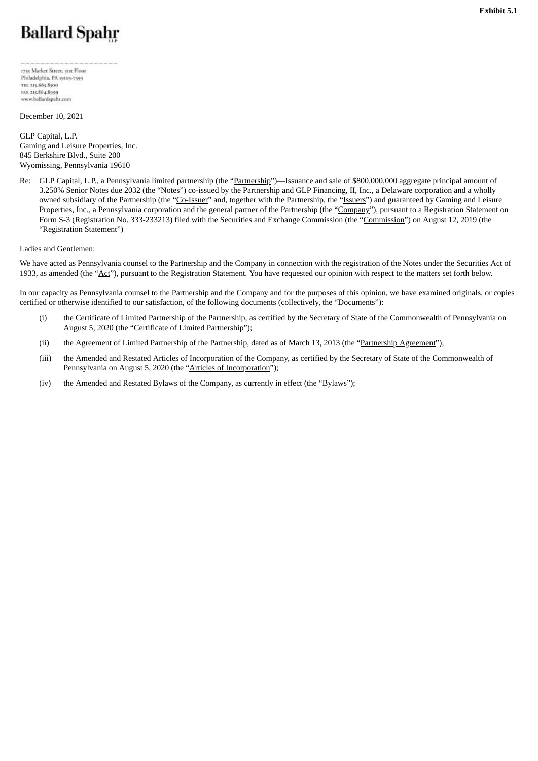**Exhibit 5.1**

**Ballard Spahr**

1735 Market Street, 51st Floor
Philadelphia, PA 19103-7599
TEL 215.665.8500
FAX 215.864.8999
www.ballardspahr.com

December 10, 2021

GLP Capital, L.P.
Gaming and Leisure Properties, Inc.
845 Berkshire Blvd., Suite 200
Wyomissing, Pennsylvania 19610

Re: GLP Capital, L.P., a Pennsylvania limited partnership (the "Partnership")—Issuance and sale of $800,000,000 aggregate principal amount of 3.250% Senior Notes due 2032 (the "Notes") co-issued by the Partnership and GLP Financing, II, Inc., a Delaware corporation and a wholly owned subsidiary of the Partnership (the "Co-Issuer" and, together with the Partnership, the "Issuers") and guaranteed by Gaming and Leisure Properties, Inc., a Pennsylvania corporation and the general partner of the Partnership (the "Company"), pursuant to a Registration Statement on Form S-3 (Registration No. 333-233213) filed with the Securities and Exchange Commission (the "Commission") on August 12, 2019 (the "Registration Statement")

Ladies and Gentlemen:

We have acted as Pennsylvania counsel to the Partnership and the Company in connection with the registration of the Notes under the Securities Act of 1933, as amended (the "Act"), pursuant to the Registration Statement. You have requested our opinion with respect to the matters set forth below.

In our capacity as Pennsylvania counsel to the Partnership and the Company and for the purposes of this opinion, we have examined originals, or copies certified or otherwise identified to our satisfaction, of the following documents (collectively, the "Documents"):

(i) the Certificate of Limited Partnership of the Partnership, as certified by the Secretary of State of the Commonwealth of Pennsylvania on August 5, 2020 (the "Certificate of Limited Partnership");

(ii) the Agreement of Limited Partnership of the Partnership, dated as of March 13, 2013 (the "Partnership Agreement");

(iii) the Amended and Restated Articles of Incorporation of the Company, as certified by the Secretary of State of the Commonwealth of Pennsylvania on August 5, 2020 (the "Articles of Incorporation");

(iv) the Amended and Restated Bylaws of the Company, as currently in effect (the "Bylaws");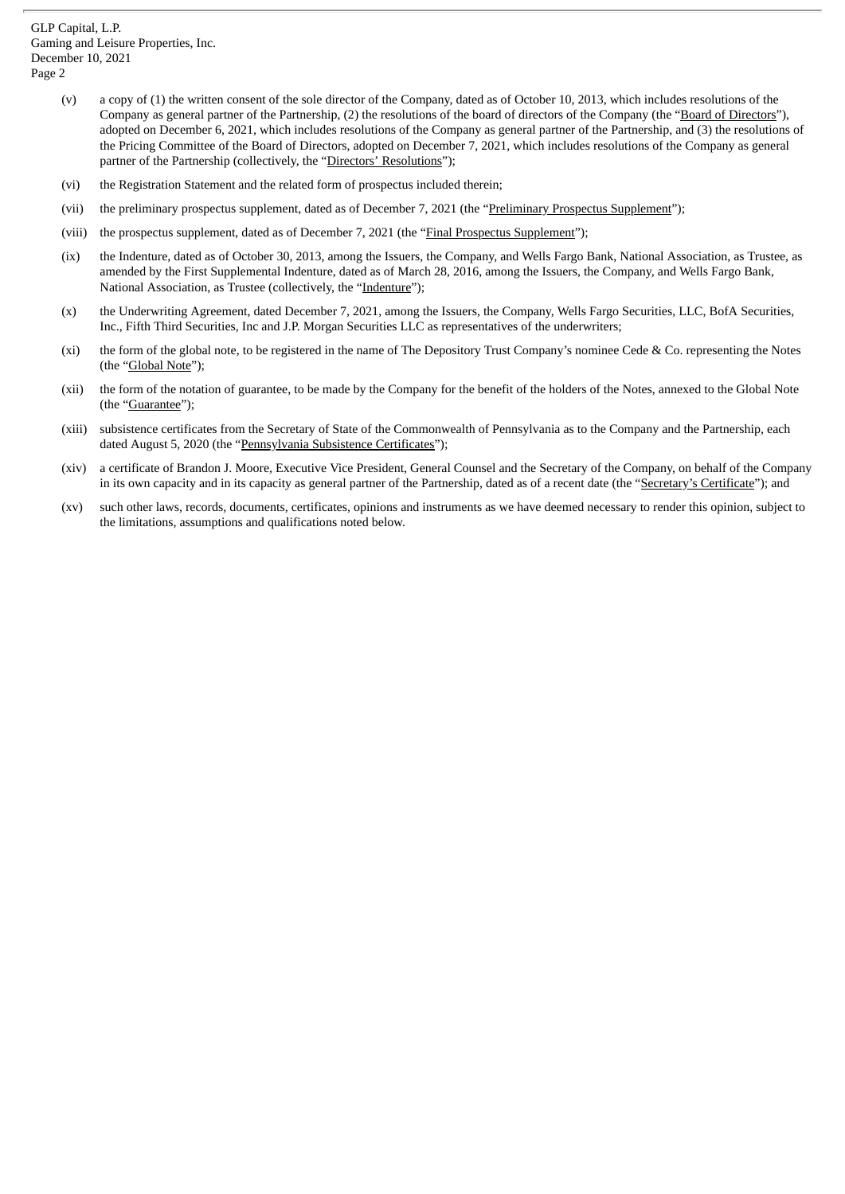(v) a copy of (1) the written consent of the sole director of the Company, dated as of October 10, 2013, which includes resolutions of the Company as general partner of the Partnership, (2) the resolutions of the board of directors of the Company (the "Board of Directors"), adopted on December 6, 2021, which includes resolutions of the Company as general partner of the Partnership, and (3) the resolutions of the Pricing Committee of the Board of Directors, adopted on December 7, 2021, which includes resolutions of the Company as general partner of the Partnership (collectively, the "Directors' Resolutions");

(vi) the Registration Statement and the related form of prospectus included therein;

(vii) the preliminary prospectus supplement, dated as of December 7, 2021 (the "Preliminary Prospectus Supplement");

(viii) the prospectus supplement, dated as of December 7, 2021 (the "Final Prospectus Supplement");

(ix) the Indenture, dated as of October 30, 2013, among the Issuers, the Company, and Wells Fargo Bank, National Association, as Trustee, as amended by the First Supplemental Indenture, dated as of March 28, 2016, among the Issuers, the Company, and Wells Fargo Bank, National Association, as Trustee (collectively, the "Indenture");

(x) the Underwriting Agreement, dated December 7, 2021, among the Issuers, the Company, Wells Fargo Securities, LLC, BofA Securities, Inc., Fifth Third Securities, Inc and J.P. Morgan Securities LLC as representatives of the underwriters;

(xi) the form of the global note, to be registered in the name of The Depository Trust Company's nominee Cede & Co. representing the Notes (the "Global Note");

(xii) the form of the notation of guarantee, to be made by the Company for the benefit of the holders of the Notes, annexed to the Global Note (the "Guarantee");

(xiii) subsistence certificates from the Secretary of State of the Commonwealth of Pennsylvania as to the Company and the Partnership, each dated August 5, 2020 (the "Pennsylvania Subsistence Certificates");

(xiv) a certificate of Brandon J. Moore, Executive Vice President, General Counsel and the Secretary of the Company, on behalf of the Company in its own capacity and in its capacity as general partner of the Partnership, dated as of a recent date (the "Secretary's Certificate"); and

(xv) such other laws, records, documents, certificates, opinions and instruments as we have deemed necessary to render this opinion, subject to the limitations, assumptions and qualifications noted below.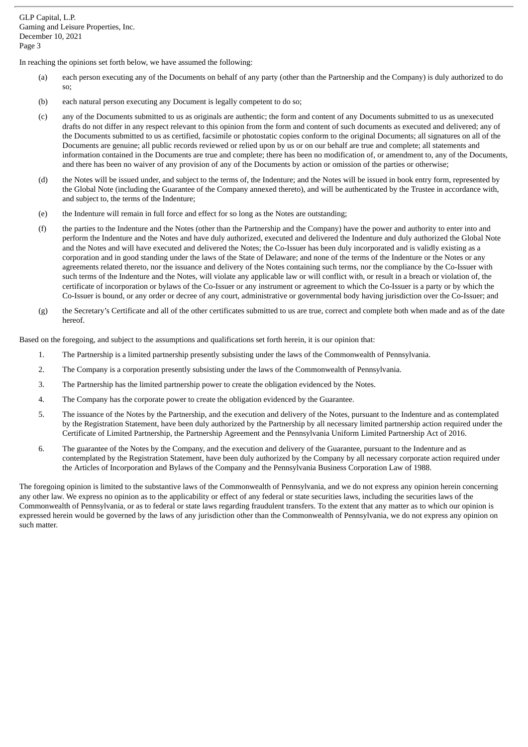In reaching the opinions set forth below, we have assumed the following:

(a) each person executing any of the Documents on behalf of any party (other than the Partnership and the Company) is duly authorized to do so;

(b) each natural person executing any Document is legally competent to do so;

(c) any of the Documents submitted to us as originals are authentic; the form and content of any Documents submitted to us as unexecuted drafts do not differ in any respect relevant to this opinion from the form and content of such documents as executed and delivered; any of the Documents submitted to us as certified, facsimile or photostatic copies conform to the original Documents; all signatures on all of the Documents are genuine; all public records reviewed or relied upon by us or on our behalf are true and complete; all statements and information contained in the Documents are true and complete; there has been no modification of, or amendment to, any of the Documents, and there has been no waiver of any provision of any of the Documents by action or omission of the parties or otherwise;

(d) the Notes will be issued under, and subject to the terms of, the Indenture; and the Notes will be issued in book entry form, represented by the Global Note (including the Guarantee of the Company annexed thereto), and will be authenticated by the Trustee in accordance with, and subject to, the terms of the Indenture;

(e) the Indenture will remain in full force and effect for so long as the Notes are outstanding;

(f) the parties to the Indenture and the Notes (other than the Partnership and the Company) have the power and authority to enter into and perform the Indenture and the Notes and have duly authorized, executed and delivered the Indenture and duly authorized the Global Note and the Notes and will have executed and delivered the Notes; the Co-Issuer has been duly incorporated and is validly existing as a corporation and in good standing under the laws of the State of Delaware; and none of the terms of the Indenture or the Notes or any agreements related thereto, nor the issuance and delivery of the Notes containing such terms, nor the compliance by the Co-Issuer with such terms of the Indenture and the Notes, will violate any applicable law or will conflict with, or result in a breach or violation of, the certificate of incorporation or bylaws of the Co-Issuer or any instrument or agreement to which the Co-Issuer is a party or by which the Co-Issuer is bound, or any order or decree of any court, administrative or governmental body having jurisdiction over the Co-Issuer; and

(g) the Secretary's Certificate and all of the other certificates submitted to us are true, correct and complete both when made and as of the date hereof.

Based on the foregoing, and subject to the assumptions and qualifications set forth herein, it is our opinion that:

1. The Partnership is a limited partnership presently subsisting under the laws of the Commonwealth of Pennsylvania.

2. The Company is a corporation presently subsisting under the laws of the Commonwealth of Pennsylvania.

3. The Partnership has the limited partnership power to create the obligation evidenced by the Notes.

4. The Company has the corporate power to create the obligation evidenced by the Guarantee.

5. The issuance of the Notes by the Partnership, and the execution and delivery of the Notes, pursuant to the Indenture and as contemplated by the Registration Statement, have been duly authorized by the Partnership by all necessary limited partnership action required under the Certificate of Limited Partnership, the Partnership Agreement and the Pennsylvania Uniform Limited Partnership Act of 2016.

6. The guarantee of the Notes by the Company, and the execution and delivery of the Guarantee, pursuant to the Indenture and as contemplated by the Registration Statement, have been duly authorized by the Company by all necessary corporate action required under the Articles of Incorporation and Bylaws of the Company and the Pennsylvania Business Corporation Law of 1988.

The foregoing opinion is limited to the substantive laws of the Commonwealth of Pennsylvania, and we do not express any opinion herein concerning any other law. We express no opinion as to the applicability or effect of any federal or state securities laws, including the securities laws of the Commonwealth of Pennsylvania, or as to federal or state laws regarding fraudulent transfers. To the extent that any matter as to which our opinion is expressed herein would be governed by the laws of any jurisdiction other than the Commonwealth of Pennsylvania, we do not express any opinion on such matter.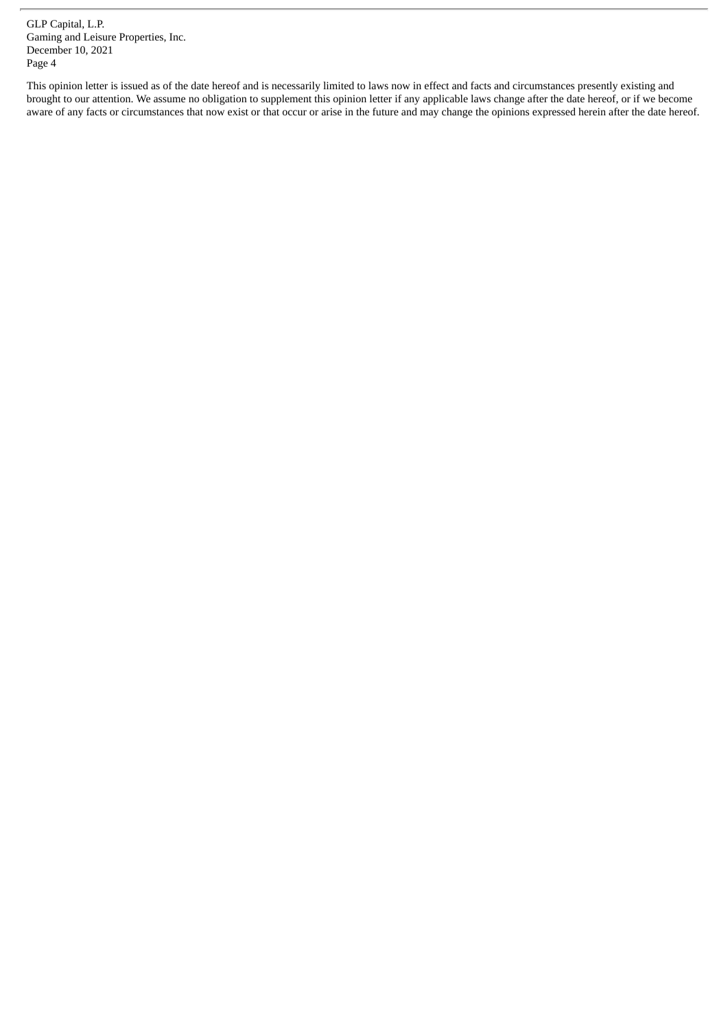This opinion letter is issued as of the date hereof and is necessarily limited to laws now in effect and facts and circumstances presently existing and brought to our attention. We assume no obligation to supplement this opinion letter if any applicable laws change after the date hereof, or if we become aware of any facts or circumstances that now exist or that occur or arise in the future and may change the opinions expressed herein after the date hereof.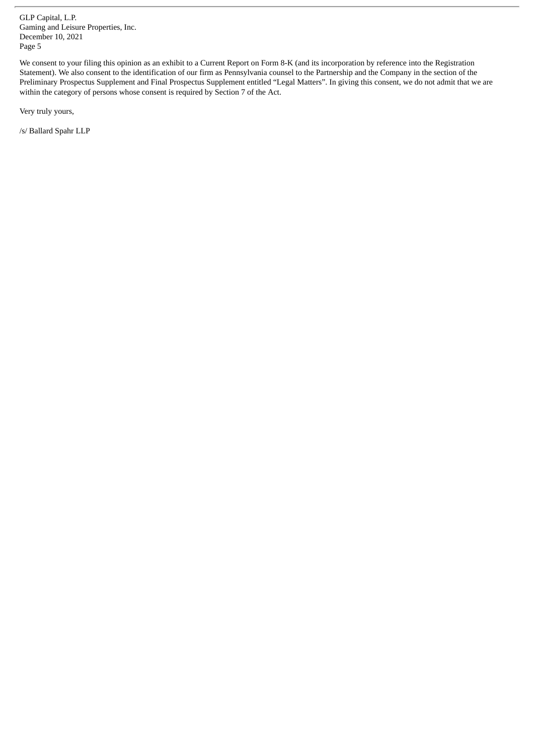We consent to your filing this opinion as an exhibit to a Current Report on Form 8-K (and its incorporation by reference into the Registration Statement). We also consent to the identification of our firm as Pennsylvania counsel to the Partnership and the Company in the section of the Preliminary Prospectus Supplement and Final Prospectus Supplement entitled "Legal Matters". In giving this consent, we do not admit that we are within the category of persons whose consent is required by Section 7 of the Act.

Very truly yours,

/s/ Ballard Spahr LLP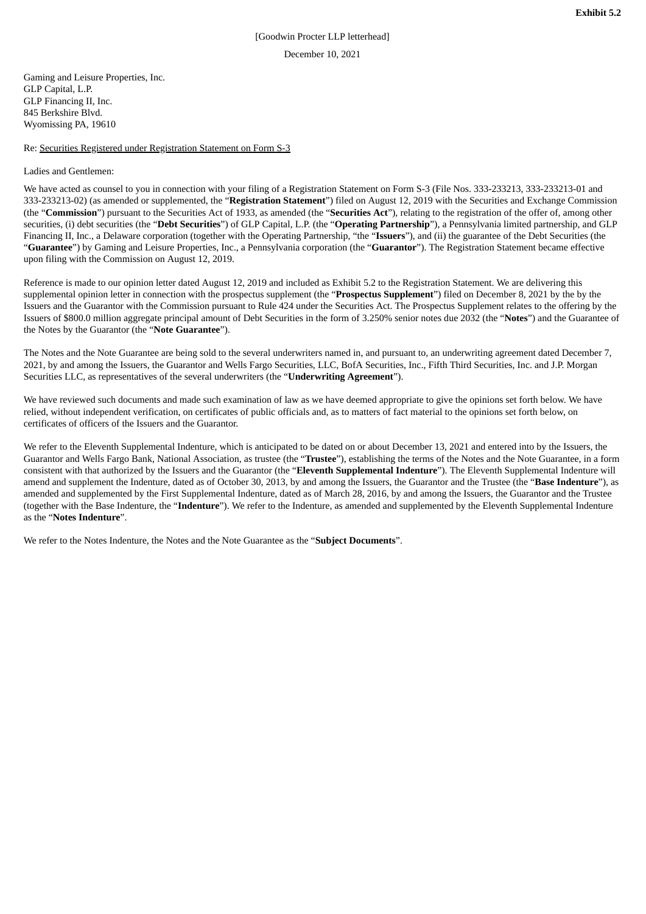**Exhibit 5.2**

[Goodwin Procter LLP letterhead]

December 10, 2021

Gaming and Leisure Properties, Inc.
GLP Capital, L.P.
GLP Financing II, Inc.
845 Berkshire Blvd.
Wyomissing PA, 19610

Re: Securities Registered under Registration Statement on Form S-3

Ladies and Gentlemen:

We have acted as counsel to you in connection with your filing of a Registration Statement on Form S-3 (File Nos. 333-233213, 333-233213-01 and 333-233213-02) (as amended or supplemented, the "**Registration Statement**") filed on August 12, 2019 with the Securities and Exchange Commission (the "**Commission**") pursuant to the Securities Act of 1933, as amended (the "**Securities Act**"), relating to the registration of the offer of, among other securities, (i) debt securities (the "**Debt Securities**") of GLP Capital, L.P. (the "**Operating Partnership**"), a Pennsylvania limited partnership, and GLP Financing II, Inc., a Delaware corporation (together with the Operating Partnership, "the "**Issuers**"), and (ii) the guarantee of the Debt Securities (the "**Guarantee**") by Gaming and Leisure Properties, Inc., a Pennsylvania corporation (the "**Guarantor**"). The Registration Statement became effective upon filing with the Commission on August 12, 2019.

Reference is made to our opinion letter dated August 12, 2019 and included as Exhibit 5.2 to the Registration Statement. We are delivering this supplemental opinion letter in connection with the prospectus supplement (the "**Prospectus Supplement**") filed on December 8, 2021 by the by the Issuers and the Guarantor with the Commission pursuant to Rule 424 under the Securities Act. The Prospectus Supplement relates to the offering by the Issuers of $800.0 million aggregate principal amount of Debt Securities in the form of 3.250% senior notes due 2032 (the "**Notes**") and the Guarantee of the Notes by the Guarantor (the "**Note Guarantee**").

The Notes and the Note Guarantee are being sold to the several underwriters named in, and pursuant to, an underwriting agreement dated December 7, 2021, by and among the Issuers, the Guarantor and Wells Fargo Securities, LLC, BofA Securities, Inc., Fifth Third Securities, Inc. and J.P. Morgan Securities LLC, as representatives of the several underwriters (the "**Underwriting Agreement**").

We have reviewed such documents and made such examination of law as we have deemed appropriate to give the opinions set forth below. We have relied, without independent verification, on certificates of public officials and, as to matters of fact material to the opinions set forth below, on certificates of officers of the Issuers and the Guarantor.

We refer to the Eleventh Supplemental Indenture, which is anticipated to be dated on or about December 13, 2021 and entered into by the Issuers, the Guarantor and Wells Fargo Bank, National Association, as trustee (the "**Trustee**"), establishing the terms of the Notes and the Note Guarantee, in a form consistent with that authorized by the Issuers and the Guarantor (the "**Eleventh Supplemental Indenture**"). The Eleventh Supplemental Indenture will amend and supplement the Indenture, dated as of October 30, 2013, by and among the Issuers, the Guarantor and the Trustee (the "**Base Indenture**"), as amended and supplemented by the First Supplemental Indenture, dated as of March 28, 2016, by and among the Issuers, the Guarantor and the Trustee (together with the Base Indenture, the "**Indenture**"). We refer to the Indenture, as amended and supplemented by the Eleventh Supplemental Indenture as the "**Notes Indenture**".

We refer to the Notes Indenture, the Notes and the Note Guarantee as the "**Subject Documents**".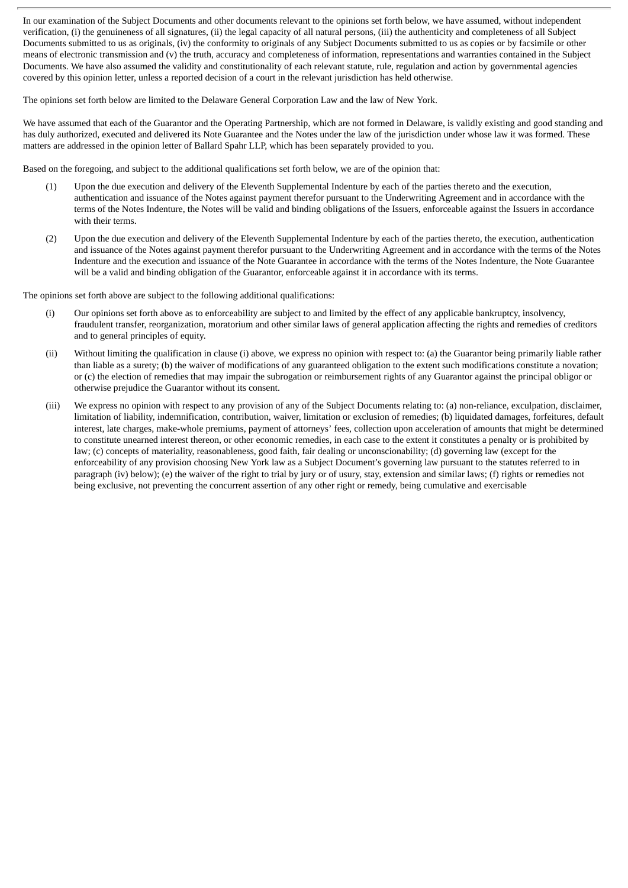In our examination of the Subject Documents and other documents relevant to the opinions set forth below, we have assumed, without independent verification, (i) the genuineness of all signatures, (ii) the legal capacity of all natural persons, (iii) the authenticity and completeness of all Subject Documents submitted to us as originals, (iv) the conformity to originals of any Subject Documents submitted to us as copies or by facsimile or other means of electronic transmission and (v) the truth, accuracy and completeness of information, representations and warranties contained in the Subject Documents. We have also assumed the validity and constitutionality of each relevant statute, rule, regulation and action by governmental agencies covered by this opinion letter, unless a reported decision of a court in the relevant jurisdiction has held otherwise.

The opinions set forth below are limited to the Delaware General Corporation Law and the law of New York.

We have assumed that each of the Guarantor and the Operating Partnership, which are not formed in Delaware, is validly existing and good standing and has duly authorized, executed and delivered its Note Guarantee and the Notes under the law of the jurisdiction under whose law it was formed. These matters are addressed in the opinion letter of Ballard Spahr LLP, which has been separately provided to you.

Based on the foregoing, and subject to the additional qualifications set forth below, we are of the opinion that:

(1) Upon the due execution and delivery of the Eleventh Supplemental Indenture by each of the parties thereto and the execution, authentication and issuance of the Notes against payment therefor pursuant to the Underwriting Agreement and in accordance with the terms of the Notes Indenture, the Notes will be valid and binding obligations of the Issuers, enforceable against the Issuers in accordance with their terms.

(2) Upon the due execution and delivery of the Eleventh Supplemental Indenture by each of the parties thereto, the execution, authentication and issuance of the Notes against payment therefor pursuant to the Underwriting Agreement and in accordance with the terms of the Notes Indenture and the execution and issuance of the Note Guarantee in accordance with the terms of the Notes Indenture, the Note Guarantee will be a valid and binding obligation of the Guarantor, enforceable against it in accordance with its terms.

The opinions set forth above are subject to the following additional qualifications:

(i) Our opinions set forth above as to enforceability are subject to and limited by the effect of any applicable bankruptcy, insolvency, fraudulent transfer, reorganization, moratorium and other similar laws of general application affecting the rights and remedies of creditors and to general principles of equity.

(ii) Without limiting the qualification in clause (i) above, we express no opinion with respect to: (a) the Guarantor being primarily liable rather than liable as a surety; (b) the waiver of modifications of any guaranteed obligation to the extent such modifications constitute a novation; or (c) the election of remedies that may impair the subrogation or reimbursement rights of any Guarantor against the principal obligor or otherwise prejudice the Guarantor without its consent.

(iii) We express no opinion with respect to any provision of any of the Subject Documents relating to: (a) non-reliance, exculpation, disclaimer, limitation of liability, indemnification, contribution, waiver, limitation or exclusion of remedies; (b) liquidated damages, forfeitures, default interest, late charges, make-whole premiums, payment of attorneys' fees, collection upon acceleration of amounts that might be determined to constitute unearned interest thereon, or other economic remedies, in each case to the extent it constitutes a penalty or is prohibited by law; (c) concepts of materiality, reasonableness, good faith, fair dealing or unconscionability; (d) governing law (except for the enforceability of any provision choosing New York law as a Subject Document's governing law pursuant to the statutes referred to in paragraph (iv) below); (e) the waiver of the right to trial by jury or of usury, stay, extension and similar laws; (f) rights or remedies not being exclusive, not preventing the concurrent assertion of any other right or remedy, being cumulative and exercisable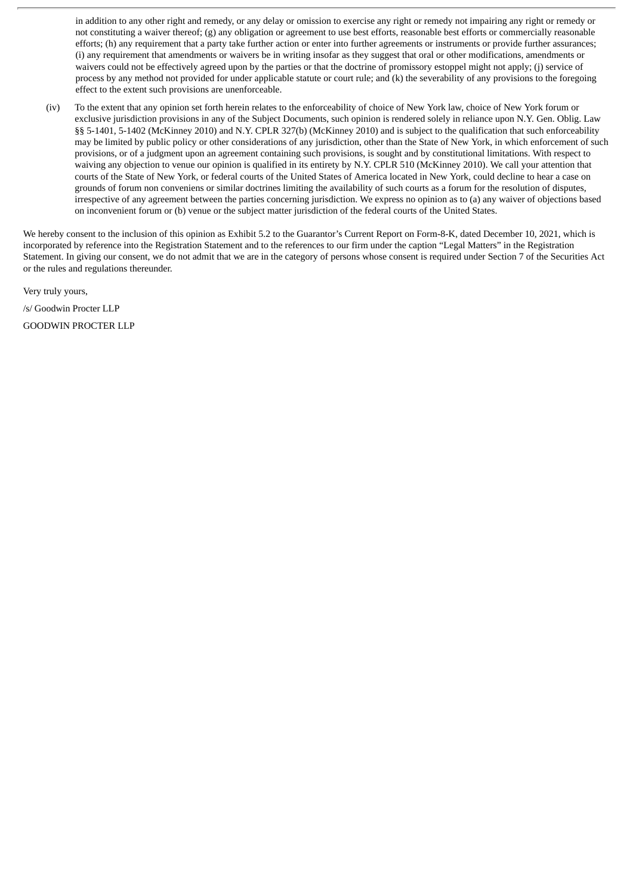in addition to any other right and remedy, or any delay or omission to exercise any right or remedy not impairing any right or remedy or not constituting a waiver thereof; (g) any obligation or agreement to use best efforts, reasonable best efforts or commercially reasonable efforts; (h) any requirement that a party take further action or enter into further agreements or instruments or provide further assurances; (i) any requirement that amendments or waivers be in writing insofar as they suggest that oral or other modifications, amendments or waivers could not be effectively agreed upon by the parties or that the doctrine of promissory estoppel might not apply; (j) service of process by any method not provided for under applicable statute or court rule; and (k) the severability of any provisions to the foregoing effect to the extent such provisions are unenforceable.

(iv) To the extent that any opinion set forth herein relates to the enforceability of choice of New York law, choice of New York forum or exclusive jurisdiction provisions in any of the Subject Documents, such opinion is rendered solely in reliance upon N.Y. Gen. Oblig. Law §§ 5-1401, 5-1402 (McKinney 2010) and N.Y. CPLR 327(b) (McKinney 2010) and is subject to the qualification that such enforceability may be limited by public policy or other considerations of any jurisdiction, other than the State of New York, in which enforcement of such provisions, or of a judgment upon an agreement containing such provisions, is sought and by constitutional limitations. With respect to waiving any objection to venue our opinion is qualified in its entirety by N.Y. CPLR 510 (McKinney 2010). We call your attention that courts of the State of New York, or federal courts of the United States of America located in New York, could decline to hear a case on grounds of forum non conveniens or similar doctrines limiting the availability of such courts as a forum for the resolution of disputes, irrespective of any agreement between the parties concerning jurisdiction. We express no opinion as to (a) any waiver of objections based on inconvenient forum or (b) venue or the subject matter jurisdiction of the federal courts of the United States.

We hereby consent to the inclusion of this opinion as Exhibit 5.2 to the Guarantor's Current Report on Form-8-K, dated December 10, 2021, which is incorporated by reference into the Registration Statement and to the references to our firm under the caption "Legal Matters" in the Registration Statement. In giving our consent, we do not admit that we are in the category of persons whose consent is required under Section 7 of the Securities Act or the rules and regulations thereunder.

Very truly yours,

/s/ Goodwin Procter LLP

GOODWIN PROCTER LLP